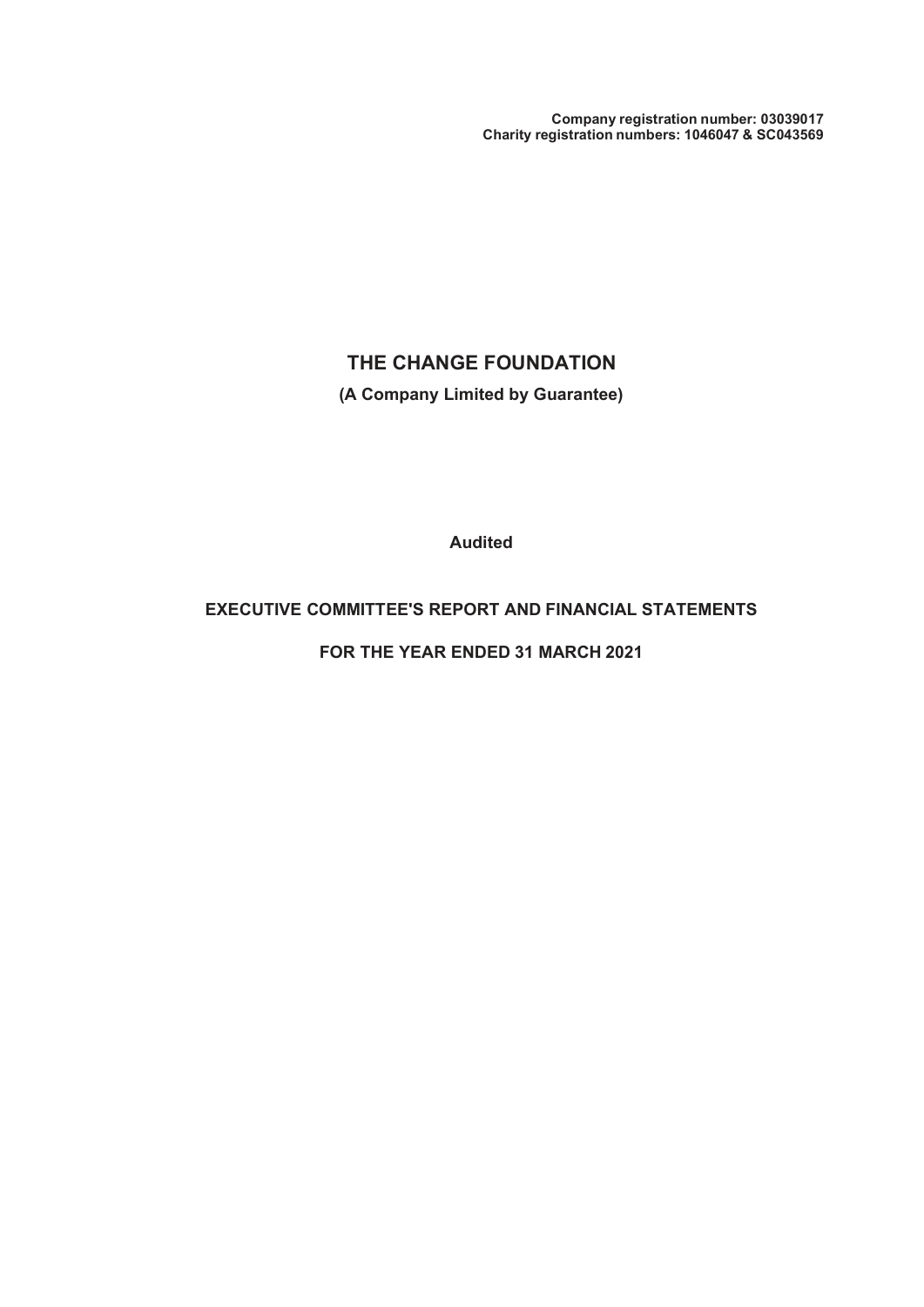**Company registration number: 03039017**
**Charity registration numbers: 1046047 & SC043569**

# THE CHANGE FOUNDATION

**(A Company Limited by Guarantee)**

**Audited**

## EXECUTIVE COMMITTEE'S REPORT AND FINANCIAL STATEMENTS

## FOR THE YEAR ENDED 31 MARCH 2021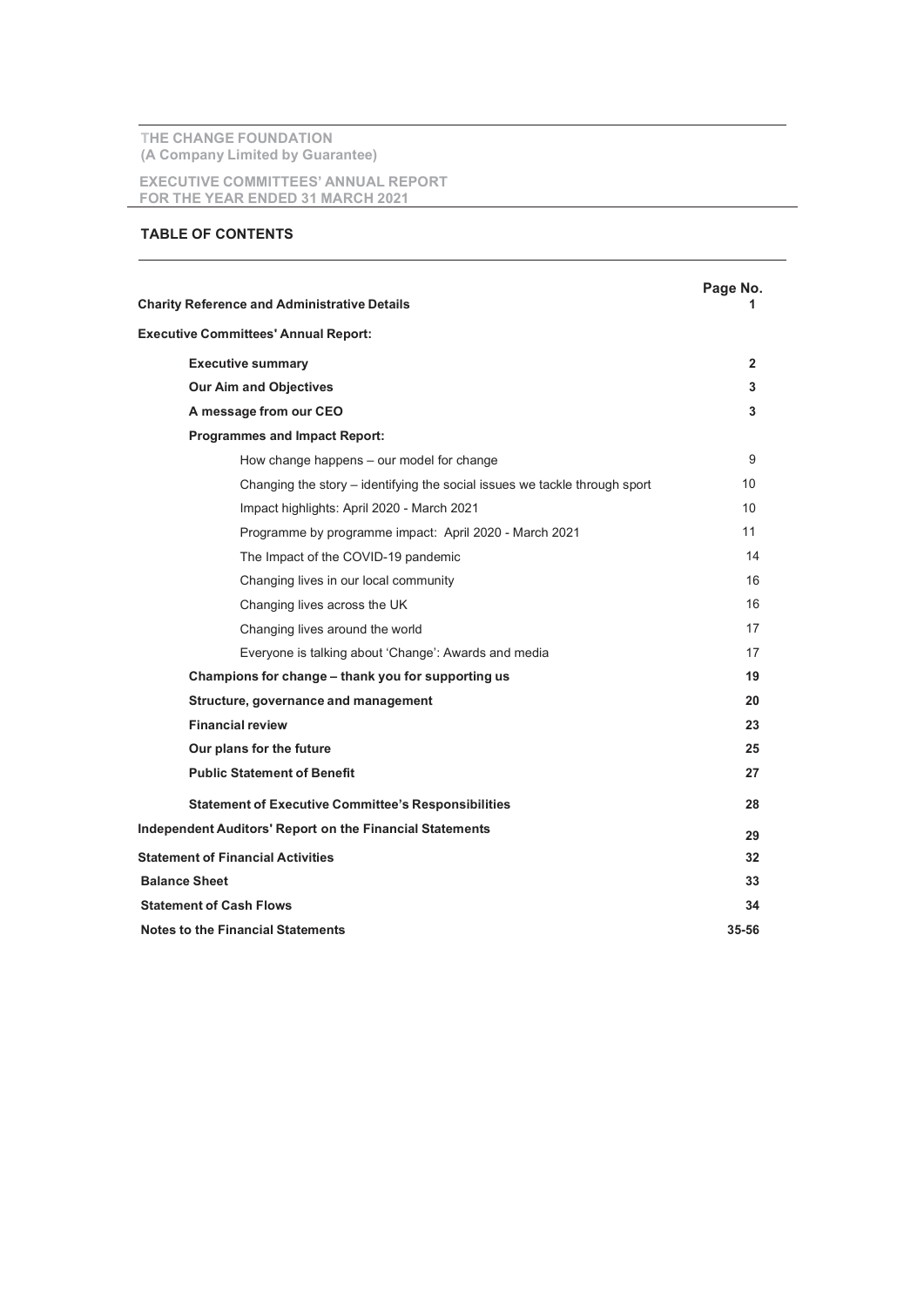THE CHANGE FOUNDATION
(A Company Limited by Guarantee)

EXECUTIVE COMMITTEES' ANNUAL REPORT
FOR THE YEAR ENDED 31 MARCH 2021

## TABLE OF CONTENTS

| | Page No. |
|---|---|
| **Charity Reference and Administrative Details** | **1** |
| **Executive Committees' Annual Report:** | |
| **Executive summary** | **2** |
| **Our Aim and Objectives** | **3** |
| **A message from our CEO** | **3** |
| **Programmes and Impact Report:** | |
| How change happens – our model for change | 9 |
| Changing the story – identifying the social issues we tackle through sport | 10 |
| Impact highlights: April 2020 - March 2021 | 10 |
| Programme by programme impact: April 2020 - March 2021 | 11 |
| The Impact of the COVID-19 pandemic | 14 |
| Changing lives in our local community | 16 |
| Changing lives across the UK | 16 |
| Changing lives around the world | 17 |
| Everyone is talking about 'Change': Awards and media | 17 |
| **Champions for change – thank you for supporting us** | **19** |
| **Structure, governance and management** | **20** |
| **Financial review** | **23** |
| **Our plans for the future** | **25** |
| **Public Statement of Benefit** | **27** |
| **Statement of Executive Committee's Responsibilities** | **28** |
| **Independent Auditors' Report on the Financial Statements** | **29** |
| **Statement of Financial Activities** | **32** |
| **Balance Sheet** | **33** |
| **Statement of Cash Flows** | **34** |
| **Notes to the Financial Statements** | **35-56** |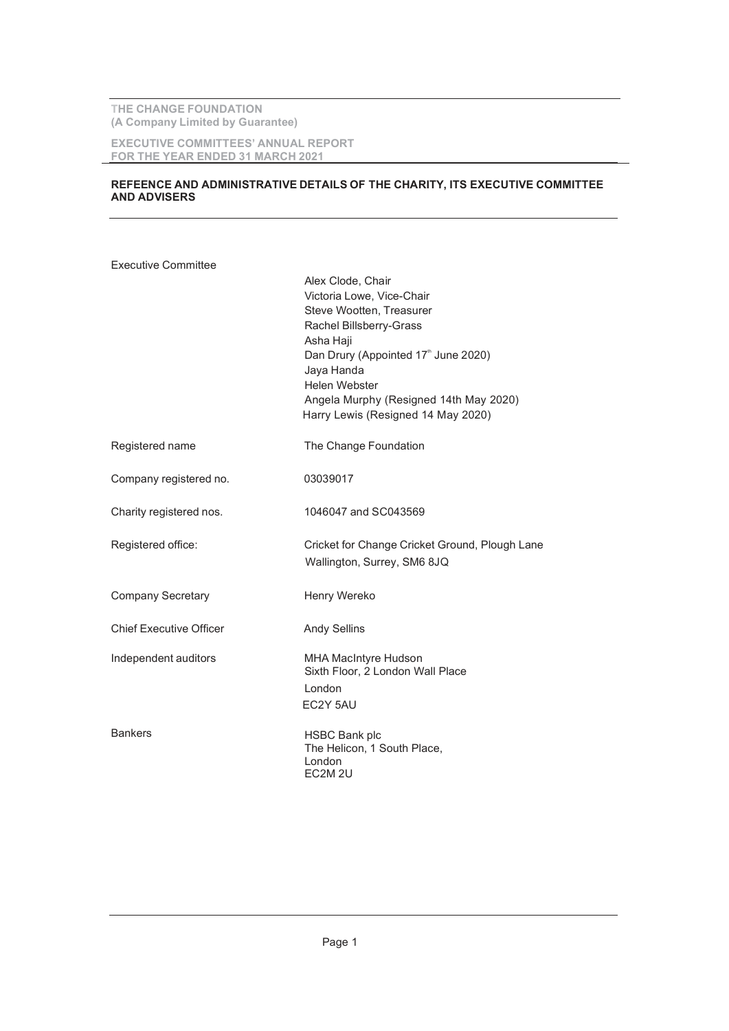**THE CHANGE FOUNDATION**
**(A Company Limited by Guarantee)**

**EXECUTIVE COMMITTEES' ANNUAL REPORT**
**FOR THE YEAR ENDED 31 MARCH 2021**

## REFEENCE AND ADMINISTRATIVE DETAILS OF THE CHARITY, ITS EXECUTIVE COMMITTEE AND ADVISERS

| | |
|---|---|
| Executive Committee | Alex Clode, Chair<br>Victoria Lowe, Vice-Chair<br>Steve Wootten, Treasurer<br>Rachel Billsberry-Grass<br>Asha Haji<br>Dan Drury (Appointed 17th June 2020)<br>Jaya Handa<br>Helen Webster<br>Angela Murphy (Resigned 14th May 2020)<br>Harry Lewis (Resigned 14 May 2020) |
| Registered name | The Change Foundation |
| Company registered no. | 03039017 |
| Charity registered nos. | 1046047 and SC043569 |
| Registered office: | Cricket for Change Cricket Ground, Plough Lane<br>Wallington, Surrey, SM6 8JQ |
| Company Secretary | Henry Wereko |
| Chief Executive Officer | Andy Sellins |
| Independent auditors | MHA MacIntyre Hudson<br>Sixth Floor, 2 London Wall Place<br>London<br>EC2Y 5AU |
| Bankers | HSBC Bank plc<br>The Helicon, 1 South Place,<br>London<br>EC2M 2U |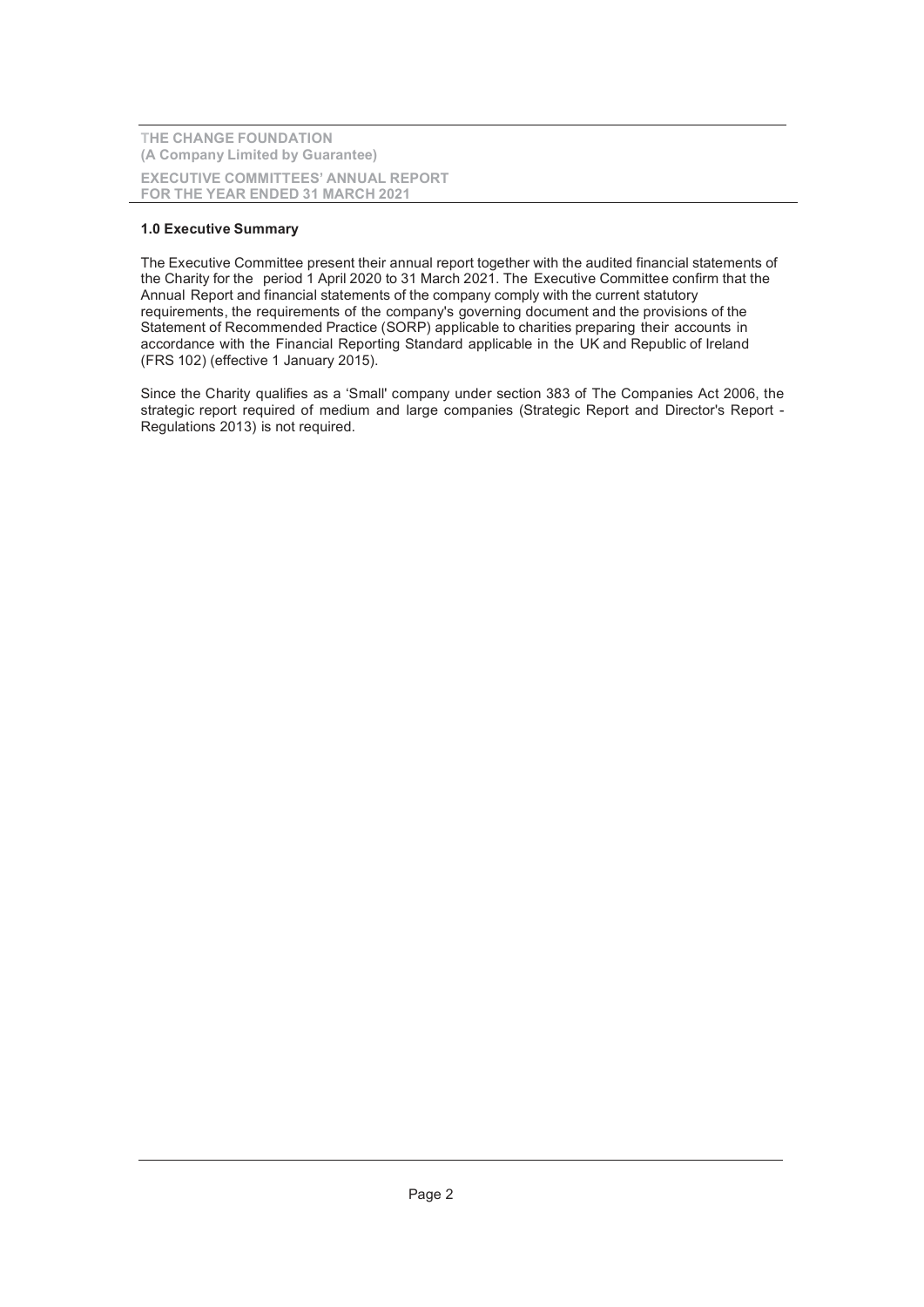### 1.0 Executive Summary

The Executive Committee present their annual report together with the audited financial statements of the Charity for the period 1 April 2020 to 31 March 2021. The Executive Committee confirm that the Annual Report and financial statements of the company comply with the current statutory requirements, the requirements of the company's governing document and the provisions of the Statement of Recommended Practice (SORP) applicable to charities preparing their accounts in accordance with the Financial Reporting Standard applicable in the UK and Republic of Ireland (FRS 102) (effective 1 January 2015).

Since the Charity qualifies as a 'Small' company under section 383 of The Companies Act 2006, the strategic report required of medium and large companies (Strategic Report and Director's Report - Regulations 2013) is not required.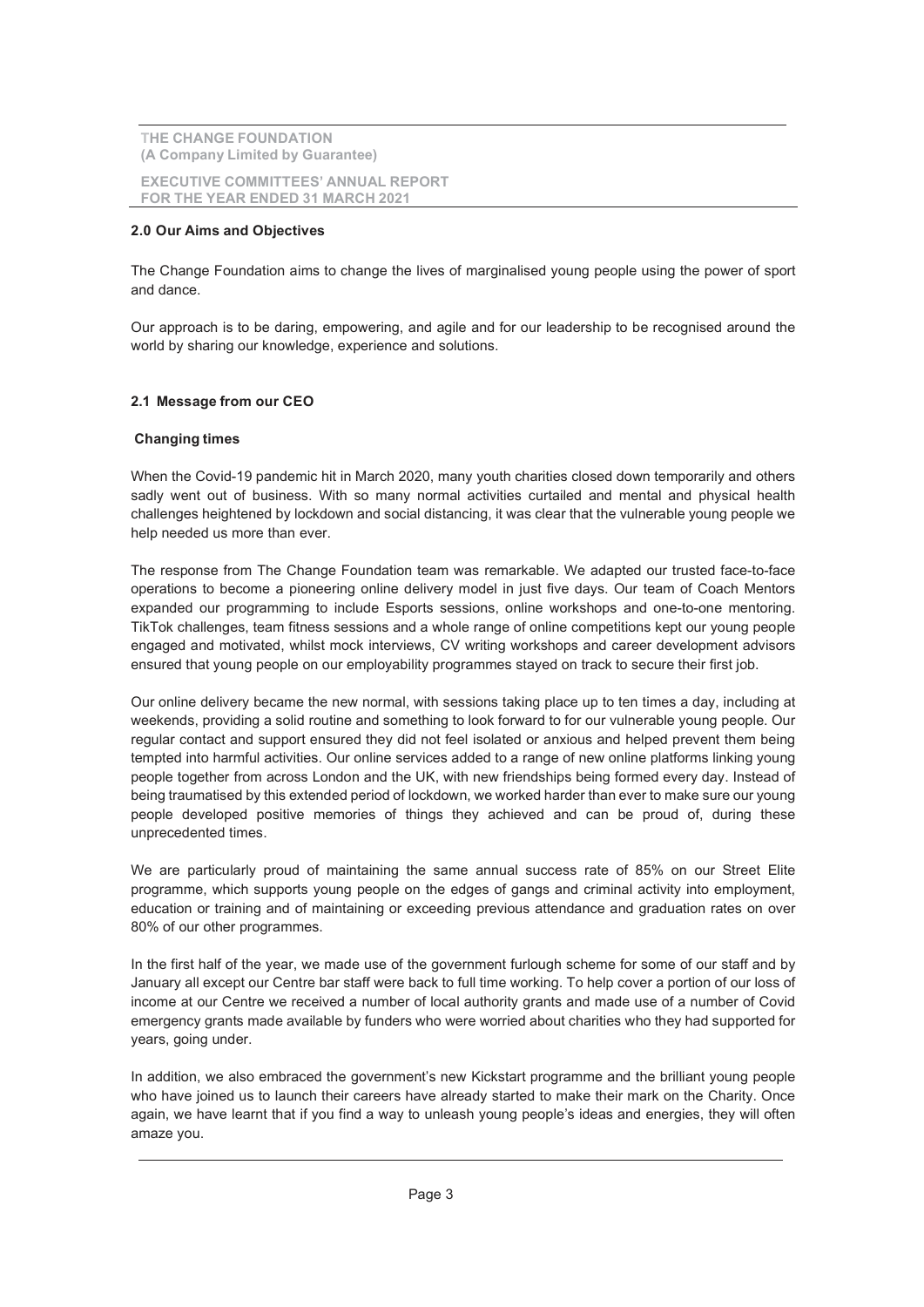## 2.0 Our Aims and Objectives

The Change Foundation aims to change the lives of marginalised young people using the power of sport and dance.

Our approach is to be daring, empowering, and agile and for our leadership to be recognised around the world by sharing our knowledge, experience and solutions.

### 2.1 Message from our CEO

**Changing times**

When the Covid-19 pandemic hit in March 2020, many youth charities closed down temporarily and others sadly went out of business. With so many normal activities curtailed and mental and physical health challenges heightened by lockdown and social distancing, it was clear that the vulnerable young people we help needed us more than ever.

The response from The Change Foundation team was remarkable. We adapted our trusted face-to-face operations to become a pioneering online delivery model in just five days. Our team of Coach Mentors expanded our programming to include Esports sessions, online workshops and one-to-one mentoring. TikTok challenges, team fitness sessions and a whole range of online competitions kept our young people engaged and motivated, whilst mock interviews, CV writing workshops and career development advisors ensured that young people on our employability programmes stayed on track to secure their first job.

Our online delivery became the new normal, with sessions taking place up to ten times a day, including at weekends, providing a solid routine and something to look forward to for our vulnerable young people. Our regular contact and support ensured they did not feel isolated or anxious and helped prevent them being tempted into harmful activities. Our online services added to a range of new online platforms linking young people together from across London and the UK, with new friendships being formed every day. Instead of being traumatised by this extended period of lockdown, we worked harder than ever to make sure our young people developed positive memories of things they achieved and can be proud of, during these unprecedented times.

We are particularly proud of maintaining the same annual success rate of 85% on our Street Elite programme, which supports young people on the edges of gangs and criminal activity into employment, education or training and of maintaining or exceeding previous attendance and graduation rates on over 80% of our other programmes.

In the first half of the year, we made use of the government furlough scheme for some of our staff and by January all except our Centre bar staff were back to full time working. To help cover a portion of our loss of income at our Centre we received a number of local authority grants and made use of a number of Covid emergency grants made available by funders who were worried about charities who they had supported for years, going under.

In addition, we also embraced the government's new Kickstart programme and the brilliant young people who have joined us to launch their careers have already started to make their mark on the Charity. Once again, we have learnt that if you find a way to unleash young people's ideas and energies, they will often amaze you.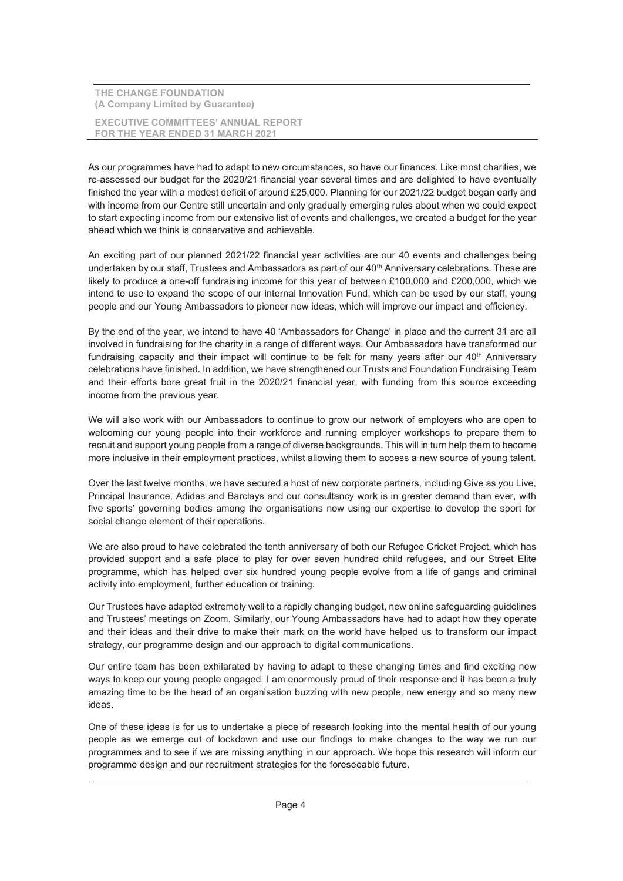As our programmes have had to adapt to new circumstances, so have our finances. Like most charities, we re-assessed our budget for the 2020/21 financial year several times and are delighted to have eventually finished the year with a modest deficit of around £25,000. Planning for our 2021/22 budget began early and with income from our Centre still uncertain and only gradually emerging rules about when we could expect to start expecting income from our extensive list of events and challenges, we created a budget for the year ahead which we think is conservative and achievable.

An exciting part of our planned 2021/22 financial year activities are our 40 events and challenges being undertaken by our staff, Trustees and Ambassadors as part of our 40th Anniversary celebrations. These are likely to produce a one-off fundraising income for this year of between £100,000 and £200,000, which we intend to use to expand the scope of our internal Innovation Fund, which can be used by our staff, young people and our Young Ambassadors to pioneer new ideas, which will improve our impact and efficiency.

By the end of the year, we intend to have 40 'Ambassadors for Change' in place and the current 31 are all involved in fundraising for the charity in a range of different ways. Our Ambassadors have transformed our fundraising capacity and their impact will continue to be felt for many years after our 40th Anniversary celebrations have finished. In addition, we have strengthened our Trusts and Foundation Fundraising Team and their efforts bore great fruit in the 2020/21 financial year, with funding from this source exceeding income from the previous year.

We will also work with our Ambassadors to continue to grow our network of employers who are open to welcoming our young people into their workforce and running employer workshops to prepare them to recruit and support young people from a range of diverse backgrounds. This will in turn help them to become more inclusive in their employment practices, whilst allowing them to access a new source of young talent.

Over the last twelve months, we have secured a host of new corporate partners, including Give as you Live, Principal Insurance, Adidas and Barclays and our consultancy work is in greater demand than ever, with five sports' governing bodies among the organisations now using our expertise to develop the sport for social change element of their operations.

We are also proud to have celebrated the tenth anniversary of both our Refugee Cricket Project, which has provided support and a safe place to play for over seven hundred child refugees, and our Street Elite programme, which has helped over six hundred young people evolve from a life of gangs and criminal activity into employment, further education or training.

Our Trustees have adapted extremely well to a rapidly changing budget, new online safeguarding guidelines and Trustees' meetings on Zoom. Similarly, our Young Ambassadors have had to adapt how they operate and their ideas and their drive to make their mark on the world have helped us to transform our impact strategy, our programme design and our approach to digital communications.

Our entire team has been exhilarated by having to adapt to these changing times and find exciting new ways to keep our young people engaged. I am enormously proud of their response and it has been a truly amazing time to be the head of an organisation buzzing with new people, new energy and so many new ideas.

One of these ideas is for us to undertake a piece of research looking into the mental health of our young people as we emerge out of lockdown and use our findings to make changes to the way we run our programmes and to see if we are missing anything in our approach. We hope this research will inform our programme design and our recruitment strategies for the foreseeable future.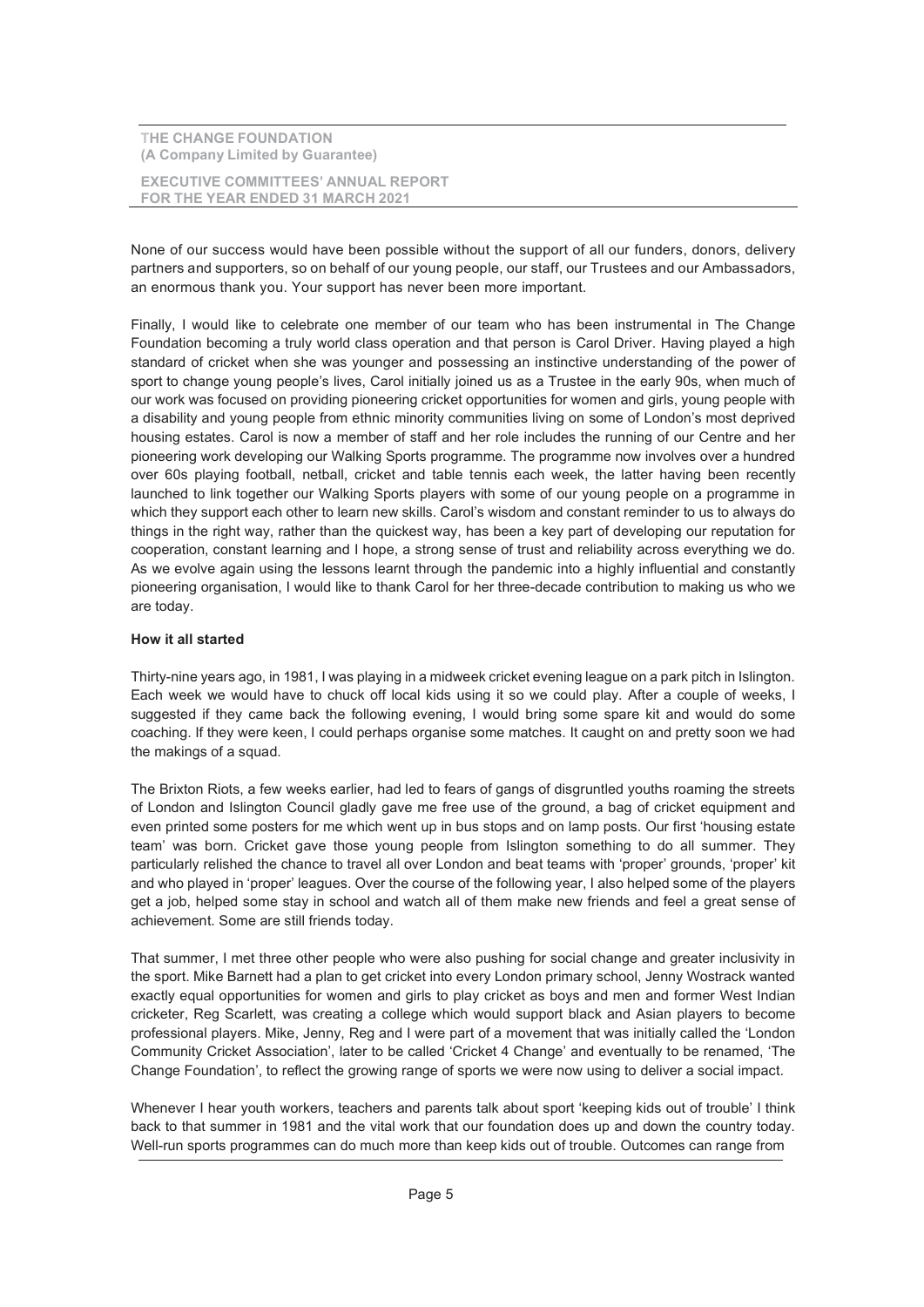None of our success would have been possible without the support of all our funders, donors, delivery partners and supporters, so on behalf of our young people, our staff, our Trustees and our Ambassadors, an enormous thank you. Your support has never been more important.

Finally, I would like to celebrate one member of our team who has been instrumental in The Change Foundation becoming a truly world class operation and that person is Carol Driver. Having played a high standard of cricket when she was younger and possessing an instinctive understanding of the power of sport to change young people's lives, Carol initially joined us as a Trustee in the early 90s, when much of our work was focused on providing pioneering cricket opportunities for women and girls, young people with a disability and young people from ethnic minority communities living on some of London's most deprived housing estates. Carol is now a member of staff and her role includes the running of our Centre and her pioneering work developing our Walking Sports programme. The programme now involves over a hundred over 60s playing football, netball, cricket and table tennis each week, the latter having been recently launched to link together our Walking Sports players with some of our young people on a programme in which they support each other to learn new skills. Carol's wisdom and constant reminder to us to always do things in the right way, rather than the quickest way, has been a key part of developing our reputation for cooperation, constant learning and I hope, a strong sense of trust and reliability across everything we do. As we evolve again using the lessons learnt through the pandemic into a highly influential and constantly pioneering organisation, I would like to thank Carol for her three-decade contribution to making us who we are today.

**How it all started**

Thirty-nine years ago, in 1981, I was playing in a midweek cricket evening league on a park pitch in Islington. Each week we would have to chuck off local kids using it so we could play. After a couple of weeks, I suggested if they came back the following evening, I would bring some spare kit and would do some coaching. If they were keen, I could perhaps organise some matches. It caught on and pretty soon we had the makings of a squad.

The Brixton Riots, a few weeks earlier, had led to fears of gangs of disgruntled youths roaming the streets of London and Islington Council gladly gave me free use of the ground, a bag of cricket equipment and even printed some posters for me which went up in bus stops and on lamp posts. Our first 'housing estate team' was born. Cricket gave those young people from Islington something to do all summer. They particularly relished the chance to travel all over London and beat teams with 'proper' grounds, 'proper' kit and who played in 'proper' leagues. Over the course of the following year, I also helped some of the players get a job, helped some stay in school and watch all of them make new friends and feel a great sense of achievement. Some are still friends today.

That summer, I met three other people who were also pushing for social change and greater inclusivity in the sport. Mike Barnett had a plan to get cricket into every London primary school, Jenny Wostrack wanted exactly equal opportunities for women and girls to play cricket as boys and men and former West Indian cricketer, Reg Scarlett, was creating a college which would support black and Asian players to become professional players. Mike, Jenny, Reg and I were part of a movement that was initially called the 'London Community Cricket Association', later to be called 'Cricket 4 Change' and eventually to be renamed, 'The Change Foundation', to reflect the growing range of sports we were now using to deliver a social impact.

Whenever I hear youth workers, teachers and parents talk about sport 'keeping kids out of trouble' I think back to that summer in 1981 and the vital work that our foundation does up and down the country today. Well-run sports programmes can do much more than keep kids out of trouble. Outcomes can range from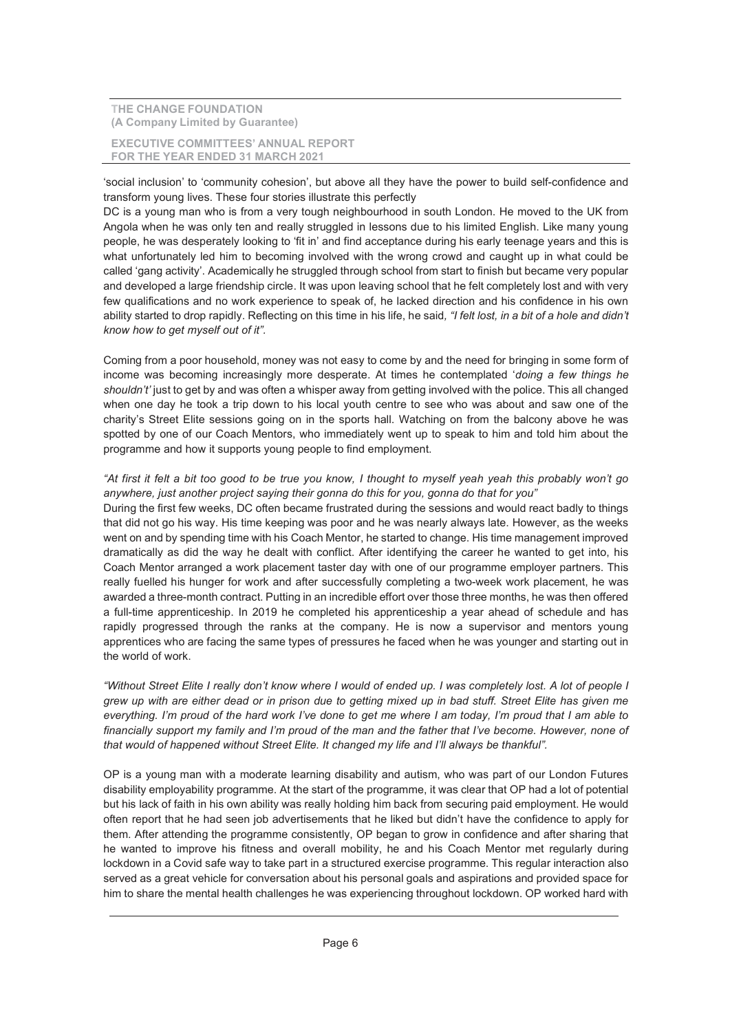'social inclusion' to 'community cohesion', but above all they have the power to build self-confidence and transform young lives. These four stories illustrate this perfectly

DC is a young man who is from a very tough neighbourhood in south London. He moved to the UK from Angola when he was only ten and really struggled in lessons due to his limited English. Like many young people, he was desperately looking to 'fit in' and find acceptance during his early teenage years and this is what unfortunately led him to becoming involved with the wrong crowd and caught up in what could be called 'gang activity'. Academically he struggled through school from start to finish but became very popular and developed a large friendship circle. It was upon leaving school that he felt completely lost and with very few qualifications and no work experience to speak of, he lacked direction and his confidence in his own ability started to drop rapidly. Reflecting on this time in his life, he said, *"I felt lost, in a bit of a hole and didn't know how to get myself out of it".*

Coming from a poor household, money was not easy to come by and the need for bringing in some form of income was becoming increasingly more desperate. At times he contemplated '*doing a few things he shouldn't'* just to get by and was often a whisper away from getting involved with the police. This all changed when one day he took a trip down to his local youth centre to see who was about and saw one of the charity's Street Elite sessions going on in the sports hall. Watching on from the balcony above he was spotted by one of our Coach Mentors, who immediately went up to speak to him and told him about the programme and how it supports young people to find employment.

*"At first it felt a bit too good to be true you know, I thought to myself yeah yeah this probably won't go anywhere, just another project saying their gonna do this for you, gonna do that for you"*

During the first few weeks, DC often became frustrated during the sessions and would react badly to things that did not go his way. His time keeping was poor and he was nearly always late. However, as the weeks went on and by spending time with his Coach Mentor, he started to change. His time management improved dramatically as did the way he dealt with conflict. After identifying the career he wanted to get into, his Coach Mentor arranged a work placement taster day with one of our programme employer partners. This really fuelled his hunger for work and after successfully completing a two-week work placement, he was awarded a three-month contract. Putting in an incredible effort over those three months, he was then offered a full-time apprenticeship. In 2019 he completed his apprenticeship a year ahead of schedule and has rapidly progressed through the ranks at the company. He is now a supervisor and mentors young apprentices who are facing the same types of pressures he faced when he was younger and starting out in the world of work.

*"Without Street Elite I really don't know where I would of ended up. I was completely lost. A lot of people I grew up with are either dead or in prison due to getting mixed up in bad stuff. Street Elite has given me everything. I'm proud of the hard work I've done to get me where I am today, I'm proud that I am able to financially support my family and I'm proud of the man and the father that I've become. However, none of that would of happened without Street Elite. It changed my life and I'll always be thankful".*

OP is a young man with a moderate learning disability and autism, who was part of our London Futures disability employability programme. At the start of the programme, it was clear that OP had a lot of potential but his lack of faith in his own ability was really holding him back from securing paid employment. He would often report that he had seen job advertisements that he liked but didn't have the confidence to apply for them. After attending the programme consistently, OP began to grow in confidence and after sharing that he wanted to improve his fitness and overall mobility, he and his Coach Mentor met regularly during lockdown in a Covid safe way to take part in a structured exercise programme. This regular interaction also served as a great vehicle for conversation about his personal goals and aspirations and provided space for him to share the mental health challenges he was experiencing throughout lockdown. OP worked hard with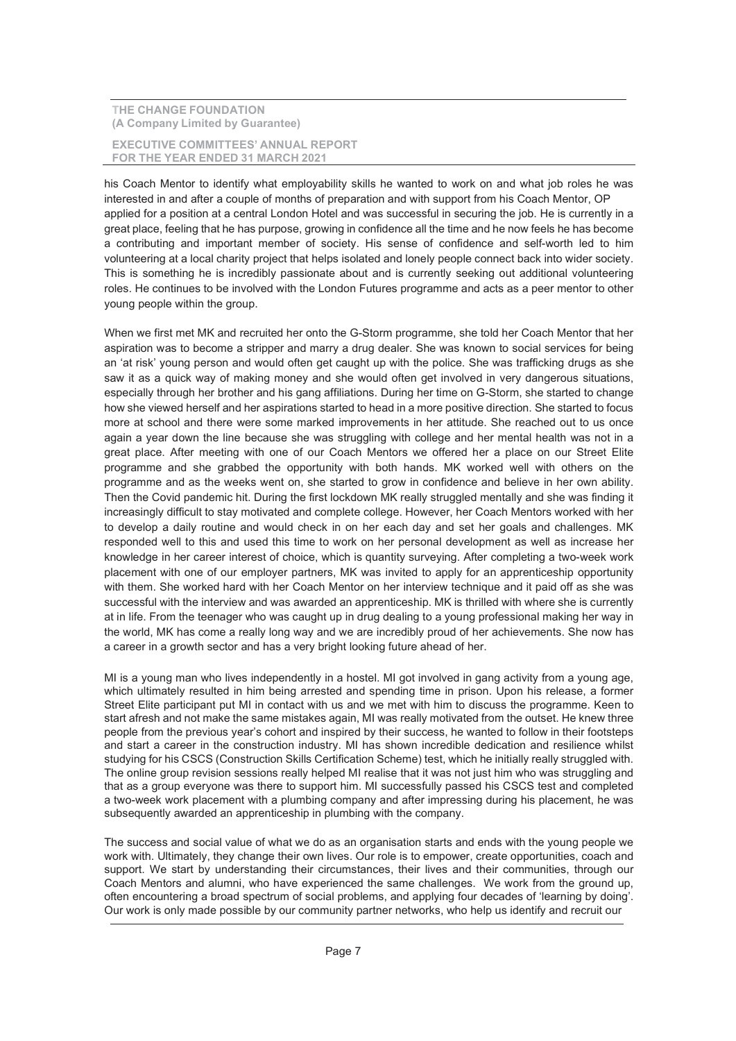his Coach Mentor to identify what employability skills he wanted to work on and what job roles he was interested in and after a couple of months of preparation and with support from his Coach Mentor, OP applied for a position at a central London Hotel and was successful in securing the job. He is currently in a great place, feeling that he has purpose, growing in confidence all the time and he now feels he has become a contributing and important member of society. His sense of confidence and self-worth led to him volunteering at a local charity project that helps isolated and lonely people connect back into wider society. This is something he is incredibly passionate about and is currently seeking out additional volunteering roles. He continues to be involved with the London Futures programme and acts as a peer mentor to other young people within the group.

When we first met MK and recruited her onto the G-Storm programme, she told her Coach Mentor that her aspiration was to become a stripper and marry a drug dealer. She was known to social services for being an 'at risk' young person and would often get caught up with the police. She was trafficking drugs as she saw it as a quick way of making money and she would often get involved in very dangerous situations, especially through her brother and his gang affiliations. During her time on G-Storm, she started to change how she viewed herself and her aspirations started to head in a more positive direction. She started to focus more at school and there were some marked improvements in her attitude. She reached out to us once again a year down the line because she was struggling with college and her mental health was not in a great place. After meeting with one of our Coach Mentors we offered her a place on our Street Elite programme and she grabbed the opportunity with both hands. MK worked well with others on the programme and as the weeks went on, she started to grow in confidence and believe in her own ability. Then the Covid pandemic hit. During the first lockdown MK really struggled mentally and she was finding it increasingly difficult to stay motivated and complete college. However, her Coach Mentors worked with her to develop a daily routine and would check in on her each day and set her goals and challenges. MK responded well to this and used this time to work on her personal development as well as increase her knowledge in her career interest of choice, which is quantity surveying. After completing a two-week work placement with one of our employer partners, MK was invited to apply for an apprenticeship opportunity with them. She worked hard with her Coach Mentor on her interview technique and it paid off as she was successful with the interview and was awarded an apprenticeship. MK is thrilled with where she is currently at in life. From the teenager who was caught up in drug dealing to a young professional making her way in the world, MK has come a really long way and we are incredibly proud of her achievements. She now has a career in a growth sector and has a very bright looking future ahead of her.

MI is a young man who lives independently in a hostel. MI got involved in gang activity from a young age, which ultimately resulted in him being arrested and spending time in prison. Upon his release, a former Street Elite participant put MI in contact with us and we met with him to discuss the programme. Keen to start afresh and not make the same mistakes again, MI was really motivated from the outset. He knew three people from the previous year's cohort and inspired by their success, he wanted to follow in their footsteps and start a career in the construction industry. MI has shown incredible dedication and resilience whilst studying for his CSCS (Construction Skills Certification Scheme) test, which he initially really struggled with. The online group revision sessions really helped MI realise that it was not just him who was struggling and that as a group everyone was there to support him. MI successfully passed his CSCS test and completed a two-week work placement with a plumbing company and after impressing during his placement, he was subsequently awarded an apprenticeship in plumbing with the company.

The success and social value of what we do as an organisation starts and ends with the young people we work with. Ultimately, they change their own lives. Our role is to empower, create opportunities, coach and support. We start by understanding their circumstances, their lives and their communities, through our Coach Mentors and alumni, who have experienced the same challenges. We work from the ground up, often encountering a broad spectrum of social problems, and applying four decades of 'learning by doing'. Our work is only made possible by our community partner networks, who help us identify and recruit our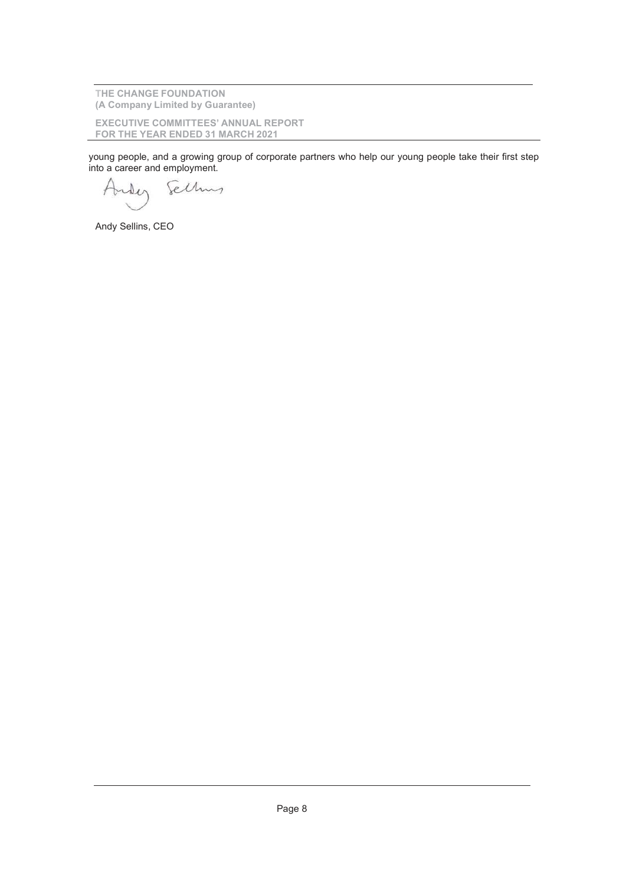young people, and a growing group of corporate partners who help our young people take their first step into a career and employment.

Andy Sellins, CEO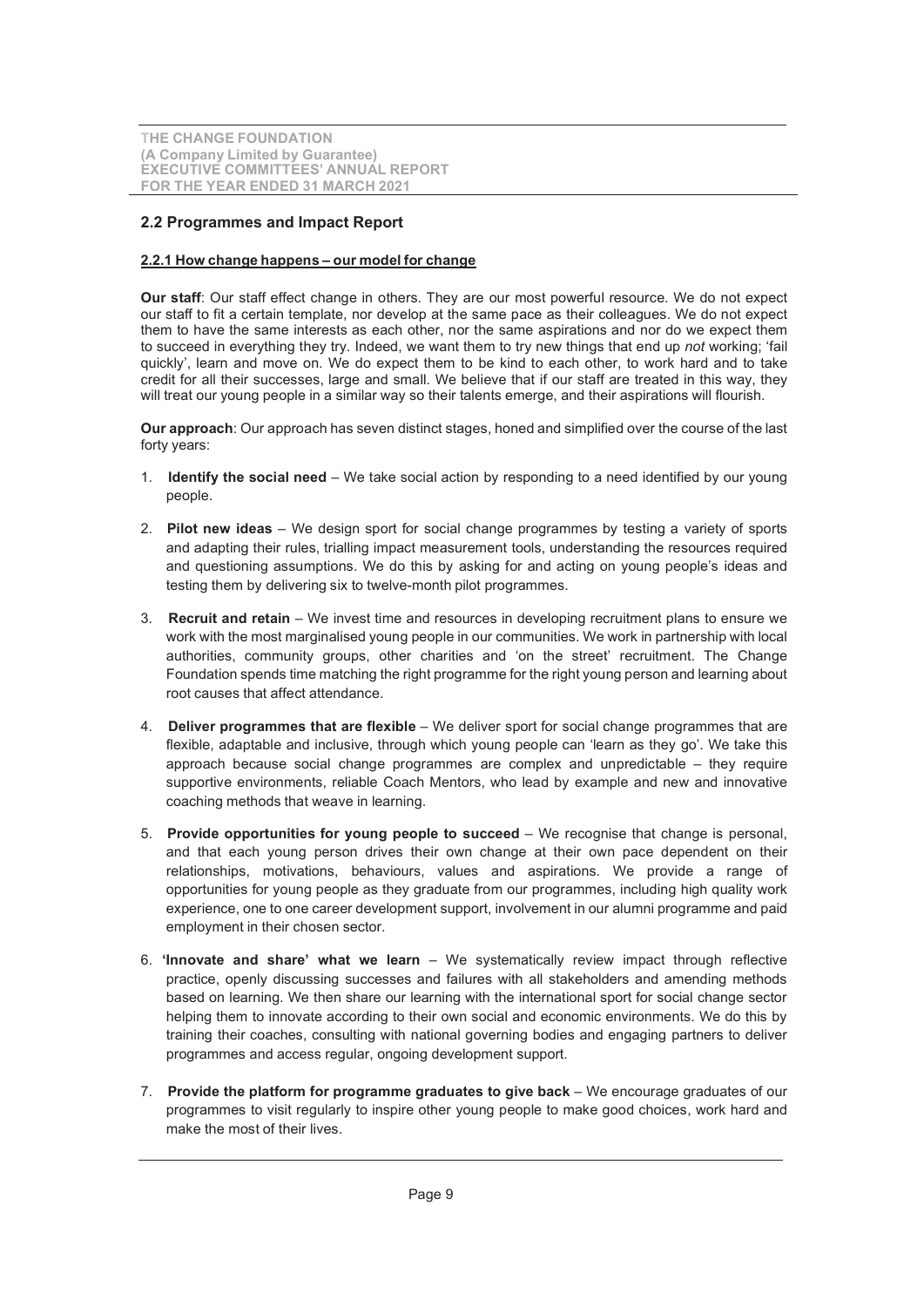## 2.2 Programmes and Impact Report

### 2.2.1 How change happens – our model for change

**Our staff**: Our staff effect change in others. They are our most powerful resource. We do not expect our staff to fit a certain template, nor develop at the same pace as their colleagues. We do not expect them to have the same interests as each other, nor the same aspirations and nor do we expect them to succeed in everything they try. Indeed, we want them to try new things that end up *not* working; 'fail quickly', learn and move on. We do expect them to be kind to each other, to work hard and to take credit for all their successes, large and small. We believe that if our staff are treated in this way, they will treat our young people in a similar way so their talents emerge, and their aspirations will flourish.

**Our approach**: Our approach has seven distinct stages, honed and simplified over the course of the last forty years:

1. **Identify the social need** – We take social action by responding to a need identified by our young people.

2. **Pilot new ideas** – We design sport for social change programmes by testing a variety of sports and adapting their rules, trialling impact measurement tools, understanding the resources required and questioning assumptions. We do this by asking for and acting on young people's ideas and testing them by delivering six to twelve-month pilot programmes.

3. **Recruit and retain** – We invest time and resources in developing recruitment plans to ensure we work with the most marginalised young people in our communities. We work in partnership with local authorities, community groups, other charities and 'on the street' recruitment. The Change Foundation spends time matching the right programme for the right young person and learning about root causes that affect attendance.

4. **Deliver programmes that are flexible** – We deliver sport for social change programmes that are flexible, adaptable and inclusive, through which young people can 'learn as they go'. We take this approach because social change programmes are complex and unpredictable – they require supportive environments, reliable Coach Mentors, who lead by example and new and innovative coaching methods that weave in learning.

5. **Provide opportunities for young people to succeed** – We recognise that change is personal, and that each young person drives their own change at their own pace dependent on their relationships, motivations, behaviours, values and aspirations. We provide a range of opportunities for young people as they graduate from our programmes, including high quality work experience, one to one career development support, involvement in our alumni programme and paid employment in their chosen sector.

6. **'Innovate and share' what we learn** – We systematically review impact through reflective practice, openly discussing successes and failures with all stakeholders and amending methods based on learning. We then share our learning with the international sport for social change sector helping them to innovate according to their own social and economic environments. We do this by training their coaches, consulting with national governing bodies and engaging partners to deliver programmes and access regular, ongoing development support.

7. **Provide the platform for programme graduates to give back** – We encourage graduates of our programmes to visit regularly to inspire other young people to make good choices, work hard and make the most of their lives.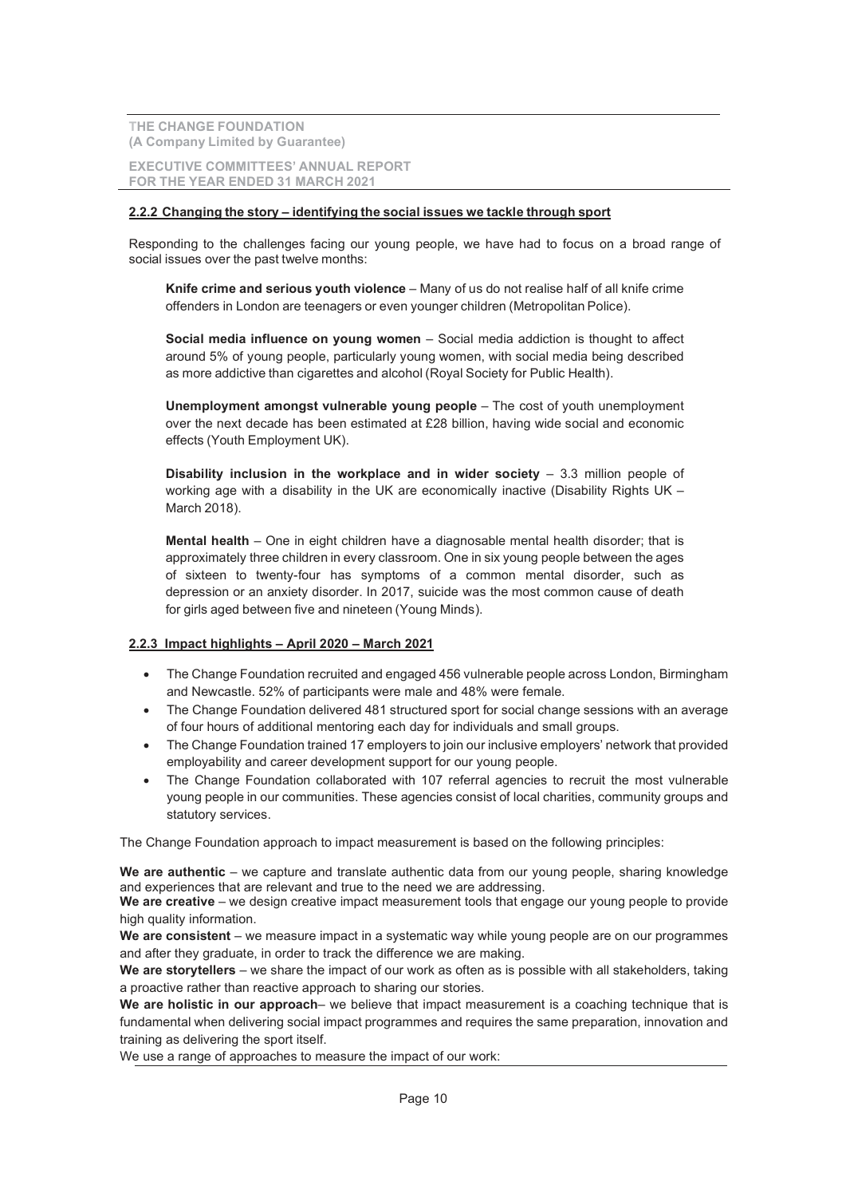### 2.2.2 Changing the story – identifying the social issues we tackle through sport

Responding to the challenges facing our young people, we have had to focus on a broad range of social issues over the past twelve months:

**Knife crime and serious youth violence** – Many of us do not realise half of all knife crime offenders in London are teenagers or even younger children (Metropolitan Police).

**Social media influence on young women** – Social media addiction is thought to affect around 5% of young people, particularly young women, with social media being described as more addictive than cigarettes and alcohol (Royal Society for Public Health).

**Unemployment amongst vulnerable young people** – The cost of youth unemployment over the next decade has been estimated at £28 billion, having wide social and economic effects (Youth Employment UK).

**Disability inclusion in the workplace and in wider society** – 3.3 million people of working age with a disability in the UK are economically inactive (Disability Rights UK – March 2018).

**Mental health** – One in eight children have a diagnosable mental health disorder; that is approximately three children in every classroom. One in six young people between the ages of sixteen to twenty-four has symptoms of a common mental disorder, such as depression or an anxiety disorder. In 2017, suicide was the most common cause of death for girls aged between five and nineteen (Young Minds).

### 2.2.3 Impact highlights – April 2020 – March 2021

- The Change Foundation recruited and engaged 456 vulnerable people across London, Birmingham and Newcastle. 52% of participants were male and 48% were female.
- The Change Foundation delivered 481 structured sport for social change sessions with an average of four hours of additional mentoring each day for individuals and small groups.
- The Change Foundation trained 17 employers to join our inclusive employers' network that provided employability and career development support for our young people.
- The Change Foundation collaborated with 107 referral agencies to recruit the most vulnerable young people in our communities. These agencies consist of local charities, community groups and statutory services.

The Change Foundation approach to impact measurement is based on the following principles:

**We are authentic** – we capture and translate authentic data from our young people, sharing knowledge and experiences that are relevant and true to the need we are addressing.
**We are creative** – we design creative impact measurement tools that engage our young people to provide high quality information.
**We are consistent** – we measure impact in a systematic way while young people are on our programmes and after they graduate, in order to track the difference we are making.
**We are storytellers** – we share the impact of our work as often as is possible with all stakeholders, taking a proactive rather than reactive approach to sharing our stories.
**We are holistic in our approach**– we believe that impact measurement is a coaching technique that is fundamental when delivering social impact programmes and requires the same preparation, innovation and training as delivering the sport itself.
We use a range of approaches to measure the impact of our work: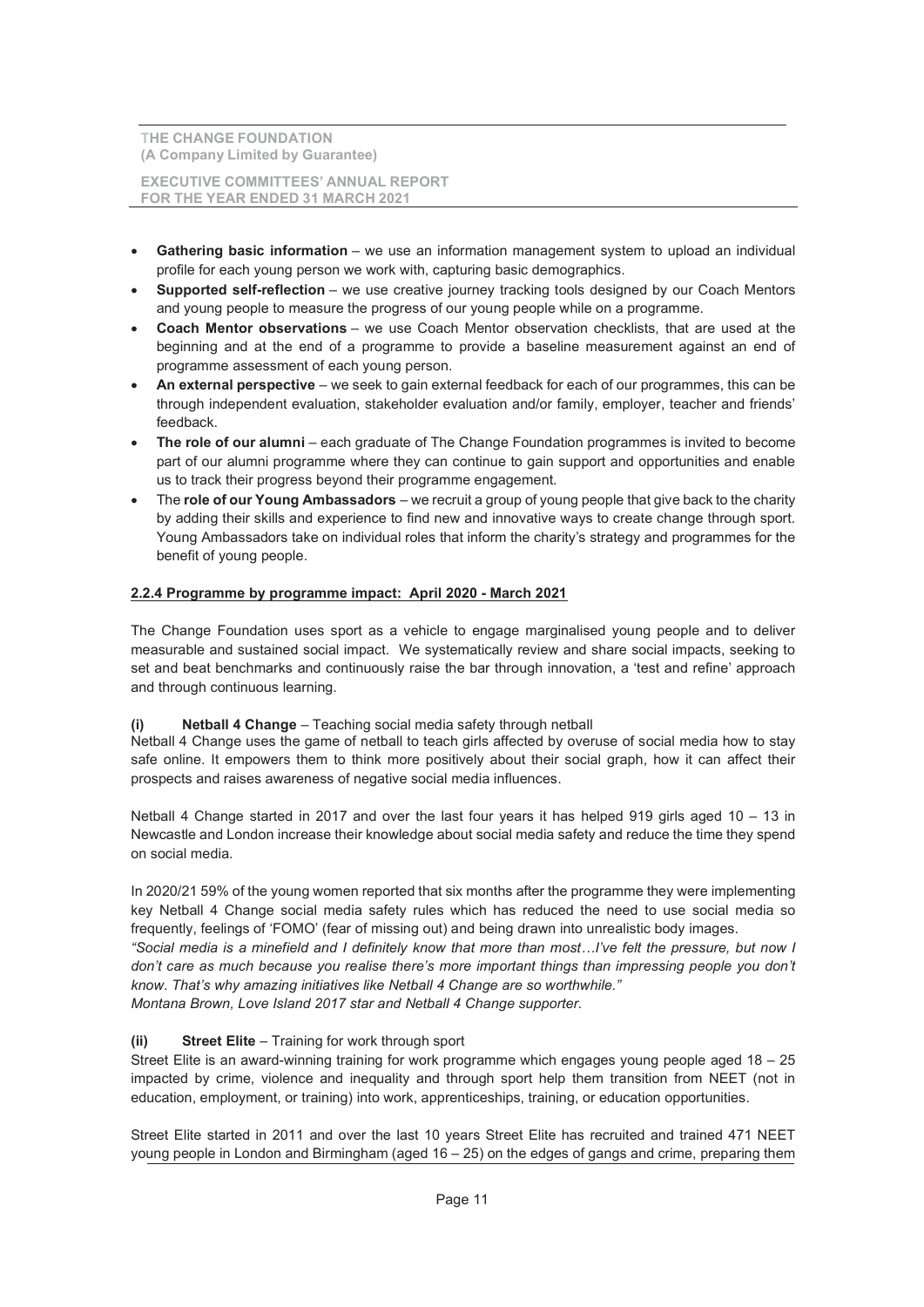- **Gathering basic information** – we use an information management system to upload an individual profile for each young person we work with, capturing basic demographics.
- **Supported self-reflection** – we use creative journey tracking tools designed by our Coach Mentors and young people to measure the progress of our young people while on a programme.
- **Coach Mentor observations** – we use Coach Mentor observation checklists, that are used at the beginning and at the end of a programme to provide a baseline measurement against an end of programme assessment of each young person.
- **An external perspective** – we seek to gain external feedback for each of our programmes, this can be through independent evaluation, stakeholder evaluation and/or family, employer, teacher and friends' feedback.
- **The role of our alumni** – each graduate of The Change Foundation programmes is invited to become part of our alumni programme where they can continue to gain support and opportunities and enable us to track their progress beyond their programme engagement.
- The **role of our Young Ambassadors** – we recruit a group of young people that give back to the charity by adding their skills and experience to find new and innovative ways to create change through sport. Young Ambassadors take on individual roles that inform the charity's strategy and programmes for the benefit of young people.

#### 2.2.4 Programme by programme impact: April 2020 - March 2021

The Change Foundation uses sport as a vehicle to engage marginalised young people and to deliver measurable and sustained social impact. We systematically review and share social impacts, seeking to set and beat benchmarks and continuously raise the bar through innovation, a 'test and refine' approach and through continuous learning.

**(i) Netball 4 Change** – Teaching social media safety through netball

Netball 4 Change uses the game of netball to teach girls affected by overuse of social media how to stay safe online. It empowers them to think more positively about their social graph, how it can affect their prospects and raises awareness of negative social media influences.

Netball 4 Change started in 2017 and over the last four years it has helped 919 girls aged 10 – 13 in Newcastle and London increase their knowledge about social media safety and reduce the time they spend on social media.

In 2020/21 59% of the young women reported that six months after the programme they were implementing key Netball 4 Change social media safety rules which has reduced the need to use social media so frequently, feelings of 'FOMO' (fear of missing out) and being drawn into unrealistic body images.

*"Social media is a minefield and I definitely know that more than most…I've felt the pressure, but now I don't care as much because you realise there's more important things than impressing people you don't know. That's why amazing initiatives like Netball 4 Change are so worthwhile."*
*Montana Brown, Love Island 2017 star and Netball 4 Change supporter.*

**(ii) Street Elite** – Training for work through sport

Street Elite is an award-winning training for work programme which engages young people aged 18 – 25 impacted by crime, violence and inequality and through sport help them transition from NEET (not in education, employment, or training) into work, apprenticeships, training, or education opportunities.

Street Elite started in 2011 and over the last 10 years Street Elite has recruited and trained 471 NEET young people in London and Birmingham (aged 16 – 25) on the edges of gangs and crime, preparing them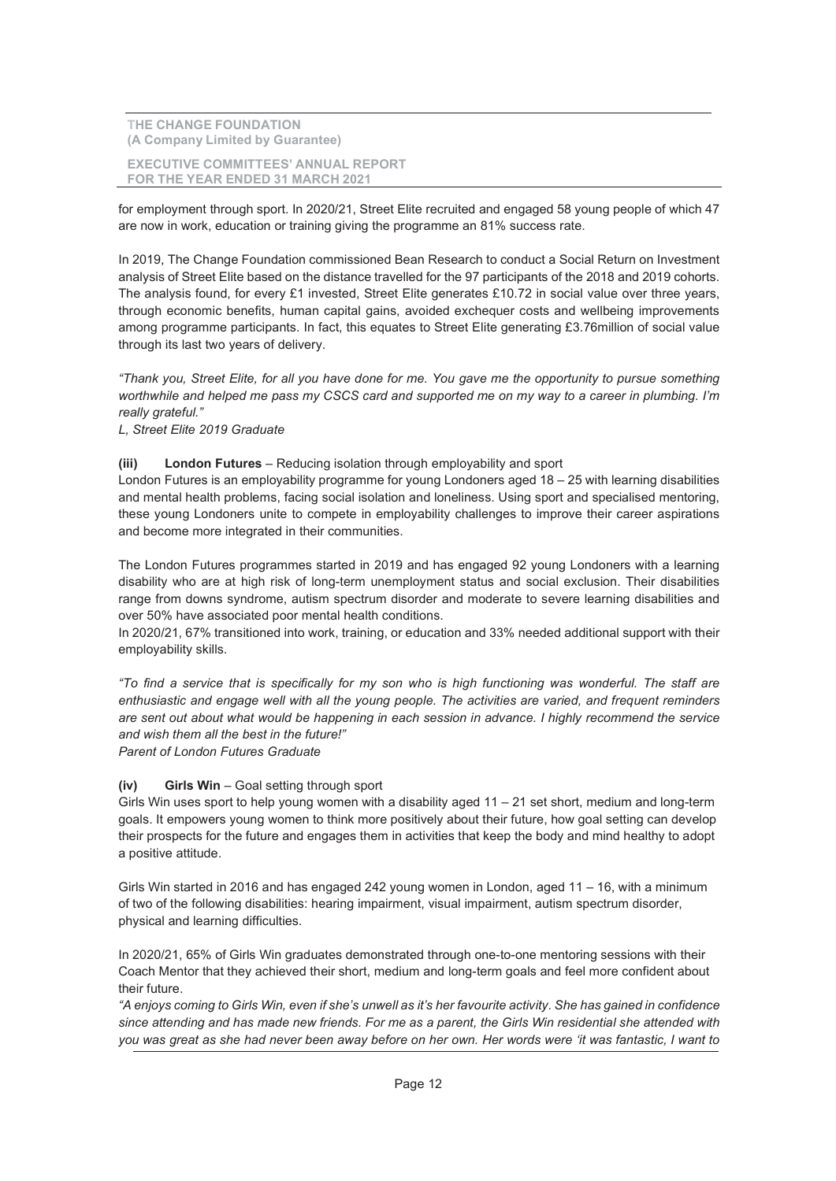for employment through sport. In 2020/21, Street Elite recruited and engaged 58 young people of which 47 are now in work, education or training giving the programme an 81% success rate.

In 2019, The Change Foundation commissioned Bean Research to conduct a Social Return on Investment analysis of Street Elite based on the distance travelled for the 97 participants of the 2018 and 2019 cohorts. The analysis found, for every £1 invested, Street Elite generates £10.72 in social value over three years, through economic benefits, human capital gains, avoided exchequer costs and wellbeing improvements among programme participants. In fact, this equates to Street Elite generating £3.76million of social value through its last two years of delivery.

*"Thank you, Street Elite, for all you have done for me. You gave me the opportunity to pursue something worthwhile and helped me pass my CSCS card and supported me on my way to a career in plumbing. I'm really grateful."*
*L, Street Elite 2019 Graduate*

**(iii) London Futures** – Reducing isolation through employability and sport

London Futures is an employability programme for young Londoners aged 18 – 25 with learning disabilities and mental health problems, facing social isolation and loneliness. Using sport and specialised mentoring, these young Londoners unite to compete in employability challenges to improve their career aspirations and become more integrated in their communities.

The London Futures programmes started in 2019 and has engaged 92 young Londoners with a learning disability who are at high risk of long-term unemployment status and social exclusion. Their disabilities range from downs syndrome, autism spectrum disorder and moderate to severe learning disabilities and over 50% have associated poor mental health conditions.

In 2020/21, 67% transitioned into work, training, or education and 33% needed additional support with their employability skills.

*"To find a service that is specifically for my son who is high functioning was wonderful. The staff are enthusiastic and engage well with all the young people. The activities are varied, and frequent reminders are sent out about what would be happening in each session in advance. I highly recommend the service and wish them all the best in the future!"*
*Parent of London Futures Graduate*

**(iv) Girls Win** – Goal setting through sport

Girls Win uses sport to help young women with a disability aged 11 – 21 set short, medium and long-term goals. It empowers young women to think more positively about their future, how goal setting can develop their prospects for the future and engages them in activities that keep the body and mind healthy to adopt a positive attitude.

Girls Win started in 2016 and has engaged 242 young women in London, aged 11 – 16, with a minimum of two of the following disabilities: hearing impairment, visual impairment, autism spectrum disorder, physical and learning difficulties.

In 2020/21, 65% of Girls Win graduates demonstrated through one-to-one mentoring sessions with their Coach Mentor that they achieved their short, medium and long-term goals and feel more confident about their future.

*"A enjoys coming to Girls Win, even if she's unwell as it's her favourite activity. She has gained in confidence since attending and has made new friends. For me as a parent, the Girls Win residential she attended with you was great as she had never been away before on her own. Her words were 'it was fantastic, I want to*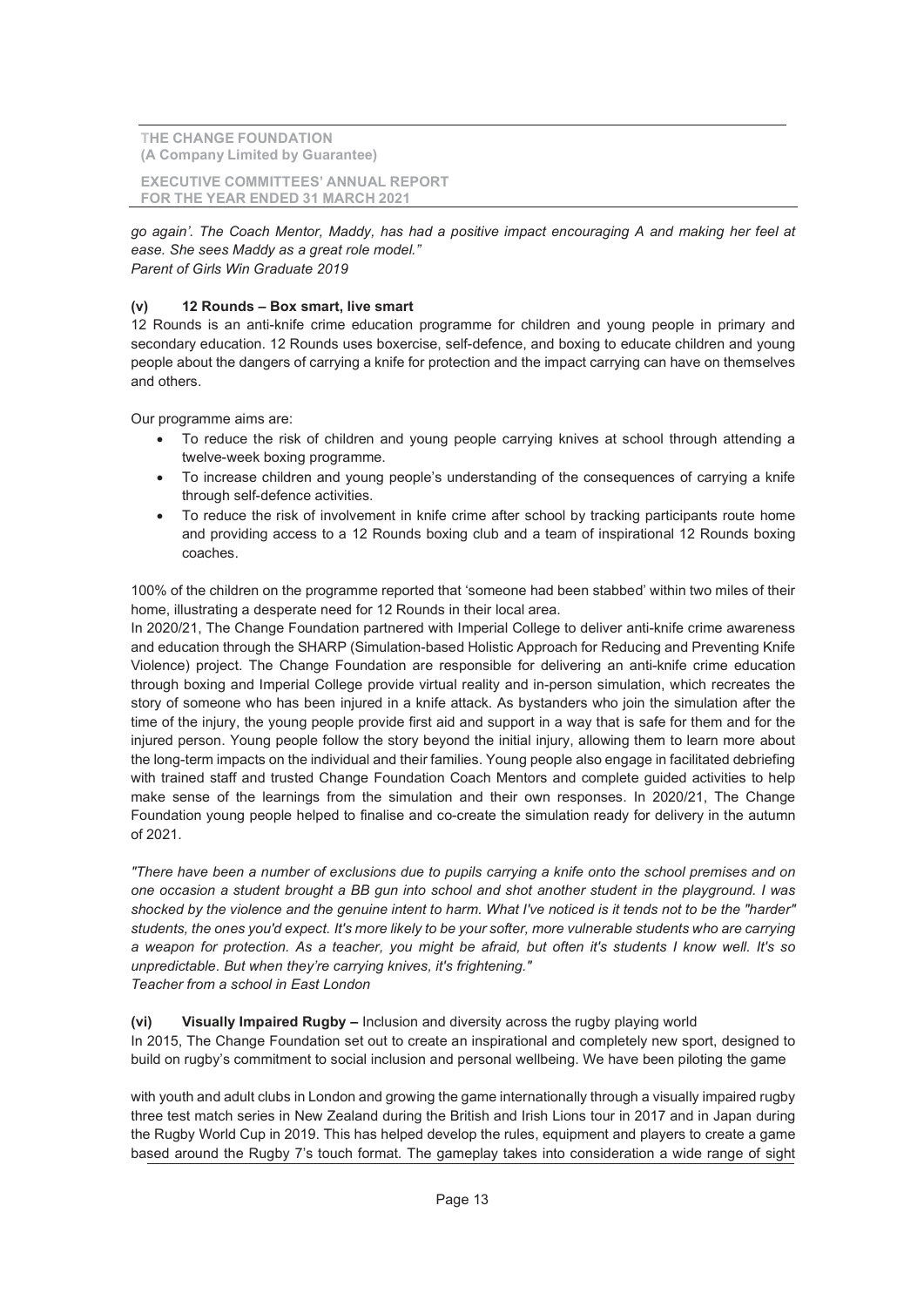*go again'. The Coach Mentor, Maddy, has had a positive impact encouraging A and making her feel at ease. She sees Maddy as a great role model."*
*Parent of Girls Win Graduate 2019*

**(v) 12 Rounds – Box smart, live smart**

12 Rounds is an anti-knife crime education programme for children and young people in primary and secondary education. 12 Rounds uses boxercise, self-defence, and boxing to educate children and young people about the dangers of carrying a knife for protection and the impact carrying can have on themselves and others.

Our programme aims are:

- To reduce the risk of children and young people carrying knives at school through attending a twelve-week boxing programme.
- To increase children and young people's understanding of the consequences of carrying a knife through self-defence activities.
- To reduce the risk of involvement in knife crime after school by tracking participants route home and providing access to a 12 Rounds boxing club and a team of inspirational 12 Rounds boxing coaches.

100% of the children on the programme reported that 'someone had been stabbed' within two miles of their home, illustrating a desperate need for 12 Rounds in their local area.

In 2020/21, The Change Foundation partnered with Imperial College to deliver anti-knife crime awareness and education through the SHARP (Simulation-based Holistic Approach for Reducing and Preventing Knife Violence) project. The Change Foundation are responsible for delivering an anti-knife crime education through boxing and Imperial College provide virtual reality and in-person simulation, which recreates the story of someone who has been injured in a knife attack. As bystanders who join the simulation after the time of the injury, the young people provide first aid and support in a way that is safe for them and for the injured person. Young people follow the story beyond the initial injury, allowing them to learn more about the long-term impacts on the individual and their families. Young people also engage in facilitated debriefing with trained staff and trusted Change Foundation Coach Mentors and complete guided activities to help make sense of the learnings from the simulation and their own responses. In 2020/21, The Change Foundation young people helped to finalise and co-create the simulation ready for delivery in the autumn of 2021.

*"There have been a number of exclusions due to pupils carrying a knife onto the school premises and on one occasion a student brought a BB gun into school and shot another student in the playground. I was shocked by the violence and the genuine intent to harm. What I've noticed is it tends not to be the "harder" students, the ones you'd expect. It's more likely to be your softer, more vulnerable students who are carrying a weapon for protection. As a teacher, you might be afraid, but often it's students I know well. It's so unpredictable. But when they're carrying knives, it's frightening."*
*Teacher from a school in East London*

**(vi) Visually Impaired Rugby –** Inclusion and diversity across the rugby playing world

In 2015, The Change Foundation set out to create an inspirational and completely new sport, designed to build on rugby's commitment to social inclusion and personal wellbeing. We have been piloting the game with youth and adult clubs in London and growing the game internationally through a visually impaired rugby three test match series in New Zealand during the British and Irish Lions tour in 2017 and in Japan during the Rugby World Cup in 2019. This has helped develop the rules, equipment and players to create a game based around the Rugby 7's touch format. The gameplay takes into consideration a wide range of sight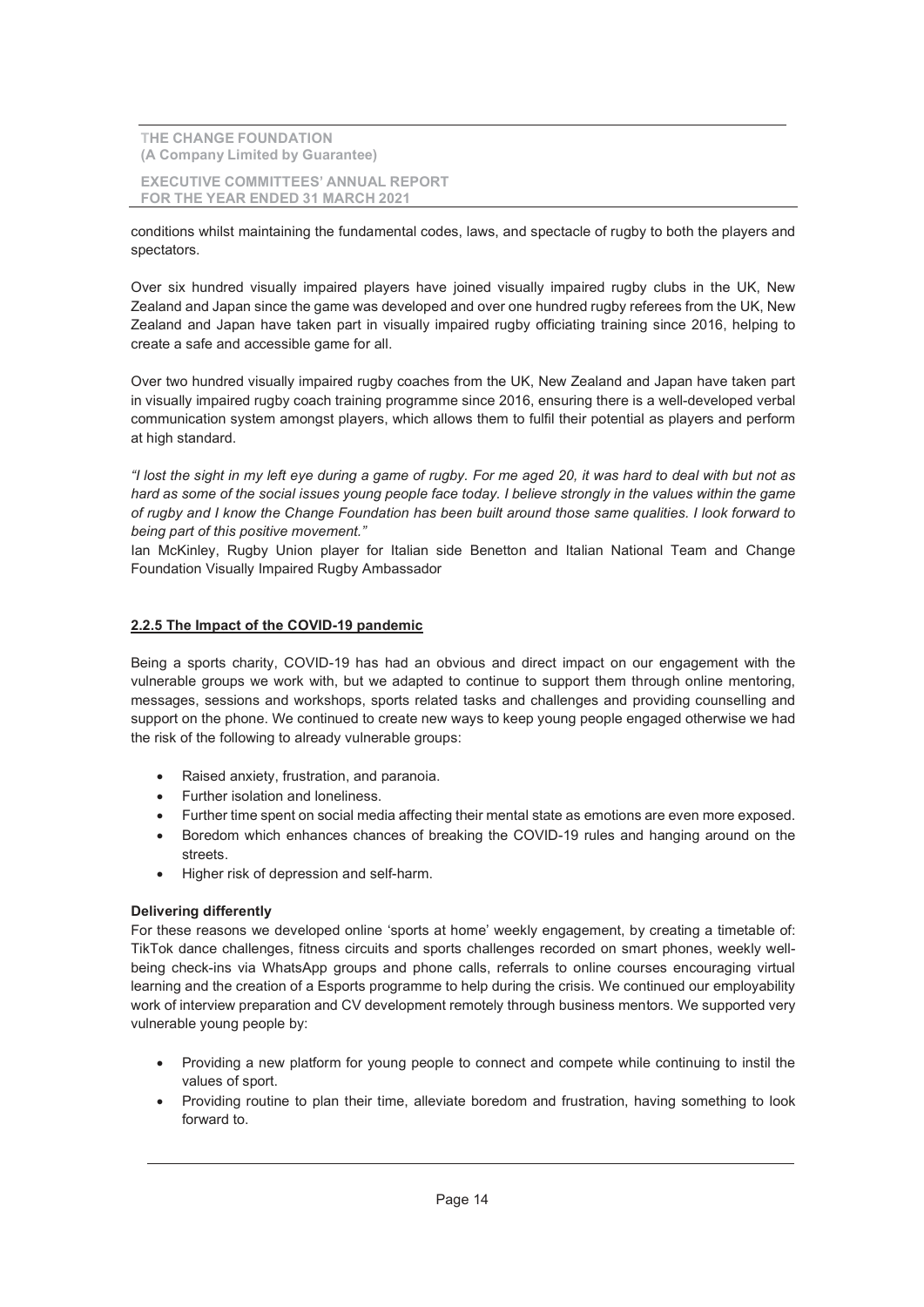conditions whilst maintaining the fundamental codes, laws, and spectacle of rugby to both the players and spectators.

Over six hundred visually impaired players have joined visually impaired rugby clubs in the UK, New Zealand and Japan since the game was developed and over one hundred rugby referees from the UK, New Zealand and Japan have taken part in visually impaired rugby officiating training since 2016, helping to create a safe and accessible game for all.

Over two hundred visually impaired rugby coaches from the UK, New Zealand and Japan have taken part in visually impaired rugby coach training programme since 2016, ensuring there is a well-developed verbal communication system amongst players, which allows them to fulfil their potential as players and perform at high standard.

*"I lost the sight in my left eye during a game of rugby. For me aged 20, it was hard to deal with but not as hard as some of the social issues young people face today. I believe strongly in the values within the game of rugby and I know the Change Foundation has been built around those same qualities. I look forward to being part of this positive movement."*

Ian McKinley, Rugby Union player for Italian side Benetton and Italian National Team and Change Foundation Visually Impaired Rugby Ambassador

## 2.2.5 The Impact of the COVID-19 pandemic

Being a sports charity, COVID-19 has had an obvious and direct impact on our engagement with the vulnerable groups we work with, but we adapted to continue to support them through online mentoring, messages, sessions and workshops, sports related tasks and challenges and providing counselling and support on the phone. We continued to create new ways to keep young people engaged otherwise we had the risk of the following to already vulnerable groups:

- Raised anxiety, frustration, and paranoia.
- Further isolation and loneliness.
- Further time spent on social media affecting their mental state as emotions are even more exposed.
- Boredom which enhances chances of breaking the COVID-19 rules and hanging around on the streets.
- Higher risk of depression and self-harm.

**Delivering differently**

For these reasons we developed online 'sports at home' weekly engagement, by creating a timetable of: TikTok dance challenges, fitness circuits and sports challenges recorded on smart phones, weekly well-being check-ins via WhatsApp groups and phone calls, referrals to online courses encouraging virtual learning and the creation of a Esports programme to help during the crisis. We continued our employability work of interview preparation and CV development remotely through business mentors. We supported very vulnerable young people by:

- Providing a new platform for young people to connect and compete while continuing to instil the values of sport.
- Providing routine to plan their time, alleviate boredom and frustration, having something to look forward to.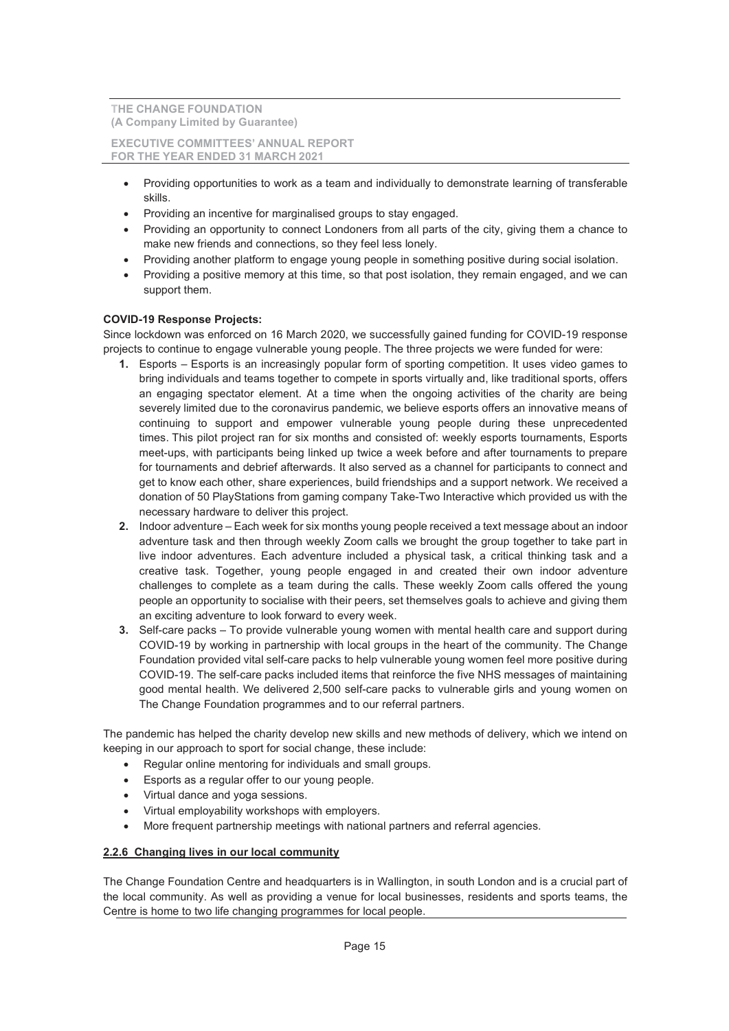- Providing opportunities to work as a team and individually to demonstrate learning of transferable skills.
- Providing an incentive for marginalised groups to stay engaged.
- Providing an opportunity to connect Londoners from all parts of the city, giving them a chance to make new friends and connections, so they feel less lonely.
- Providing another platform to engage young people in something positive during social isolation.
- Providing a positive memory at this time, so that post isolation, they remain engaged, and we can support them.

**COVID-19 Response Projects:**

Since lockdown was enforced on 16 March 2020, we successfully gained funding for COVID-19 response projects to continue to engage vulnerable young people. The three projects we were funded for were:

1. Esports – Esports is an increasingly popular form of sporting competition. It uses video games to bring individuals and teams together to compete in sports virtually and, like traditional sports, offers an engaging spectator element. At a time when the ongoing activities of the charity are being severely limited due to the coronavirus pandemic, we believe esports offers an innovative means of continuing to support and empower vulnerable young people during these unprecedented times. This pilot project ran for six months and consisted of: weekly esports tournaments, Esports meet-ups, with participants being linked up twice a week before and after tournaments to prepare for tournaments and debrief afterwards. It also served as a channel for participants to connect and get to know each other, share experiences, build friendships and a support network. We received a donation of 50 PlayStations from gaming company Take-Two Interactive which provided us with the necessary hardware to deliver this project.
2. Indoor adventure – Each week for six months young people received a text message about an indoor adventure task and then through weekly Zoom calls we brought the group together to take part in live indoor adventures. Each adventure included a physical task, a critical thinking task and a creative task. Together, young people engaged in and created their own indoor adventure challenges to complete as a team during the calls. These weekly Zoom calls offered the young people an opportunity to socialise with their peers, set themselves goals to achieve and giving them an exciting adventure to look forward to every week.
3. Self-care packs – To provide vulnerable young women with mental health care and support during COVID-19 by working in partnership with local groups in the heart of the community. The Change Foundation provided vital self-care packs to help vulnerable young women feel more positive during COVID-19. The self-care packs included items that reinforce the five NHS messages of maintaining good mental health. We delivered 2,500 self-care packs to vulnerable girls and young women on The Change Foundation programmes and to our referral partners.

The pandemic has helped the charity develop new skills and new methods of delivery, which we intend on keeping in our approach to sport for social change, these include:

- Regular online mentoring for individuals and small groups.
- Esports as a regular offer to our young people.
- Virtual dance and yoga sessions.
- Virtual employability workshops with employers.
- More frequent partnership meetings with national partners and referral agencies.

### 2.2.6 Changing lives in our local community

The Change Foundation Centre and headquarters is in Wallington, in south London and is a crucial part of the local community. As well as providing a venue for local businesses, residents and sports teams, the Centre is home to two life changing programmes for local people.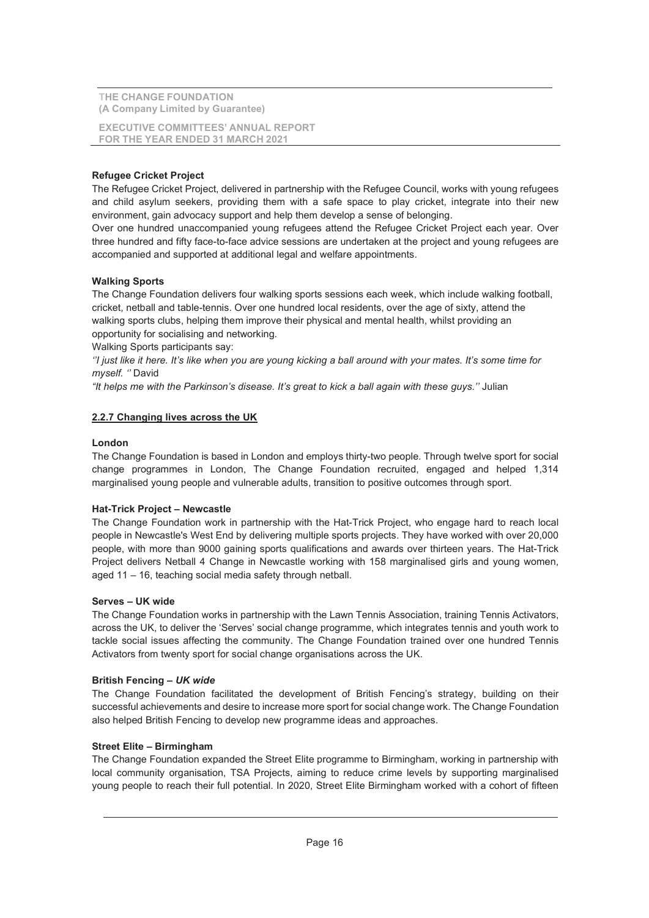**Refugee Cricket Project**

The Refugee Cricket Project, delivered in partnership with the Refugee Council, works with young refugees and child asylum seekers, providing them with a safe space to play cricket, integrate into their new environment, gain advocacy support and help them develop a sense of belonging.

Over one hundred unaccompanied young refugees attend the Refugee Cricket Project each year. Over three hundred and fifty face-to-face advice sessions are undertaken at the project and young refugees are accompanied and supported at additional legal and welfare appointments.

**Walking Sports**

The Change Foundation delivers four walking sports sessions each week, which include walking football, cricket, netball and table-tennis. Over one hundred local residents, over the age of sixty, attend the walking sports clubs, helping them improve their physical and mental health, whilst providing an opportunity for socialising and networking.

Walking Sports participants say:

*''I just like it here. It's like when you are young kicking a ball around with your mates. It's some time for myself. ''* David

*"It helps me with the Parkinson's disease. It's great to kick a ball again with these guys.''* Julian

**2.2.7 Changing lives across the UK**

**London**

The Change Foundation is based in London and employs thirty-two people. Through twelve sport for social change programmes in London, The Change Foundation recruited, engaged and helped 1,314 marginalised young people and vulnerable adults, transition to positive outcomes through sport.

**Hat-Trick Project – Newcastle**

The Change Foundation work in partnership with the Hat-Trick Project, who engage hard to reach local people in Newcastle's West End by delivering multiple sports projects. They have worked with over 20,000 people, with more than 9000 gaining sports qualifications and awards over thirteen years. The Hat-Trick Project delivers Netball 4 Change in Newcastle working with 158 marginalised girls and young women, aged 11 – 16, teaching social media safety through netball.

**Serves – UK wide**

The Change Foundation works in partnership with the Lawn Tennis Association, training Tennis Activators, across the UK, to deliver the 'Serves' social change programme, which integrates tennis and youth work to tackle social issues affecting the community. The Change Foundation trained over one hundred Tennis Activators from twenty sport for social change organisations across the UK.

**British Fencing –** ***UK wide***

The Change Foundation facilitated the development of British Fencing's strategy, building on their successful achievements and desire to increase more sport for social change work. The Change Foundation also helped British Fencing to develop new programme ideas and approaches.

**Street Elite – Birmingham**

The Change Foundation expanded the Street Elite programme to Birmingham, working in partnership with local community organisation, TSA Projects, aiming to reduce crime levels by supporting marginalised young people to reach their full potential. In 2020, Street Elite Birmingham worked with a cohort of fifteen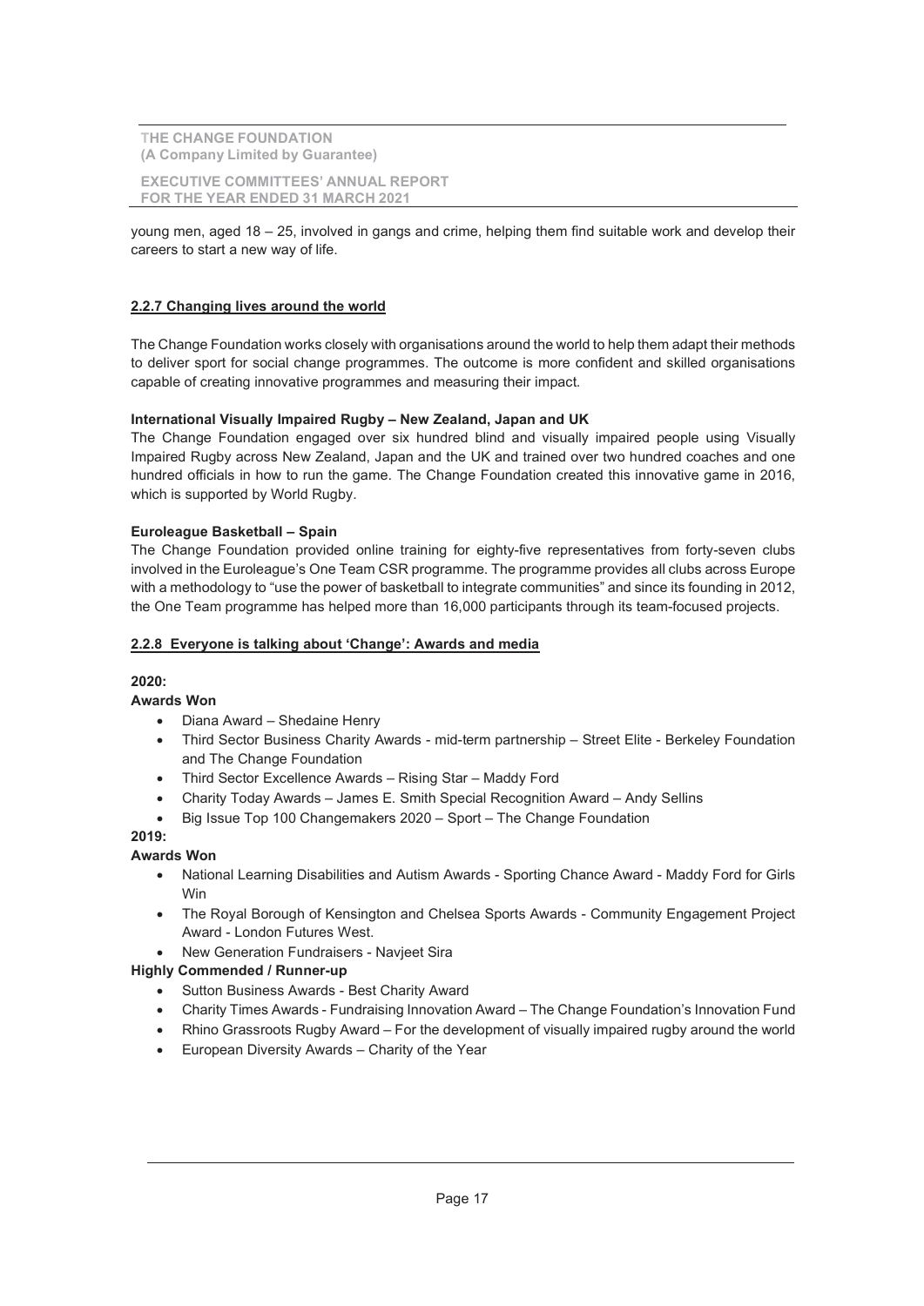young men, aged 18 – 25, involved in gangs and crime, helping them find suitable work and develop their careers to start a new way of life.

### 2.2.7 Changing lives around the world

The Change Foundation works closely with organisations around the world to help them adapt their methods to deliver sport for social change programmes. The outcome is more confident and skilled organisations capable of creating innovative programmes and measuring their impact.

**International Visually Impaired Rugby – New Zealand, Japan and UK**
The Change Foundation engaged over six hundred blind and visually impaired people using Visually Impaired Rugby across New Zealand, Japan and the UK and trained over two hundred coaches and one hundred officials in how to run the game. The Change Foundation created this innovative game in 2016, which is supported by World Rugby.

**Euroleague Basketball – Spain**
The Change Foundation provided online training for eighty-five representatives from forty-seven clubs involved in the Euroleague's One Team CSR programme. The programme provides all clubs across Europe with a methodology to "use the power of basketball to integrate communities" and since its founding in 2012, the One Team programme has helped more than 16,000 participants through its team-focused projects.

### 2.2.8 Everyone is talking about 'Change': Awards and media

**2020:**

**Awards Won**

- Diana Award – Shedaine Henry
- Third Sector Business Charity Awards - mid-term partnership – Street Elite - Berkeley Foundation and The Change Foundation
- Third Sector Excellence Awards – Rising Star – Maddy Ford
- Charity Today Awards – James E. Smith Special Recognition Award – Andy Sellins
- Big Issue Top 100 Changemakers 2020 – Sport – The Change Foundation

**2019:**

**Awards Won**

- National Learning Disabilities and Autism Awards - Sporting Chance Award - Maddy Ford for Girls Win
- The Royal Borough of Kensington and Chelsea Sports Awards - Community Engagement Project Award - London Futures West.
- New Generation Fundraisers - Navjeet Sira

**Highly Commended / Runner-up**

- Sutton Business Awards - Best Charity Award
- Charity Times Awards - Fundraising Innovation Award – The Change Foundation's Innovation Fund
- Rhino Grassroots Rugby Award – For the development of visually impaired rugby around the world
- European Diversity Awards – Charity of the Year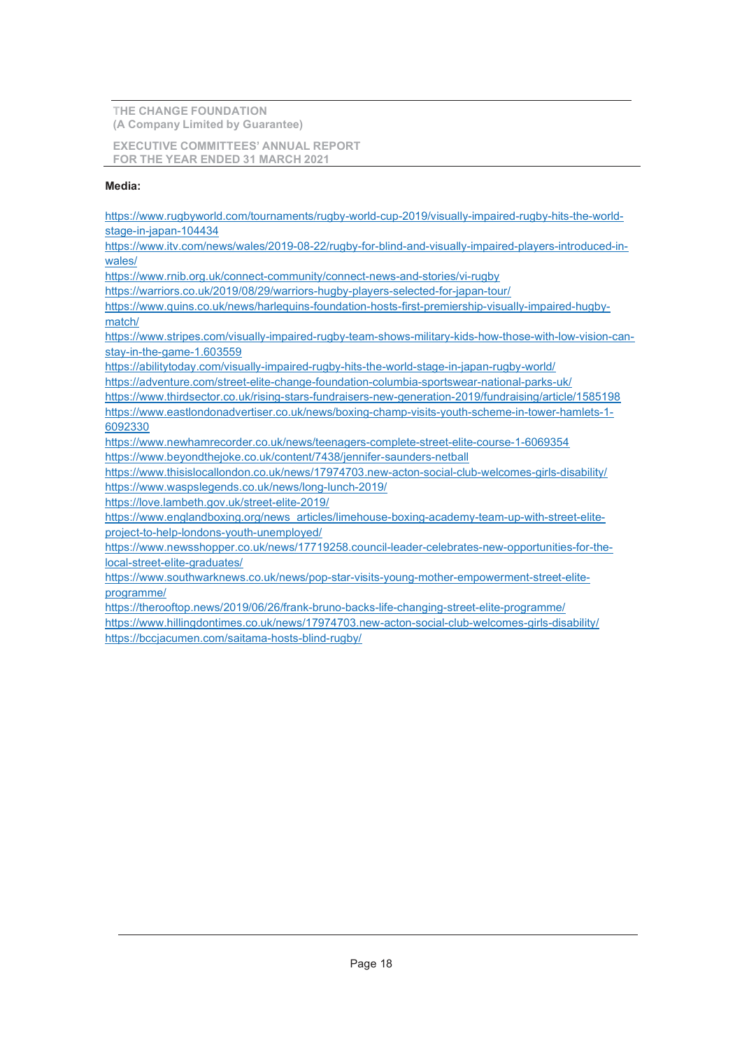**Media:**

https://www.rugbyworld.com/tournaments/rugby-world-cup-2019/visually-impaired-rugby-hits-the-world-stage-in-japan-104434
https://www.itv.com/news/wales/2019-08-22/rugby-for-blind-and-visually-impaired-players-introduced-in-wales/
https://www.rnib.org.uk/connect-community/connect-news-and-stories/vi-rugby
https://warriors.co.uk/2019/08/29/warriors-hugby-players-selected-for-japan-tour/
https://www.quins.co.uk/news/harlequins-foundation-hosts-first-premiership-visually-impaired-hugby-match/
https://www.stripes.com/visually-impaired-rugby-team-shows-military-kids-how-those-with-low-vision-can-stay-in-the-game-1.603559
https://abilitytoday.com/visually-impaired-rugby-hits-the-world-stage-in-japan-rugby-world/
https://adventure.com/street-elite-change-foundation-columbia-sportswear-national-parks-uk/
https://www.thirdsector.co.uk/rising-stars-fundraisers-new-generation-2019/fundraising/article/1585198
https://www.eastlondonadvertiser.co.uk/news/boxing-champ-visits-youth-scheme-in-tower-hamlets-1-6092330
https://www.newhamrecorder.co.uk/news/teenagers-complete-street-elite-course-1-6069354
https://www.beyondthejoke.co.uk/content/7438/jennifer-saunders-netball
https://www.thisislocallondon.co.uk/news/17974703.new-acton-social-club-welcomes-girls-disability/
https://www.waspslegends.co.uk/news/long-lunch-2019/
https://love.lambeth.gov.uk/street-elite-2019/
https://www.englandboxing.org/news_articles/limehouse-boxing-academy-team-up-with-street-elite-project-to-help-londons-youth-unemployed/
https://www.newsshopper.co.uk/news/17719258.council-leader-celebrates-new-opportunities-for-the-local-street-elite-graduates/
https://www.southwarknews.co.uk/news/pop-star-visits-young-mother-empowerment-street-elite-programme/
https://therooftop.news/2019/06/26/frank-bruno-backs-life-changing-street-elite-programme/
https://www.hillingdontimes.co.uk/news/17974703.new-acton-social-club-welcomes-girls-disability/
https://bccjacumen.com/saitama-hosts-blind-rugby/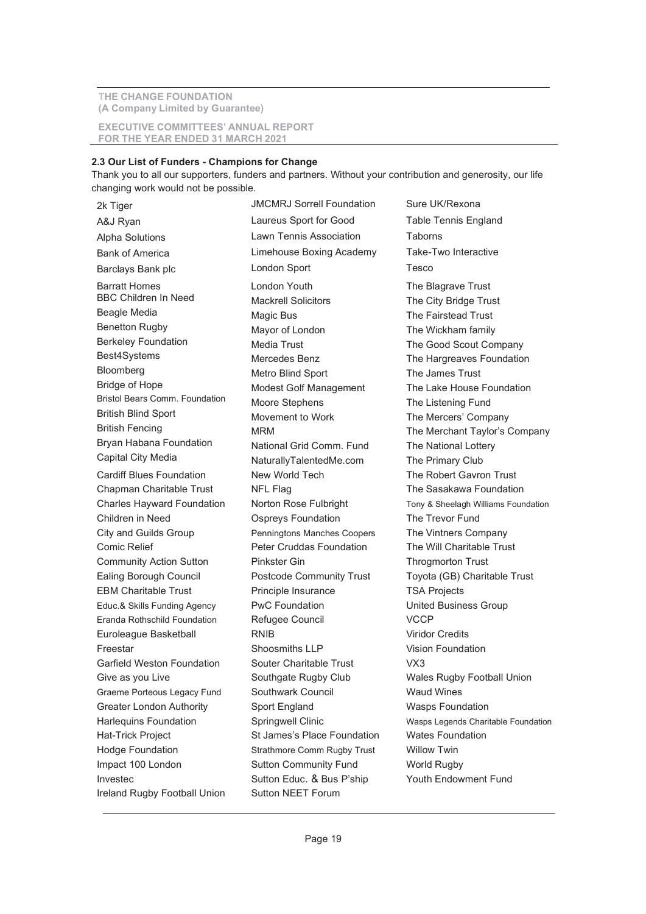### 2.3 Our List of Funders - Champions for Change

Thank you to all our supporters, funders and partners. Without your contribution and generosity, our life changing work would not be possible.

- 2k Tiger
- A&J Ryan
- Alpha Solutions
- Bank of America
- Barclays Bank plc
- Barratt Homes
- BBC Children In Need
- Beagle Media
- Benetton Rugby
- Berkeley Foundation
- Best4Systems
- Bloomberg
- Bridge of Hope
- Bristol Bears Comm. Foundation
- British Blind Sport
- British Fencing
- Bryan Habana Foundation
- Capital City Media
- Cardiff Blues Foundation
- Chapman Charitable Trust
- Charles Hayward Foundation
- Children in Need
- City and Guilds Group
- Comic Relief
- Community Action Sutton
- Ealing Borough Council
- EBM Charitable Trust
- Educ.& Skills Funding Agency
- Eranda Rothschild Foundation
- Euroleague Basketball
- Freestar
- Garfield Weston Foundation
- Give as you Live
- Graeme Porteous Legacy Fund
- Greater London Authority
- Harlequins Foundation
- Hat-Trick Project
- Hodge Foundation
- Impact 100 London
- Investec
- Ireland Rugby Football Union
- JMCMRJ Sorrell Foundation
- Laureus Sport for Good
- Lawn Tennis Association
- Limehouse Boxing Academy
- London Sport
- London Youth
- Mackrell Solicitors
- Magic Bus
- Mayor of London
- Media Trust
- Mercedes Benz
- Metro Blind Sport
- Modest Golf Management
- Moore Stephens
- Movement to Work
- MRM
- National Grid Comm. Fund
- NaturallyTalentedMe.com
- New World Tech
- NFL Flag
- Norton Rose Fulbright
- Ospreys Foundation
- Penningtons Manches Coopers
- Peter Cruddas Foundation
- Pinkster Gin
- Postcode Community Trust
- Principle Insurance
- PwC Foundation
- Refugee Council
- RNIB
- Shoosmiths LLP
- Souter Charitable Trust
- Southgate Rugby Club
- Southwark Council
- Sport England
- Springwell Clinic
- St James's Place Foundation
- Strathmore Comm Rugby Trust
- Sutton Community Fund
- Sutton Educ. & Bus P'ship
- Sutton NEET Forum
- Sure UK/Rexona
- Table Tennis England
- Taborns
- Take-Two Interactive
- Tesco
- The Blagrave Trust
- The City Bridge Trust
- The Fairstead Trust
- The Wickham family
- The Good Scout Company
- The Hargreaves Foundation
- The James Trust
- The Lake House Foundation
- The Listening Fund
- The Mercers' Company
- The Merchant Taylor's Company
- The National Lottery
- The Primary Club
- The Robert Gavron Trust
- The Sasakawa Foundation
- Tony & Sheelagh Williams Foundation
- The Trevor Fund
- The Vintners Company
- The Will Charitable Trust
- Throgmorton Trust
- Toyota (GB) Charitable Trust
- TSA Projects
- United Business Group
- VCCP
- Viridor Credits
- Vision Foundation
- VX3
- Wales Rugby Football Union
- Waud Wines
- Wasps Foundation
- Wasps Legends Charitable Foundation
- Wates Foundation
- Willow Twin
- World Rugby
- Youth Endowment Fund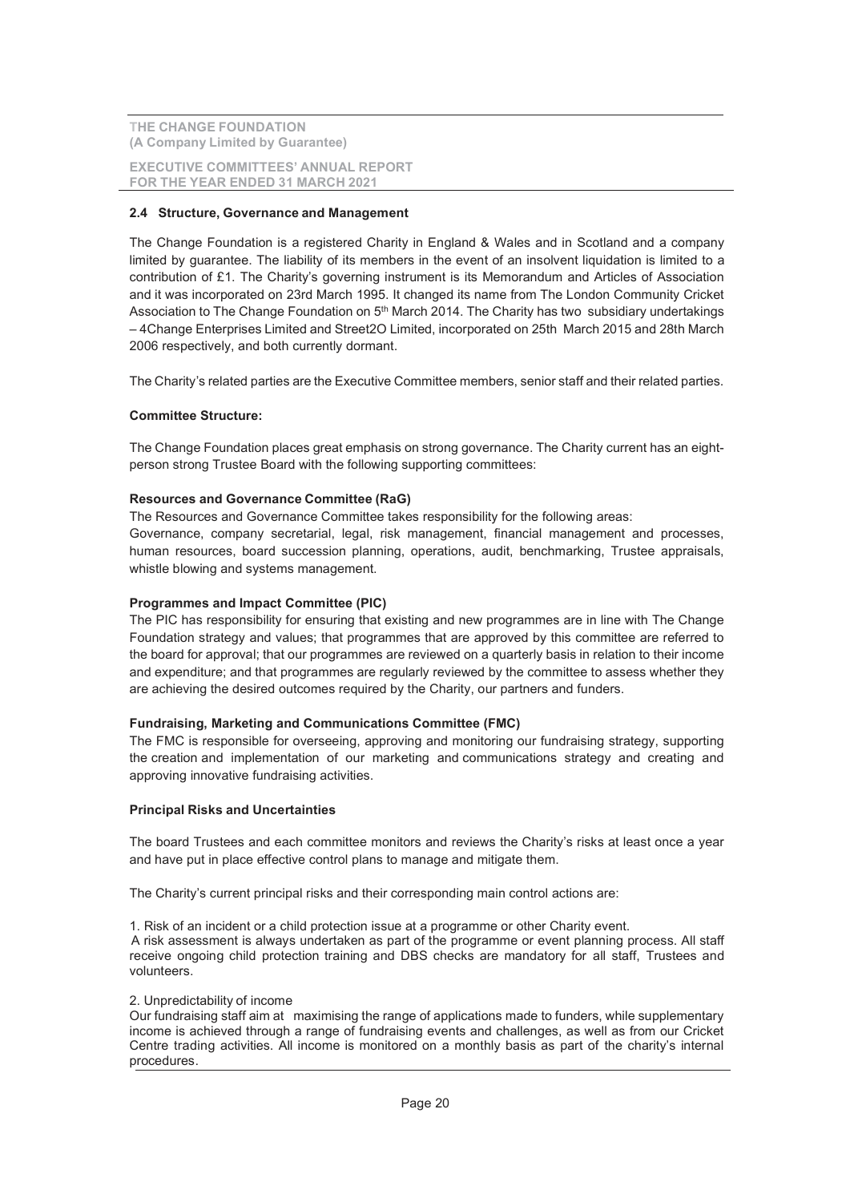### 2.4 Structure, Governance and Management

The Change Foundation is a registered Charity in England & Wales and in Scotland and a company limited by guarantee. The liability of its members in the event of an insolvent liquidation is limited to a contribution of £1. The Charity's governing instrument is its Memorandum and Articles of Association and it was incorporated on 23rd March 1995. It changed its name from The London Community Cricket Association to The Change Foundation on 5th March 2014. The Charity has two subsidiary undertakings – 4Change Enterprises Limited and Street2O Limited, incorporated on 25th March 2015 and 28th March 2006 respectively, and both currently dormant.

The Charity's related parties are the Executive Committee members, senior staff and their related parties.

**Committee Structure:**

The Change Foundation places great emphasis on strong governance. The Charity current has an eight-person strong Trustee Board with the following supporting committees:

**Resources and Governance Committee (RaG)**

The Resources and Governance Committee takes responsibility for the following areas:
Governance, company secretarial, legal, risk management, financial management and processes, human resources, board succession planning, operations, audit, benchmarking, Trustee appraisals, whistle blowing and systems management.

**Programmes and Impact Committee (PIC)**

The PIC has responsibility for ensuring that existing and new programmes are in line with The Change Foundation strategy and values; that programmes that are approved by this committee are referred to the board for approval; that our programmes are reviewed on a quarterly basis in relation to their income and expenditure; and that programmes are regularly reviewed by the committee to assess whether they are achieving the desired outcomes required by the Charity, our partners and funders.

**Fundraising, Marketing and Communications Committee (FMC)**

The FMC is responsible for overseeing, approving and monitoring our fundraising strategy, supporting the creation and implementation of our marketing and communications strategy and creating and approving innovative fundraising activities.

**Principal Risks and Uncertainties**

The board Trustees and each committee monitors and reviews the Charity's risks at least once a year and have put in place effective control plans to manage and mitigate them.

The Charity's current principal risks and their corresponding main control actions are:

1. Risk of an incident or a child protection issue at a programme or other Charity event.
A risk assessment is always undertaken as part of the programme or event planning process. All staff receive ongoing child protection training and DBS checks are mandatory for all staff, Trustees and volunteers.

2. Unpredictability of income
Our fundraising staff aim at maximising the range of applications made to funders, while supplementary income is achieved through a range of fundraising events and challenges, as well as from our Cricket Centre trading activities. All income is monitored on a monthly basis as part of the charity's internal procedures.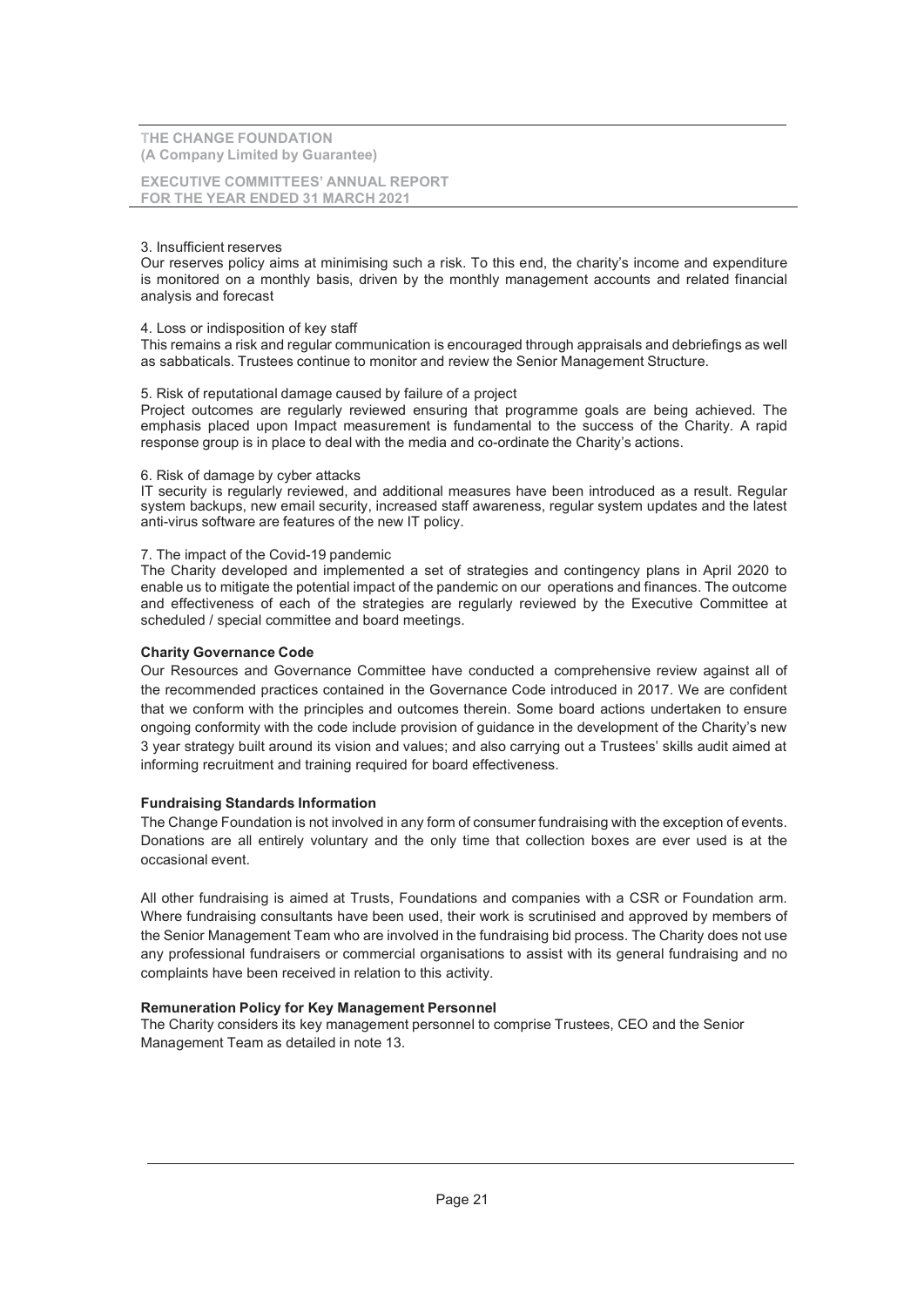3. Insufficient reserves
Our reserves policy aims at minimising such a risk. To this end, the charity's income and expenditure is monitored on a monthly basis, driven by the monthly management accounts and related financial analysis and forecast

4. Loss or indisposition of key staff
This remains a risk and regular communication is encouraged through appraisals and debriefings as well as sabbaticals. Trustees continue to monitor and review the Senior Management Structure.

5. Risk of reputational damage caused by failure of a project
Project outcomes are regularly reviewed ensuring that programme goals are being achieved. The emphasis placed upon Impact measurement is fundamental to the success of the Charity. A rapid response group is in place to deal with the media and co-ordinate the Charity's actions.

6. Risk of damage by cyber attacks
IT security is regularly reviewed, and additional measures have been introduced as a result. Regular system backups, new email security, increased staff awareness, regular system updates and the latest anti-virus software are features of the new IT policy.

7. The impact of the Covid-19 pandemic
The Charity developed and implemented a set of strategies and contingency plans in April 2020 to enable us to mitigate the potential impact of the pandemic on our operations and finances. The outcome and effectiveness of each of the strategies are regularly reviewed by the Executive Committee at scheduled / special committee and board meetings.

**Charity Governance Code**

Our Resources and Governance Committee have conducted a comprehensive review against all of the recommended practices contained in the Governance Code introduced in 2017. We are confident that we conform with the principles and outcomes therein. Some board actions undertaken to ensure ongoing conformity with the code include provision of guidance in the development of the Charity's new 3 year strategy built around its vision and values; and also carrying out a Trustees' skills audit aimed at informing recruitment and training required for board effectiveness.

**Fundraising Standards Information**

The Change Foundation is not involved in any form of consumer fundraising with the exception of events. Donations are all entirely voluntary and the only time that collection boxes are ever used is at the occasional event.

All other fundraising is aimed at Trusts, Foundations and companies with a CSR or Foundation arm. Where fundraising consultants have been used, their work is scrutinised and approved by members of the Senior Management Team who are involved in the fundraising bid process. The Charity does not use any professional fundraisers or commercial organisations to assist with its general fundraising and no complaints have been received in relation to this activity.

**Remuneration Policy for Key Management Personnel**

The Charity considers its key management personnel to comprise Trustees, CEO and the Senior Management Team as detailed in note 13.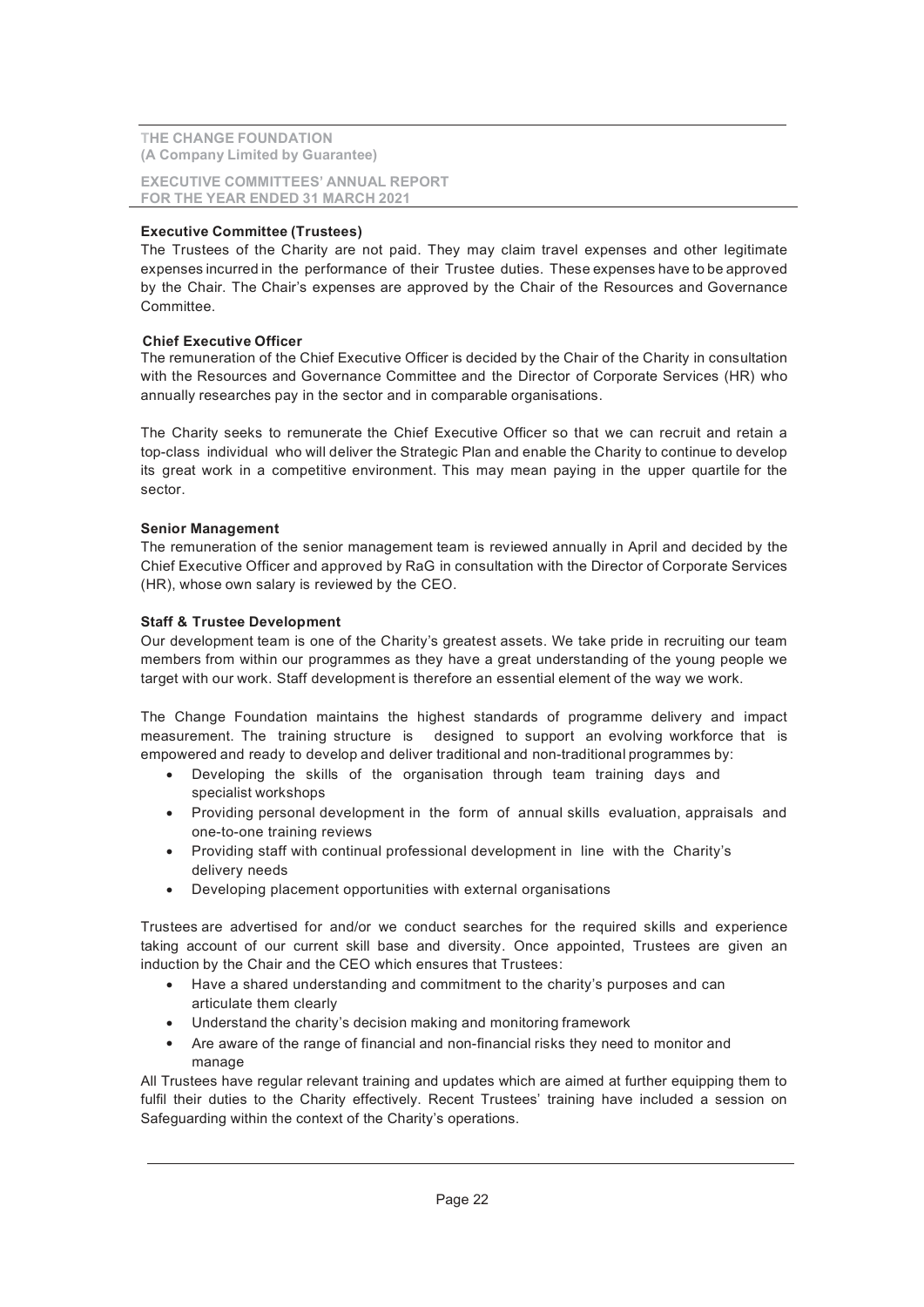#### Executive Committee (Trustees)

The Trustees of the Charity are not paid. They may claim travel expenses and other legitimate expenses incurred in the performance of their Trustee duties. These expenses have to be approved by the Chair. The Chair's expenses are approved by the Chair of the Resources and Governance Committee.

#### Chief Executive Officer

The remuneration of the Chief Executive Officer is decided by the Chair of the Charity in consultation with the Resources and Governance Committee and the Director of Corporate Services (HR) who annually researches pay in the sector and in comparable organisations.

The Charity seeks to remunerate the Chief Executive Officer so that we can recruit and retain a top-class individual who will deliver the Strategic Plan and enable the Charity to continue to develop its great work in a competitive environment. This may mean paying in the upper quartile for the sector.

#### Senior Management

The remuneration of the senior management team is reviewed annually in April and decided by the Chief Executive Officer and approved by RaG in consultation with the Director of Corporate Services (HR), whose own salary is reviewed by the CEO.

#### Staff & Trustee Development

Our development team is one of the Charity's greatest assets. We take pride in recruiting our team members from within our programmes as they have a great understanding of the young people we target with our work. Staff development is therefore an essential element of the way we work.

The Change Foundation maintains the highest standards of programme delivery and impact measurement. The training structure is designed to support an evolving workforce that is empowered and ready to develop and deliver traditional and non-traditional programmes by:

- Developing the skills of the organisation through team training days and specialist workshops
- Providing personal development in the form of annual skills evaluation, appraisals and one-to-one training reviews
- Providing staff with continual professional development in line with the Charity's delivery needs
- Developing placement opportunities with external organisations

Trustees are advertised for and/or we conduct searches for the required skills and experience taking account of our current skill base and diversity. Once appointed, Trustees are given an induction by the Chair and the CEO which ensures that Trustees:

- Have a shared understanding and commitment to the charity's purposes and can articulate them clearly
- Understand the charity's decision making and monitoring framework
- Are aware of the range of financial and non-financial risks they need to monitor and manage

All Trustees have regular relevant training and updates which are aimed at further equipping them to fulfil their duties to the Charity effectively. Recent Trustees' training have included a session on Safeguarding within the context of the Charity's operations.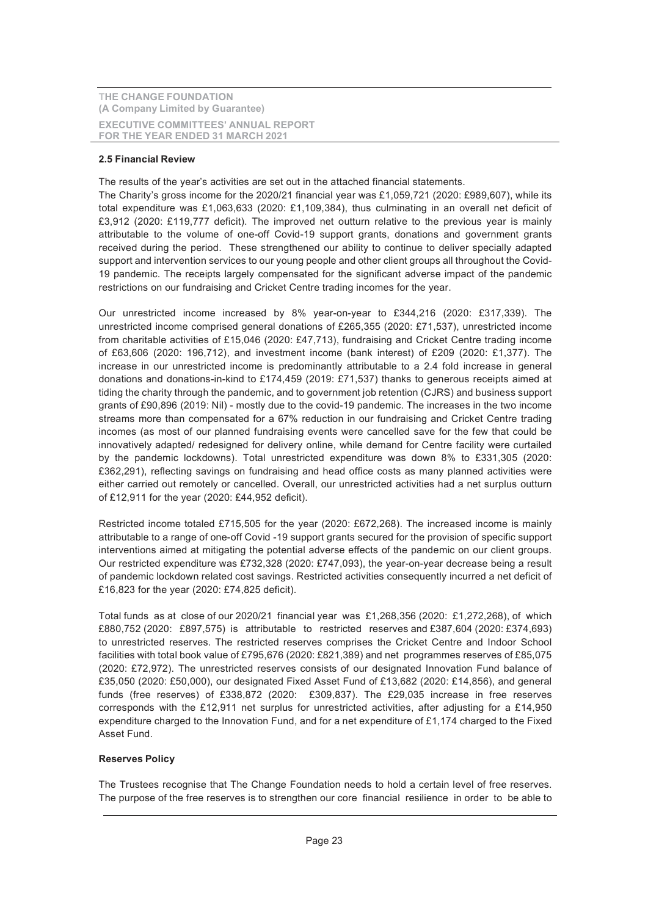### 2.5 Financial Review

The results of the year's activities are set out in the attached financial statements.

The Charity's gross income for the 2020/21 financial year was £1,059,721 (2020: £989,607), while its total expenditure was £1,063,633 (2020: £1,109,384), thus culminating in an overall net deficit of £3,912 (2020: £119,777 deficit). The improved net outturn relative to the previous year is mainly attributable to the volume of one-off Covid-19 support grants, donations and government grants received during the period. These strengthened our ability to continue to deliver specially adapted support and intervention services to our young people and other client groups all throughout the Covid-19 pandemic. The receipts largely compensated for the significant adverse impact of the pandemic restrictions on our fundraising and Cricket Centre trading incomes for the year.

Our unrestricted income increased by 8% year-on-year to £344,216 (2020: £317,339). The unrestricted income comprised general donations of £265,355 (2020: £71,537), unrestricted income from charitable activities of £15,046 (2020: £47,713), fundraising and Cricket Centre trading income of £63,606 (2020: 196,712), and investment income (bank interest) of £209 (2020: £1,377). The increase in our unrestricted income is predominantly attributable to a 2.4 fold increase in general donations and donations-in-kind to £174,459 (2019: £71,537) thanks to generous receipts aimed at tiding the charity through the pandemic, and to government job retention (CJRS) and business support grants of £90,896 (2019: Nil) - mostly due to the covid-19 pandemic. The increases in the two income streams more than compensated for a 67% reduction in our fundraising and Cricket Centre trading incomes (as most of our planned fundraising events were cancelled save for the few that could be innovatively adapted/ redesigned for delivery online, while demand for Centre facility were curtailed by the pandemic lockdowns). Total unrestricted expenditure was down 8% to £331,305 (2020: £362,291), reflecting savings on fundraising and head office costs as many planned activities were either carried out remotely or cancelled. Overall, our unrestricted activities had a net surplus outturn of £12,911 for the year (2020: £44,952 deficit).

Restricted income totaled £715,505 for the year (2020: £672,268). The increased income is mainly attributable to a range of one-off Covid -19 support grants secured for the provision of specific support interventions aimed at mitigating the potential adverse effects of the pandemic on our client groups. Our restricted expenditure was £732,328 (2020: £747,093), the year-on-year decrease being a result of pandemic lockdown related cost savings. Restricted activities consequently incurred a net deficit of £16,823 for the year (2020: £74,825 deficit).

Total funds as at close of our 2020/21 financial year was £1,268,356 (2020: £1,272,268), of which £880,752 (2020: £897,575) is attributable to restricted reserves and £387,604 (2020: £374,693) to unrestricted reserves. The restricted reserves comprises the Cricket Centre and Indoor School facilities with total book value of £795,676 (2020: £821,389) and net programmes reserves of £85,075 (2020: £72,972). The unrestricted reserves consists of our designated Innovation Fund balance of £35,050 (2020: £50,000), our designated Fixed Asset Fund of £13,682 (2020: £14,856), and general funds (free reserves) of £338,872 (2020: £309,837). The £29,035 increase in free reserves corresponds with the £12,911 net surplus for unrestricted activities, after adjusting for a £14,950 expenditure charged to the Innovation Fund, and for a net expenditure of £1,174 charged to the Fixed Asset Fund.

### Reserves Policy

The Trustees recognise that The Change Foundation needs to hold a certain level of free reserves. The purpose of the free reserves is to strengthen our core financial resilience in order to be able to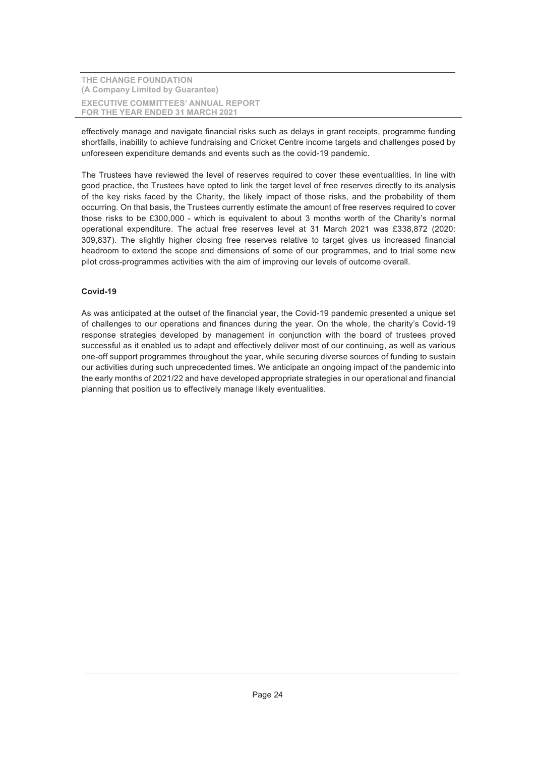effectively manage and navigate financial risks such as delays in grant receipts, programme funding shortfalls, inability to achieve fundraising and Cricket Centre income targets and challenges posed by unforeseen expenditure demands and events such as the covid-19 pandemic.

The Trustees have reviewed the level of reserves required to cover these eventualities. In line with good practice, the Trustees have opted to link the target level of free reserves directly to its analysis of the key risks faced by the Charity, the likely impact of those risks, and the probability of them occurring. On that basis, the Trustees currently estimate the amount of free reserves required to cover those risks to be £300,000 - which is equivalent to about 3 months worth of the Charity's normal operational expenditure. The actual free reserves level at 31 March 2021 was £338,872 (2020: 309,837). The slightly higher closing free reserves relative to target gives us increased financial headroom to extend the scope and dimensions of some of our programmes, and to trial some new pilot cross-programmes activities with the aim of improving our levels of outcome overall.

**Covid-19**

As was anticipated at the outset of the financial year, the Covid-19 pandemic presented a unique set of challenges to our operations and finances during the year. On the whole, the charity's Covid-19 response strategies developed by management in conjunction with the board of trustees proved successful as it enabled us to adapt and effectively deliver most of our continuing, as well as various one-off support programmes throughout the year, while securing diverse sources of funding to sustain our activities during such unprecedented times. We anticipate an ongoing impact of the pandemic into the early months of 2021/22 and have developed appropriate strategies in our operational and financial planning that position us to effectively manage likely eventualities.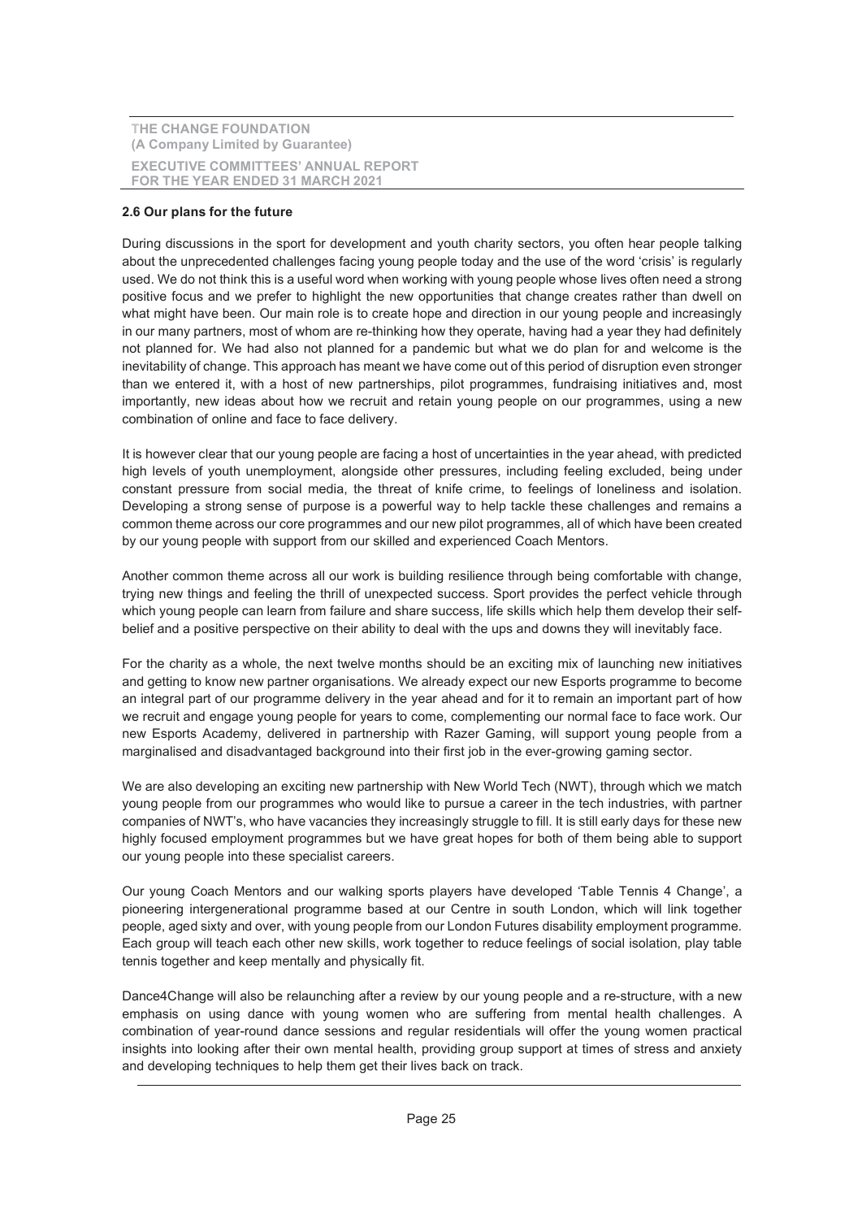### 2.6 Our plans for the future

During discussions in the sport for development and youth charity sectors, you often hear people talking about the unprecedented challenges facing young people today and the use of the word 'crisis' is regularly used. We do not think this is a useful word when working with young people whose lives often need a strong positive focus and we prefer to highlight the new opportunities that change creates rather than dwell on what might have been. Our main role is to create hope and direction in our young people and increasingly in our many partners, most of whom are re-thinking how they operate, having had a year they had definitely not planned for. We had also not planned for a pandemic but what we do plan for and welcome is the inevitability of change. This approach has meant we have come out of this period of disruption even stronger than we entered it, with a host of new partnerships, pilot programmes, fundraising initiatives and, most importantly, new ideas about how we recruit and retain young people on our programmes, using a new combination of online and face to face delivery.

It is however clear that our young people are facing a host of uncertainties in the year ahead, with predicted high levels of youth unemployment, alongside other pressures, including feeling excluded, being under constant pressure from social media, the threat of knife crime, to feelings of loneliness and isolation. Developing a strong sense of purpose is a powerful way to help tackle these challenges and remains a common theme across our core programmes and our new pilot programmes, all of which have been created by our young people with support from our skilled and experienced Coach Mentors.

Another common theme across all our work is building resilience through being comfortable with change, trying new things and feeling the thrill of unexpected success. Sport provides the perfect vehicle through which young people can learn from failure and share success, life skills which help them develop their self-belief and a positive perspective on their ability to deal with the ups and downs they will inevitably face.

For the charity as a whole, the next twelve months should be an exciting mix of launching new initiatives and getting to know new partner organisations. We already expect our new Esports programme to become an integral part of our programme delivery in the year ahead and for it to remain an important part of how we recruit and engage young people for years to come, complementing our normal face to face work. Our new Esports Academy, delivered in partnership with Razer Gaming, will support young people from a marginalised and disadvantaged background into their first job in the ever-growing gaming sector.

We are also developing an exciting new partnership with New World Tech (NWT), through which we match young people from our programmes who would like to pursue a career in the tech industries, with partner companies of NWT's, who have vacancies they increasingly struggle to fill. It is still early days for these new highly focused employment programmes but we have great hopes for both of them being able to support our young people into these specialist careers.

Our young Coach Mentors and our walking sports players have developed 'Table Tennis 4 Change', a pioneering intergenerational programme based at our Centre in south London, which will link together people, aged sixty and over, with young people from our London Futures disability employment programme. Each group will teach each other new skills, work together to reduce feelings of social isolation, play table tennis together and keep mentally and physically fit.

Dance4Change will also be relaunching after a review by our young people and a re-structure, with a new emphasis on using dance with young women who are suffering from mental health challenges. A combination of year-round dance sessions and regular residentials will offer the young women practical insights into looking after their own mental health, providing group support at times of stress and anxiety and developing techniques to help them get their lives back on track.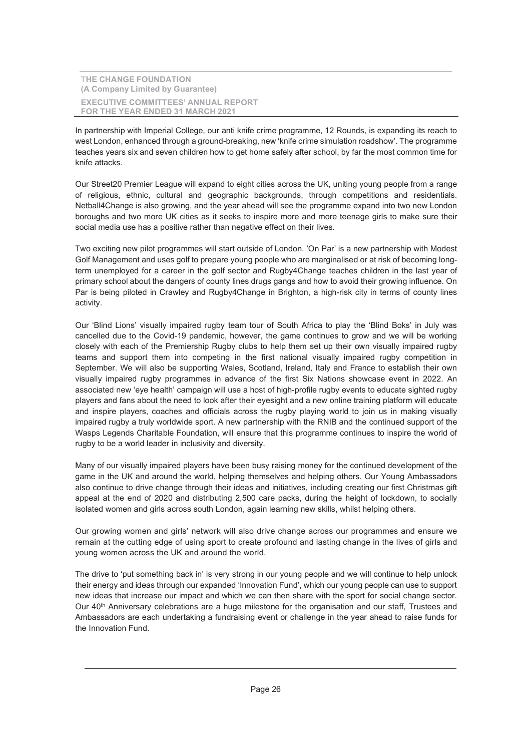In partnership with Imperial College, our anti knife crime programme, 12 Rounds, is expanding its reach to west London, enhanced through a ground-breaking, new 'knife crime simulation roadshow'. The programme teaches years six and seven children how to get home safely after school, by far the most common time for knife attacks.

Our Street20 Premier League will expand to eight cities across the UK, uniting young people from a range of religious, ethnic, cultural and geographic backgrounds, through competitions and residentials. Netball4Change is also growing, and the year ahead will see the programme expand into two new London boroughs and two more UK cities as it seeks to inspire more and more teenage girls to make sure their social media use has a positive rather than negative effect on their lives.

Two exciting new pilot programmes will start outside of London. 'On Par' is a new partnership with Modest Golf Management and uses golf to prepare young people who are marginalised or at risk of becoming long-term unemployed for a career in the golf sector and Rugby4Change teaches children in the last year of primary school about the dangers of county lines drugs gangs and how to avoid their growing influence. On Par is being piloted in Crawley and Rugby4Change in Brighton, a high-risk city in terms of county lines activity.

Our 'Blind Lions' visually impaired rugby team tour of South Africa to play the 'Blind Boks' in July was cancelled due to the Covid-19 pandemic, however, the game continues to grow and we will be working closely with each of the Premiership Rugby clubs to help them set up their own visually impaired rugby teams and support them into competing in the first national visually impaired rugby competition in September. We will also be supporting Wales, Scotland, Ireland, Italy and France to establish their own visually impaired rugby programmes in advance of the first Six Nations showcase event in 2022. An associated new 'eye health' campaign will use a host of high-profile rugby events to educate sighted rugby players and fans about the need to look after their eyesight and a new online training platform will educate and inspire players, coaches and officials across the rugby playing world to join us in making visually impaired rugby a truly worldwide sport. A new partnership with the RNIB and the continued support of the Wasps Legends Charitable Foundation, will ensure that this programme continues to inspire the world of rugby to be a world leader in inclusivity and diversity.

Many of our visually impaired players have been busy raising money for the continued development of the game in the UK and around the world, helping themselves and helping others. Our Young Ambassadors also continue to drive change through their ideas and initiatives, including creating our first Christmas gift appeal at the end of 2020 and distributing 2,500 care packs, during the height of lockdown, to socially isolated women and girls across south London, again learning new skills, whilst helping others.

Our growing women and girls' network will also drive change across our programmes and ensure we remain at the cutting edge of using sport to create profound and lasting change in the lives of girls and young women across the UK and around the world.

The drive to 'put something back in' is very strong in our young people and we will continue to help unlock their energy and ideas through our expanded 'Innovation Fund', which our young people can use to support new ideas that increase our impact and which we can then share with the sport for social change sector. Our 40th Anniversary celebrations are a huge milestone for the organisation and our staff, Trustees and Ambassadors are each undertaking a fundraising event or challenge in the year ahead to raise funds for the Innovation Fund.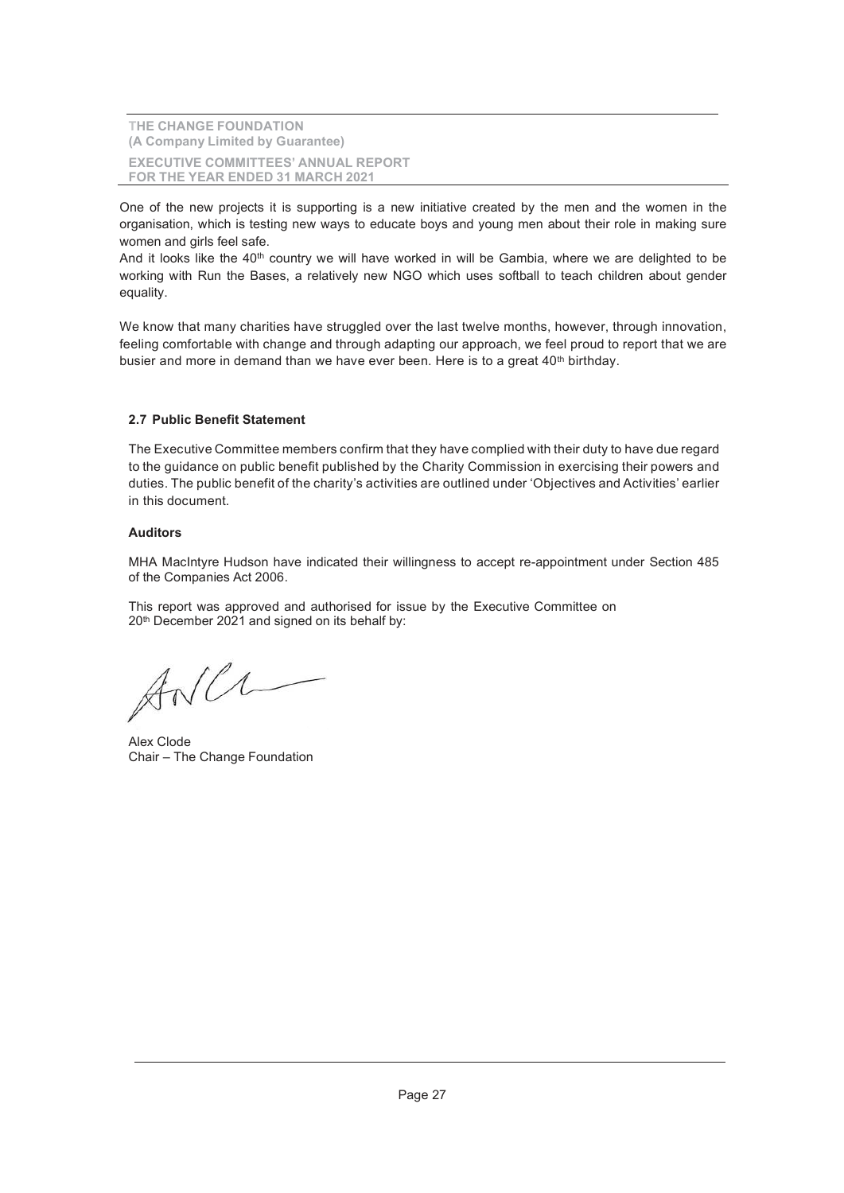One of the new projects it is supporting is a new initiative created by the men and the women in the organisation, which is testing new ways to educate boys and young men about their role in making sure women and girls feel safe.
And it looks like the 40th country we will have worked in will be Gambia, where we are delighted to be working with Run the Bases, a relatively new NGO which uses softball to teach children about gender equality.

We know that many charities have struggled over the last twelve months, however, through innovation, feeling comfortable with change and through adapting our approach, we feel proud to report that we are busier and more in demand than we have ever been. Here is to a great 40th birthday.

### 2.7 Public Benefit Statement

The Executive Committee members confirm that they have complied with their duty to have due regard to the guidance on public benefit published by the Charity Commission in exercising their powers and duties. The public benefit of the charity's activities are outlined under 'Objectives and Activities' earlier in this document.

### Auditors

MHA MacIntyre Hudson have indicated their willingness to accept re-appointment under Section 485 of the Companies Act 2006.

This report was approved and authorised for issue by the Executive Committee on 20th December 2021 and signed on its behalf by:

Alex Clode
Chair – The Change Foundation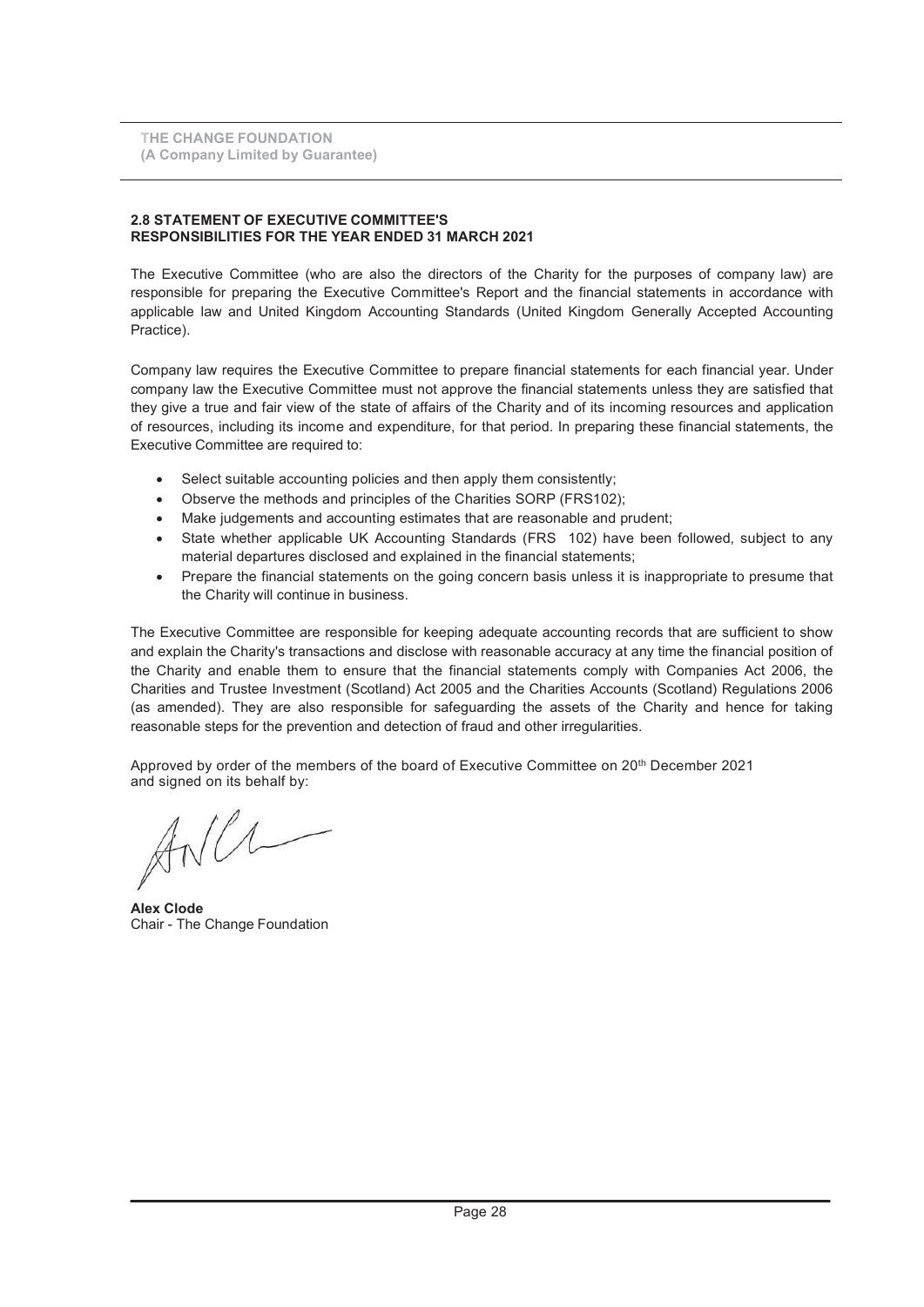## 2.8 STATEMENT OF EXECUTIVE COMMITTEE'S RESPONSIBILITIES FOR THE YEAR ENDED 31 MARCH 2021

The Executive Committee (who are also the directors of the Charity for the purposes of company law) are responsible for preparing the Executive Committee's Report and the financial statements in accordance with applicable law and United Kingdom Accounting Standards (United Kingdom Generally Accepted Accounting Practice).

Company law requires the Executive Committee to prepare financial statements for each financial year. Under company law the Executive Committee must not approve the financial statements unless they are satisfied that they give a true and fair view of the state of affairs of the Charity and of its incoming resources and application of resources, including its income and expenditure, for that period. In preparing these financial statements, the Executive Committee are required to:

- Select suitable accounting policies and then apply them consistently;
- Observe the methods and principles of the Charities SORP (FRS102);
- Make judgements and accounting estimates that are reasonable and prudent;
- State whether applicable UK Accounting Standards (FRS 102) have been followed, subject to any material departures disclosed and explained in the financial statements;
- Prepare the financial statements on the going concern basis unless it is inappropriate to presume that the Charity will continue in business.

The Executive Committee are responsible for keeping adequate accounting records that are sufficient to show and explain the Charity's transactions and disclose with reasonable accuracy at any time the financial position of the Charity and enable them to ensure that the financial statements comply with Companies Act 2006, the Charities and Trustee Investment (Scotland) Act 2005 and the Charities Accounts (Scotland) Regulations 2006 (as amended). They are also responsible for safeguarding the assets of the Charity and hence for taking reasonable steps for the prevention and detection of fraud and other irregularities.

Approved by order of the members of the board of Executive Committee on 20th December 2021 and signed on its behalf by:

**Alex Clode**
Chair - The Change Foundation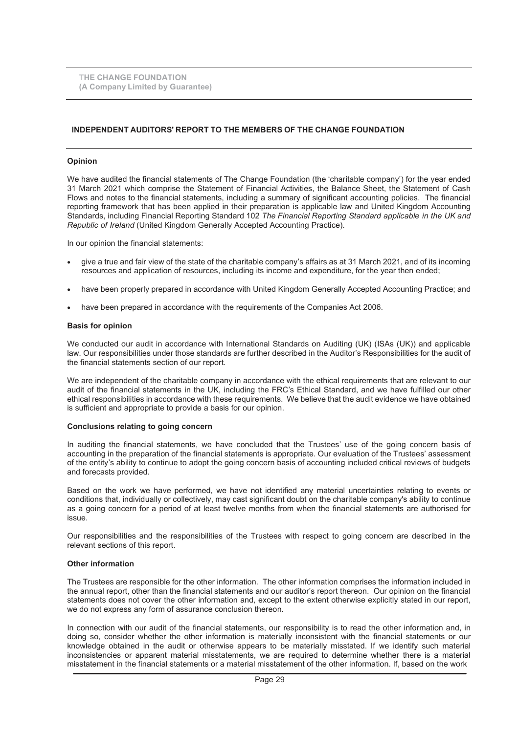## INDEPENDENT AUDITORS' REPORT TO THE MEMBERS OF THE CHANGE FOUNDATION

### Opinion

We have audited the financial statements of The Change Foundation (the 'charitable company') for the year ended 31 March 2021 which comprise the Statement of Financial Activities, the Balance Sheet, the Statement of Cash Flows and notes to the financial statements, including a summary of significant accounting policies. The financial reporting framework that has been applied in their preparation is applicable law and United Kingdom Accounting Standards, including Financial Reporting Standard 102 *The Financial Reporting Standard applicable in the UK and Republic of Ireland* (United Kingdom Generally Accepted Accounting Practice).

In our opinion the financial statements:

- give a true and fair view of the state of the charitable company's affairs as at 31 March 2021, and of its incoming resources and application of resources, including its income and expenditure, for the year then ended;
- have been properly prepared in accordance with United Kingdom Generally Accepted Accounting Practice; and
- have been prepared in accordance with the requirements of the Companies Act 2006.

### Basis for opinion

We conducted our audit in accordance with International Standards on Auditing (UK) (ISAs (UK)) and applicable law. Our responsibilities under those standards are further described in the Auditor's Responsibilities for the audit of the financial statements section of our report.

We are independent of the charitable company in accordance with the ethical requirements that are relevant to our audit of the financial statements in the UK, including the FRC's Ethical Standard, and we have fulfilled our other ethical responsibilities in accordance with these requirements. We believe that the audit evidence we have obtained is sufficient and appropriate to provide a basis for our opinion.

### Conclusions relating to going concern

In auditing the financial statements, we have concluded that the Trustees' use of the going concern basis of accounting in the preparation of the financial statements is appropriate. Our evaluation of the Trustees' assessment of the entity's ability to continue to adopt the going concern basis of accounting included critical reviews of budgets and forecasts provided.

Based on the work we have performed, we have not identified any material uncertainties relating to events or conditions that, individually or collectively, may cast significant doubt on the charitable company's ability to continue as a going concern for a period of at least twelve months from when the financial statements are authorised for issue.

Our responsibilities and the responsibilities of the Trustees with respect to going concern are described in the relevant sections of this report.

### Other information

The Trustees are responsible for the other information. The other information comprises the information included in the annual report, other than the financial statements and our auditor's report thereon. Our opinion on the financial statements does not cover the other information and, except to the extent otherwise explicitly stated in our report, we do not express any form of assurance conclusion thereon.

In connection with our audit of the financial statements, our responsibility is to read the other information and, in doing so, consider whether the other information is materially inconsistent with the financial statements or our knowledge obtained in the audit or otherwise appears to be materially misstated. If we identify such material inconsistencies or apparent material misstatements, we are required to determine whether there is a material misstatement in the financial statements or a material misstatement of the other information. If, based on the work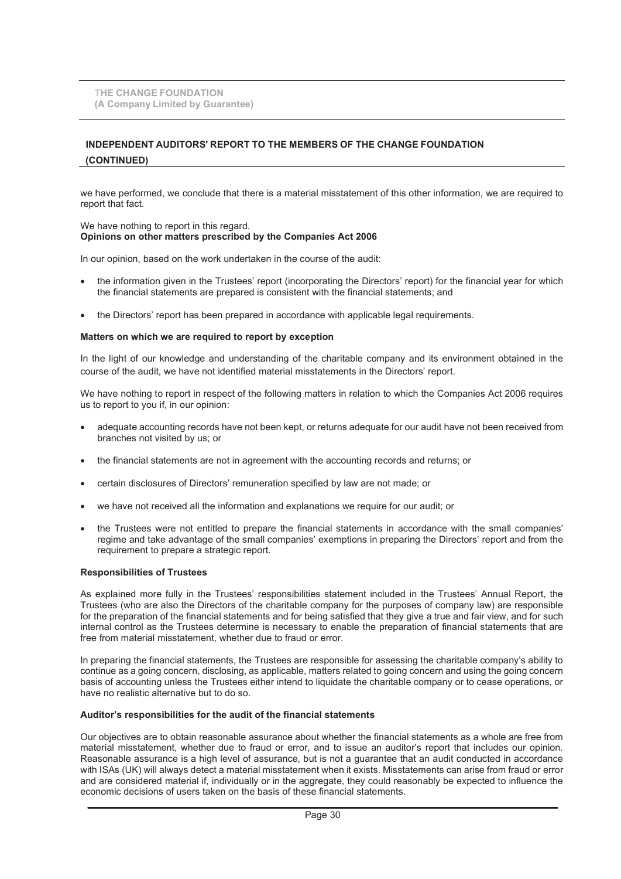we have performed, we conclude that there is a material misstatement of this other information, we are required to report that fact.

We have nothing to report in this regard.

**Opinions on other matters prescribed by the Companies Act 2006**

In our opinion, based on the work undertaken in the course of the audit:

- the information given in the Trustees' report (incorporating the Directors' report) for the financial year for which the financial statements are prepared is consistent with the financial statements; and
- the Directors' report has been prepared in accordance with applicable legal requirements.

**Matters on which we are required to report by exception**

In the light of our knowledge and understanding of the charitable company and its environment obtained in the course of the audit, we have not identified material misstatements in the Directors' report.

We have nothing to report in respect of the following matters in relation to which the Companies Act 2006 requires us to report to you if, in our opinion:

- adequate accounting records have not been kept, or returns adequate for our audit have not been received from branches not visited by us; or
- the financial statements are not in agreement with the accounting records and returns; or
- certain disclosures of Directors' remuneration specified by law are not made; or
- we have not received all the information and explanations we require for our audit; or
- the Trustees were not entitled to prepare the financial statements in accordance with the small companies' regime and take advantage of the small companies' exemptions in preparing the Directors' report and from the requirement to prepare a strategic report.

**Responsibilities of Trustees**

As explained more fully in the Trustees' responsibilities statement included in the Trustees' Annual Report, the Trustees (who are also the Directors of the charitable company for the purposes of company law) are responsible for the preparation of the financial statements and for being satisfied that they give a true and fair view, and for such internal control as the Trustees determine is necessary to enable the preparation of financial statements that are free from material misstatement, whether due to fraud or error.

In preparing the financial statements, the Trustees are responsible for assessing the charitable company's ability to continue as a going concern, disclosing, as applicable, matters related to going concern and using the going concern basis of accounting unless the Trustees either intend to liquidate the charitable company or to cease operations, or have no realistic alternative but to do so.

**Auditor's responsibilities for the audit of the financial statements**

Our objectives are to obtain reasonable assurance about whether the financial statements as a whole are free from material misstatement, whether due to fraud or error, and to issue an auditor's report that includes our opinion. Reasonable assurance is a high level of assurance, but is not a guarantee that an audit conducted in accordance with ISAs (UK) will always detect a material misstatement when it exists. Misstatements can arise from fraud or error and are considered material if, individually or in the aggregate, they could reasonably be expected to influence the economic decisions of users taken on the basis of these financial statements.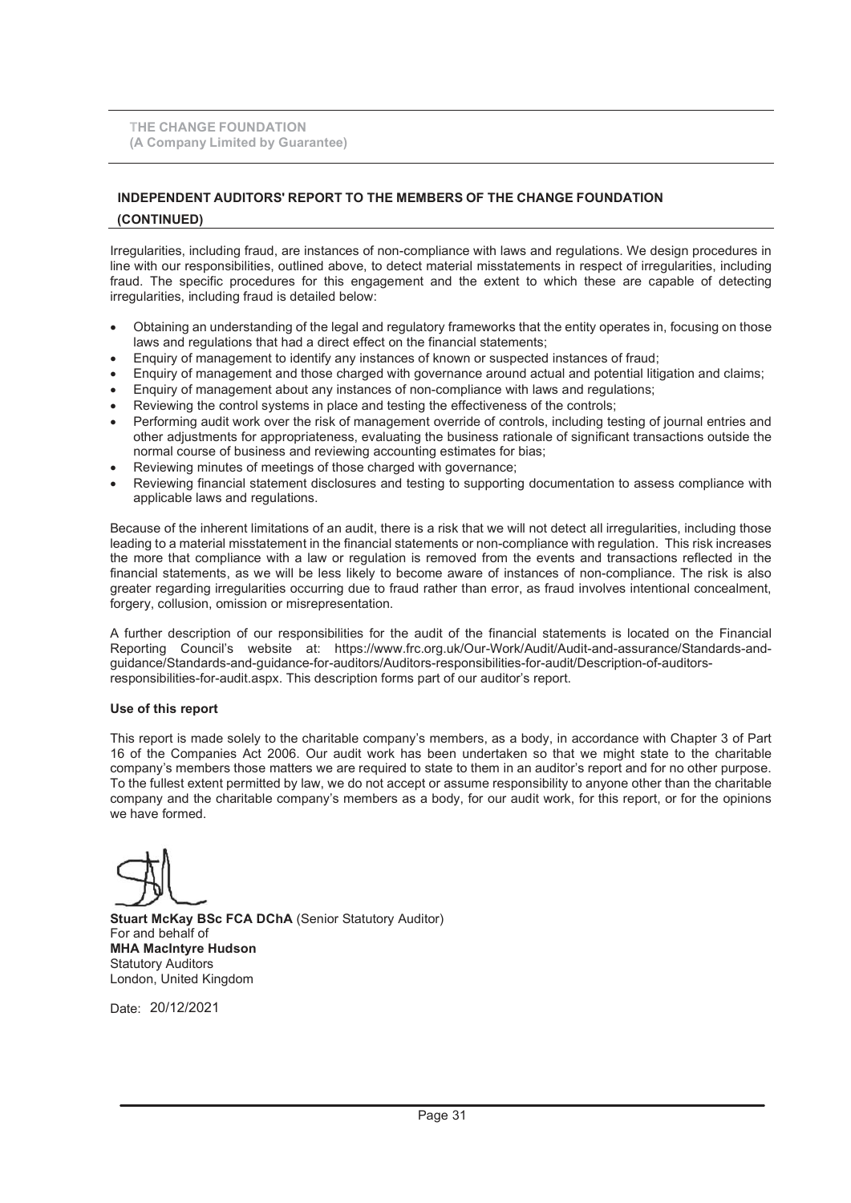## INDEPENDENT AUDITORS' REPORT TO THE MEMBERS OF THE CHANGE FOUNDATION (CONTINUED)

Irregularities, including fraud, are instances of non-compliance with laws and regulations. We design procedures in line with our responsibilities, outlined above, to detect material misstatements in respect of irregularities, including fraud. The specific procedures for this engagement and the extent to which these are capable of detecting irregularities, including fraud is detailed below:

- Obtaining an understanding of the legal and regulatory frameworks that the entity operates in, focusing on those laws and regulations that had a direct effect on the financial statements;
- Enquiry of management to identify any instances of known or suspected instances of fraud;
- Enquiry of management and those charged with governance around actual and potential litigation and claims;
- Enquiry of management about any instances of non-compliance with laws and regulations;
- Reviewing the control systems in place and testing the effectiveness of the controls;
- Performing audit work over the risk of management override of controls, including testing of journal entries and other adjustments for appropriateness, evaluating the business rationale of significant transactions outside the normal course of business and reviewing accounting estimates for bias;
- Reviewing minutes of meetings of those charged with governance;
- Reviewing financial statement disclosures and testing to supporting documentation to assess compliance with applicable laws and regulations.

Because of the inherent limitations of an audit, there is a risk that we will not detect all irregularities, including those leading to a material misstatement in the financial statements or non-compliance with regulation. This risk increases the more that compliance with a law or regulation is removed from the events and transactions reflected in the financial statements, as we will be less likely to become aware of instances of non-compliance. The risk is also greater regarding irregularities occurring due to fraud rather than error, as fraud involves intentional concealment, forgery, collusion, omission or misrepresentation.

A further description of our responsibilities for the audit of the financial statements is located on the Financial Reporting Council's website at: https://www.frc.org.uk/Our-Work/Audit/Audit-and-assurance/Standards-and-guidance/Standards-and-guidance-for-auditors/Auditors-responsibilities-for-audit/Description-of-auditors-responsibilities-for-audit.aspx. This description forms part of our auditor's report.

### Use of this report

This report is made solely to the charitable company's members, as a body, in accordance with Chapter 3 of Part 16 of the Companies Act 2006. Our audit work has been undertaken so that we might state to the charitable company's members those matters we are required to state to them in an auditor's report and for no other purpose. To the fullest extent permitted by law, we do not accept or assume responsibility to anyone other than the charitable company and the charitable company's members as a body, for our audit work, for this report, or for the opinions we have formed.

**Stuart McKay BSc FCA DChA** (Senior Statutory Auditor)
For and behalf of
**MHA MacIntyre Hudson**
Statutory Auditors
London, United Kingdom

Date: 20/12/2021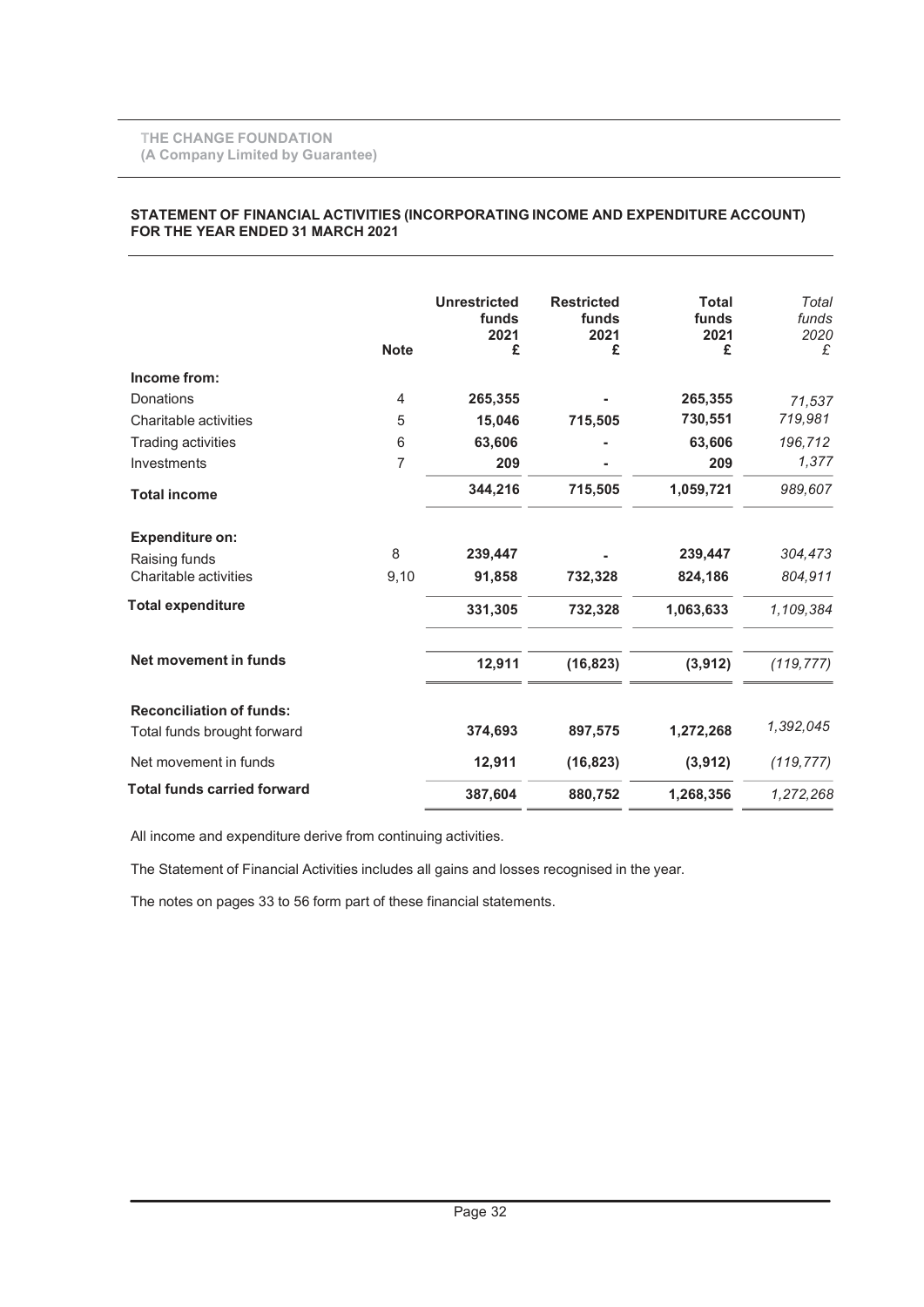**THE CHANGE FOUNDATION**
**(A Company Limited by Guarantee)**

## STATEMENT OF FINANCIAL ACTIVITIES (INCORPORATING INCOME AND EXPENDITURE ACCOUNT) FOR THE YEAR ENDED 31 MARCH 2021

| | Note | Unrestricted funds 2021 £ | Restricted funds 2021 £ | Total funds 2021 £ | *Total funds 2020 £* |
|---|---|---|---|---|---|
| **Income from:** | | | | | |
| Donations | 4 | **265,355** | **-** | **265,355** | *71,537* |
| Charitable activities | 5 | **15,046** | **715,505** | **730,551** | *719,981* |
| Trading activities | 6 | **63,606** | **-** | **63,606** | *196,712* |
| Investments | 7 | **209** | **-** | **209** | *1,377* |
| **Total income** | | **344,216** | **715,505** | **1,059,721** | *989,607* |
| **Expenditure on:** | | | | | |
| Raising funds | 8 | **239,447** | **-** | **239,447** | *304,473* |
| Charitable activities | 9,10 | **91,858** | **732,328** | **824,186** | *804,911* |
| **Total expenditure** | | **331,305** | **732,328** | **1,063,633** | *1,109,384* |
| **Net movement in funds** | | **12,911** | **(16,823)** | **(3,912)** | *(119,777)* |
| **Reconciliation of funds:** | | | | | |
| Total funds brought forward | | **374,693** | **897,575** | **1,272,268** | *1,392,045* |
| Net movement in funds | | **12,911** | **(16,823)** | **(3,912)** | *(119,777)* |
| **Total funds carried forward** | | **387,604** | **880,752** | **1,268,356** | *1,272,268* |

All income and expenditure derive from continuing activities.

The Statement of Financial Activities includes all gains and losses recognised in the year.

The notes on pages 33 to 56 form part of these financial statements.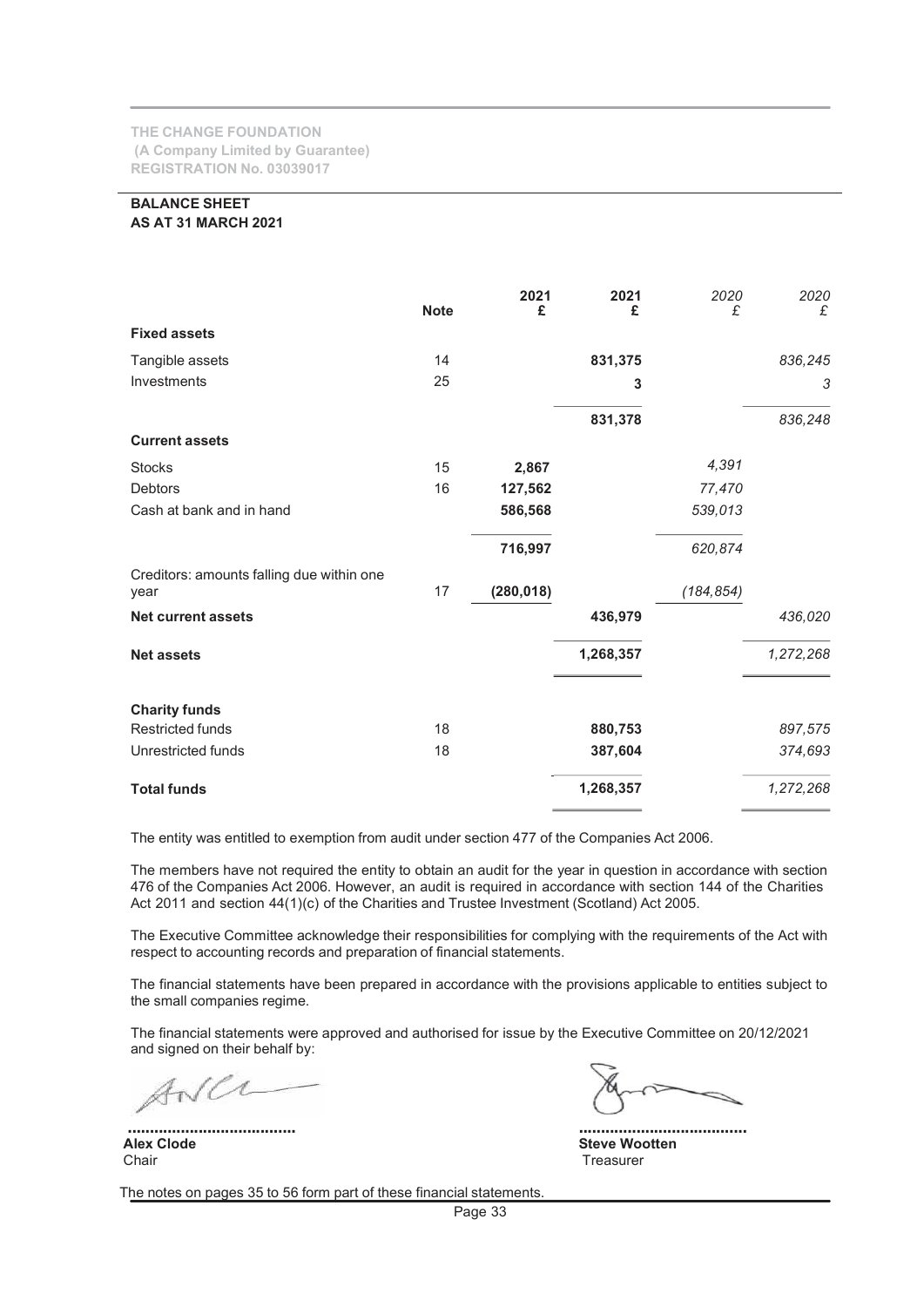THE CHANGE FOUNDATION
(A Company Limited by Guarantee)
REGISTRATION No. 03039017

## BALANCE SHEET
## AS AT 31 MARCH 2021

| | Note | 2021 £ | 2021 £ | *2020 £* | *2020 £* |
|---|---|---|---|---|---|
| **Fixed assets** | | | | | |
| Tangible assets | 14 | | **831,375** | | *836,245* |
| Investments | 25 | | **3** | | *3* |
| | | | **831,378** | | *836,248* |
| **Current assets** | | | | | |
| Stocks | 15 | **2,867** | | *4,391* | |
| Debtors | 16 | **127,562** | | *77,470* | |
| Cash at bank and in hand | | **586,568** | | *539,013* | |
| | | **716,997** | | *620,874* | |
| Creditors: amounts falling due within one year | 17 | **(280,018)** | | *(184,854)* | |
| **Net current assets** | | | **436,979** | | *436,020* |
| **Net assets** | | | **1,268,357** | | *1,272,268* |
| **Charity funds** | | | | | |
| Restricted funds | 18 | | **880,753** | | *897,575* |
| Unrestricted funds | 18 | | **387,604** | | *374,693* |
| **Total funds** | | | **1,268,357** | | *1,272,268* |

The entity was entitled to exemption from audit under section 477 of the Companies Act 2006.

The members have not required the entity to obtain an audit for the year in question in accordance with section 476 of the Companies Act 2006. However, an audit is required in accordance with section 144 of the Charities Act 2011 and section 44(1)(c) of the Charities and Trustee Investment (Scotland) Act 2005.

The Executive Committee acknowledge their responsibilities for complying with the requirements of the Act with respect to accounting records and preparation of financial statements.

The financial statements have been prepared in accordance with the provisions applicable to entities subject to the small companies regime.

The financial statements were approved and authorised for issue by the Executive Committee on 20/12/2021 and signed on their behalf by:

**Alex Clode**
Chair

**Steve Wootten**
Treasurer

The notes on pages 35 to 56 form part of these financial statements.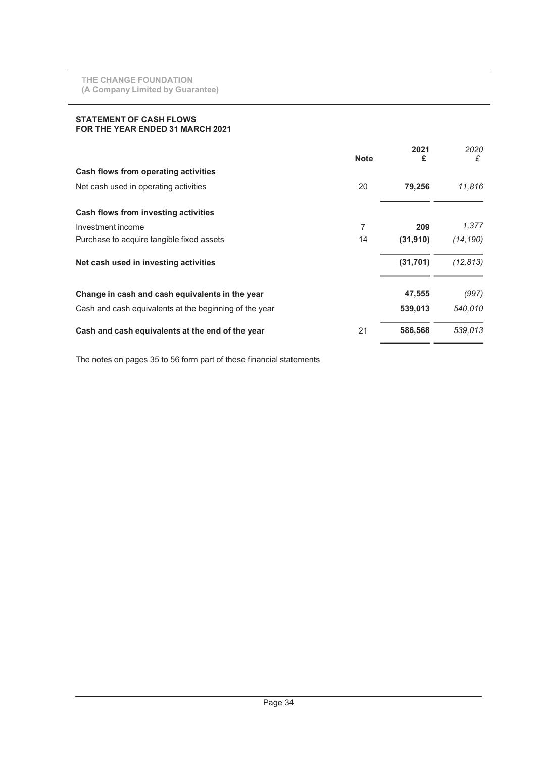THE CHANGE FOUNDATION
(A Company Limited by Guarantee)

## STATEMENT OF CASH FLOWS
## FOR THE YEAR ENDED 31 MARCH 2021

| | Note | 2021<br>£ | *2020*<br>*£* |
|---|---|---|---|
| **Cash flows from operating activities** | | | |
| Net cash used in operating activities | 20 | **79,256** | *11,816* |
| **Cash flows from investing activities** | | | |
| Investment income | 7 | **209** | *1,377* |
| Purchase to acquire tangible fixed assets | 14 | **(31,910)** | *(14,190)* |
| **Net cash used in investing activities** | | **(31,701)** | *(12,813)* |
| **Change in cash and cash equivalents in the year** | | **47,555** | *(997)* |
| Cash and cash equivalents at the beginning of the year | | **539,013** | *540,010* |
| **Cash and cash equivalents at the end of the year** | 21 | **586,568** | *539,013* |

The notes on pages 35 to 56 form part of these financial statements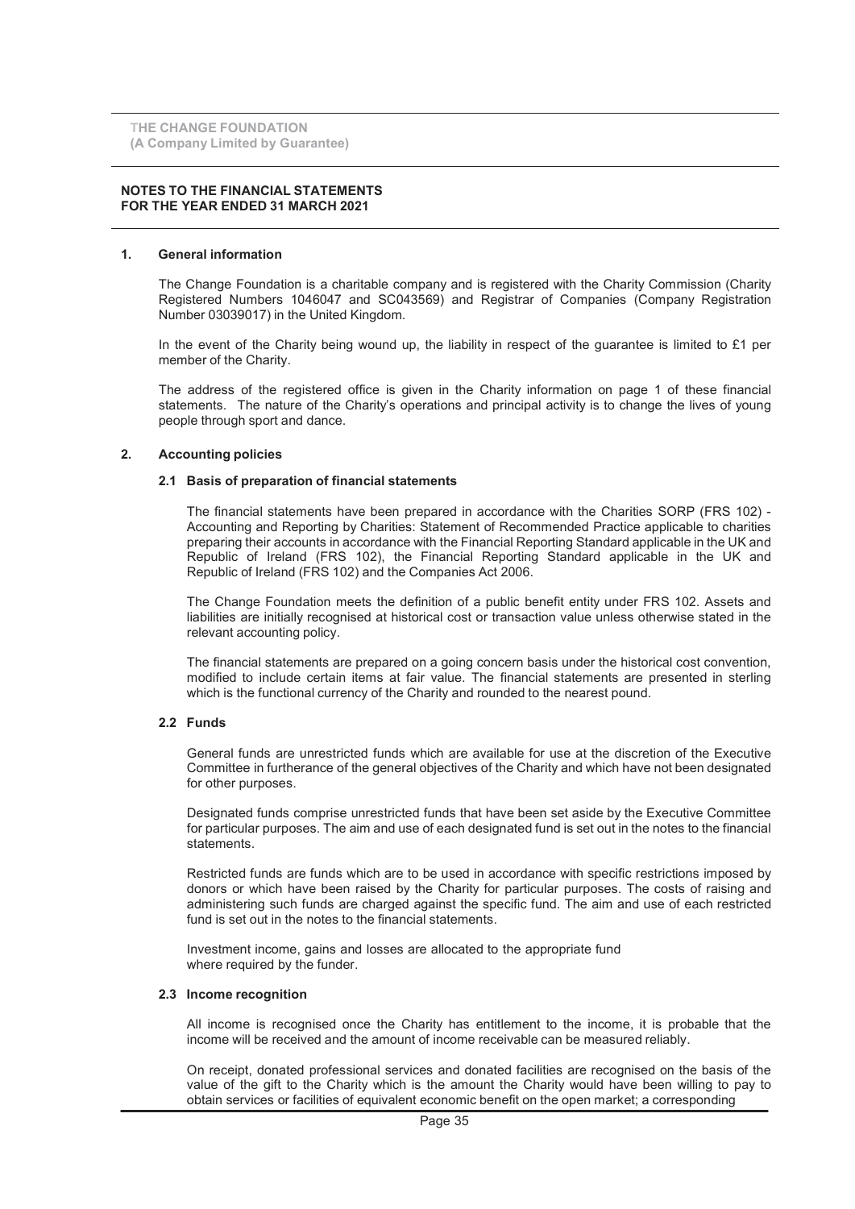# NOTES TO THE FINANCIAL STATEMENTS FOR THE YEAR ENDED 31 MARCH 2021

## 1. General information

The Change Foundation is a charitable company and is registered with the Charity Commission (Charity Registered Numbers 1046047 and SC043569) and Registrar of Companies (Company Registration Number 03039017) in the United Kingdom.

In the event of the Charity being wound up, the liability in respect of the guarantee is limited to £1 per member of the Charity.

The address of the registered office is given in the Charity information on page 1 of these financial statements. The nature of the Charity's operations and principal activity is to change the lives of young people through sport and dance.

## 2. Accounting policies

### 2.1 Basis of preparation of financial statements

The financial statements have been prepared in accordance with the Charities SORP (FRS 102) - Accounting and Reporting by Charities: Statement of Recommended Practice applicable to charities preparing their accounts in accordance with the Financial Reporting Standard applicable in the UK and Republic of Ireland (FRS 102), the Financial Reporting Standard applicable in the UK and Republic of Ireland (FRS 102) and the Companies Act 2006.

The Change Foundation meets the definition of a public benefit entity under FRS 102. Assets and liabilities are initially recognised at historical cost or transaction value unless otherwise stated in the relevant accounting policy.

The financial statements are prepared on a going concern basis under the historical cost convention, modified to include certain items at fair value. The financial statements are presented in sterling which is the functional currency of the Charity and rounded to the nearest pound.

### 2.2 Funds

General funds are unrestricted funds which are available for use at the discretion of the Executive Committee in furtherance of the general objectives of the Charity and which have not been designated for other purposes.

Designated funds comprise unrestricted funds that have been set aside by the Executive Committee for particular purposes. The aim and use of each designated fund is set out in the notes to the financial statements.

Restricted funds are funds which are to be used in accordance with specific restrictions imposed by donors or which have been raised by the Charity for particular purposes. The costs of raising and administering such funds are charged against the specific fund. The aim and use of each restricted fund is set out in the notes to the financial statements.

Investment income, gains and losses are allocated to the appropriate fund where required by the funder.

### 2.3 Income recognition

All income is recognised once the Charity has entitlement to the income, it is probable that the income will be received and the amount of income receivable can be measured reliably.

On receipt, donated professional services and donated facilities are recognised on the basis of the value of the gift to the Charity which is the amount the Charity would have been willing to pay to obtain services or facilities of equivalent economic benefit on the open market; a corresponding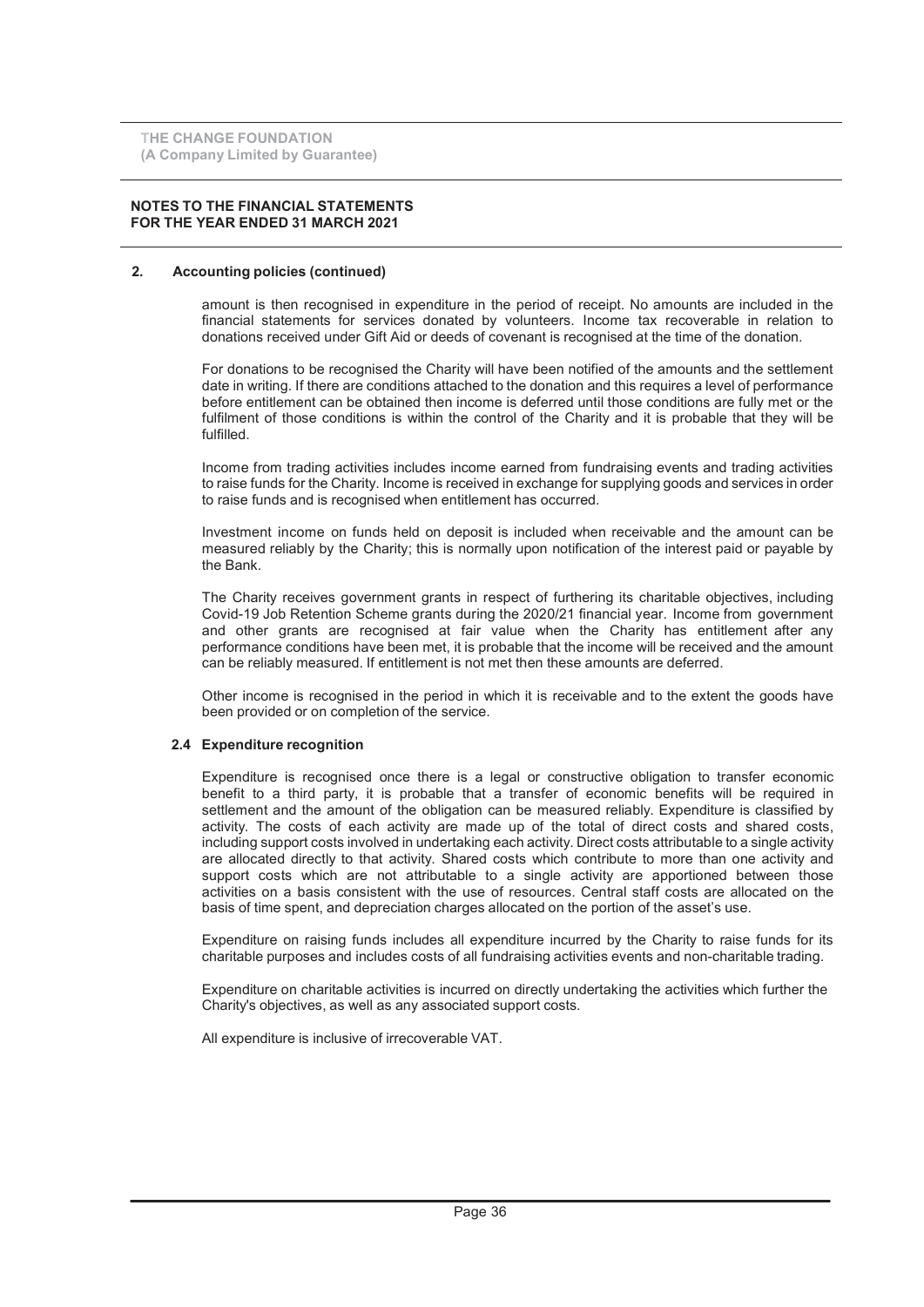## 2. Accounting policies (continued)

amount is then recognised in expenditure in the period of receipt. No amounts are included in the financial statements for services donated by volunteers. Income tax recoverable in relation to donations received under Gift Aid or deeds of covenant is recognised at the time of the donation.

For donations to be recognised the Charity will have been notified of the amounts and the settlement date in writing. If there are conditions attached to the donation and this requires a level of performance before entitlement can be obtained then income is deferred until those conditions are fully met or the fulfilment of those conditions is within the control of the Charity and it is probable that they will be fulfilled.

Income from trading activities includes income earned from fundraising events and trading activities to raise funds for the Charity. Income is received in exchange for supplying goods and services in order to raise funds and is recognised when entitlement has occurred.

Investment income on funds held on deposit is included when receivable and the amount can be measured reliably by the Charity; this is normally upon notification of the interest paid or payable by the Bank.

The Charity receives government grants in respect of furthering its charitable objectives, including Covid-19 Job Retention Scheme grants during the 2020/21 financial year. Income from government and other grants are recognised at fair value when the Charity has entitlement after any performance conditions have been met, it is probable that the income will be received and the amount can be reliably measured. If entitlement is not met then these amounts are deferred.

Other income is recognised in the period in which it is receivable and to the extent the goods have been provided or on completion of the service.

### 2.4 Expenditure recognition

Expenditure is recognised once there is a legal or constructive obligation to transfer economic benefit to a third party, it is probable that a transfer of economic benefits will be required in settlement and the amount of the obligation can be measured reliably. Expenditure is classified by activity. The costs of each activity are made up of the total of direct costs and shared costs, including support costs involved in undertaking each activity. Direct costs attributable to a single activity are allocated directly to that activity. Shared costs which contribute to more than one activity and support costs which are not attributable to a single activity are apportioned between those activities on a basis consistent with the use of resources. Central staff costs are allocated on the basis of time spent, and depreciation charges allocated on the portion of the asset's use.

Expenditure on raising funds includes all expenditure incurred by the Charity to raise funds for its charitable purposes and includes costs of all fundraising activities events and non-charitable trading.

Expenditure on charitable activities is incurred on directly undertaking the activities which further the Charity's objectives, as well as any associated support costs.

All expenditure is inclusive of irrecoverable VAT.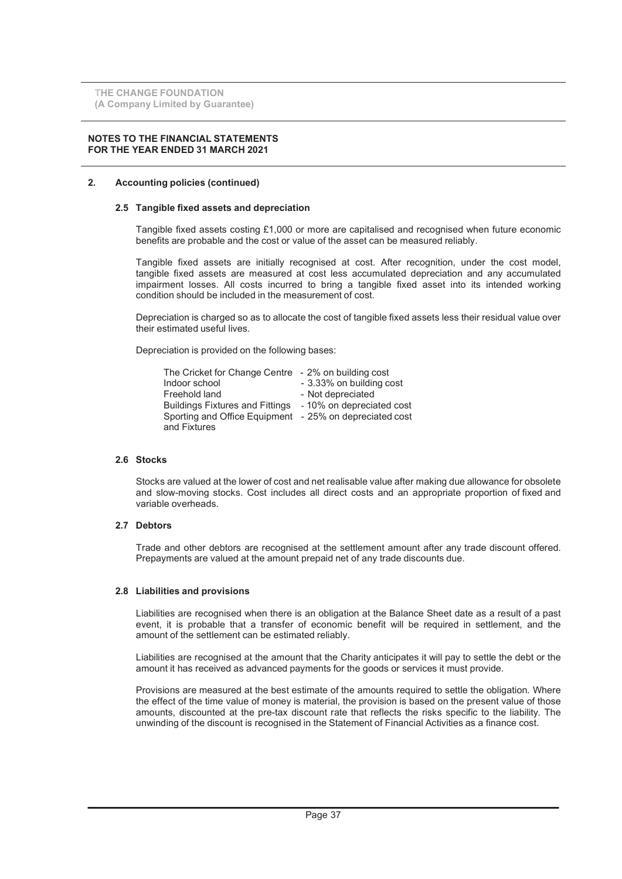## 2. Accounting policies (continued)

### 2.5 Tangible fixed assets and depreciation

Tangible fixed assets costing £1,000 or more are capitalised and recognised when future economic benefits are probable and the cost or value of the asset can be measured reliably.

Tangible fixed assets are initially recognised at cost. After recognition, under the cost model, tangible fixed assets are measured at cost less accumulated depreciation and any accumulated impairment losses. All costs incurred to bring a tangible fixed asset into its intended working condition should be included in the measurement of cost.

Depreciation is charged so as to allocate the cost of tangible fixed assets less their residual value over their estimated useful lives.

Depreciation is provided on the following bases:

| | |
|---|---|
| The Cricket for Change Centre | - 2% on building cost |
| Indoor school | - 3.33% on building cost |
| Freehold land | - Not depreciated |
| Buildings Fixtures and Fittings | - 10% on depreciated cost |
| Sporting and Office Equipment and Fixtures | - 25% on depreciated cost |

### 2.6 Stocks

Stocks are valued at the lower of cost and net realisable value after making due allowance for obsolete and slow-moving stocks. Cost includes all direct costs and an appropriate proportion of fixed and variable overheads.

### 2.7 Debtors

Trade and other debtors are recognised at the settlement amount after any trade discount offered. Prepayments are valued at the amount prepaid net of any trade discounts due.

### 2.8 Liabilities and provisions

Liabilities are recognised when there is an obligation at the Balance Sheet date as a result of a past event, it is probable that a transfer of economic benefit will be required in settlement, and the amount of the settlement can be estimated reliably.

Liabilities are recognised at the amount that the Charity anticipates it will pay to settle the debt or the amount it has received as advanced payments for the goods or services it must provide.

Provisions are measured at the best estimate of the amounts required to settle the obligation. Where the effect of the time value of money is material, the provision is based on the present value of those amounts, discounted at the pre-tax discount rate that reflects the risks specific to the liability. The unwinding of the discount is recognised in the Statement of Financial Activities as a finance cost.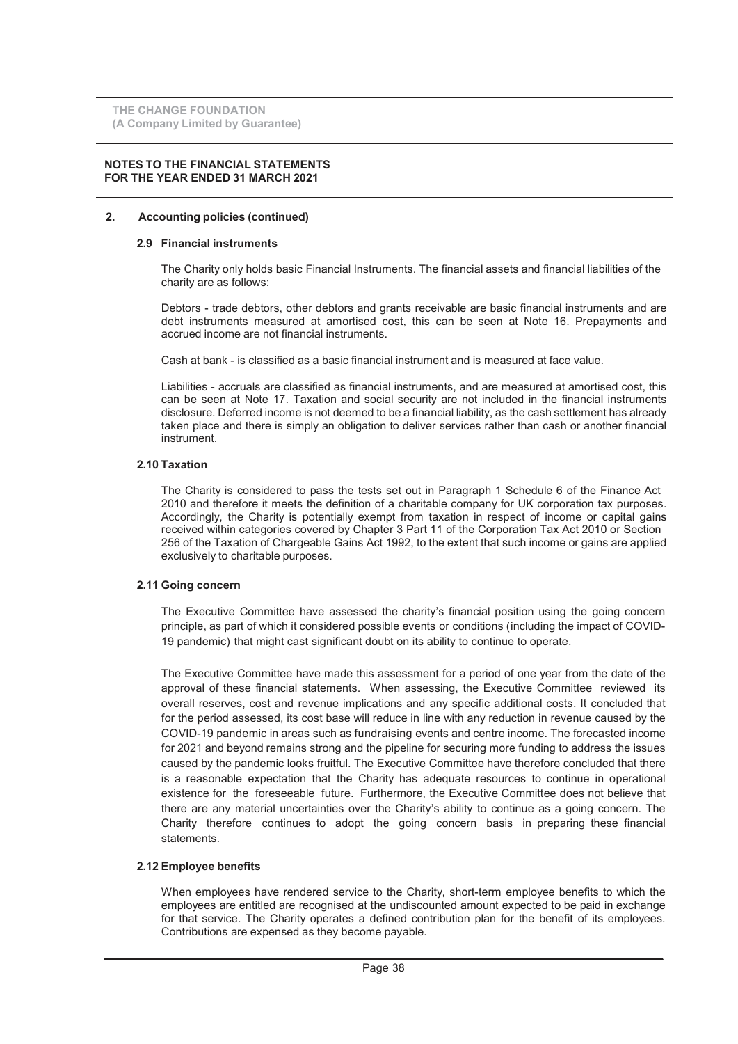## 2. Accounting policies (continued)

### 2.9 Financial instruments

The Charity only holds basic Financial Instruments. The financial assets and financial liabilities of the charity are as follows:

Debtors - trade debtors, other debtors and grants receivable are basic financial instruments and are debt instruments measured at amortised cost, this can be seen at Note 16. Prepayments and accrued income are not financial instruments.

Cash at bank - is classified as a basic financial instrument and is measured at face value.

Liabilities - accruals are classified as financial instruments, and are measured at amortised cost, this can be seen at Note 17. Taxation and social security are not included in the financial instruments disclosure. Deferred income is not deemed to be a financial liability, as the cash settlement has already taken place and there is simply an obligation to deliver services rather than cash or another financial instrument.

### 2.10 Taxation

The Charity is considered to pass the tests set out in Paragraph 1 Schedule 6 of the Finance Act 2010 and therefore it meets the definition of a charitable company for UK corporation tax purposes. Accordingly, the Charity is potentially exempt from taxation in respect of income or capital gains received within categories covered by Chapter 3 Part 11 of the Corporation Tax Act 2010 or Section 256 of the Taxation of Chargeable Gains Act 1992, to the extent that such income or gains are applied exclusively to charitable purposes.

### 2.11 Going concern

The Executive Committee have assessed the charity's financial position using the going concern principle, as part of which it considered possible events or conditions (including the impact of COVID-19 pandemic) that might cast significant doubt on its ability to continue to operate.

The Executive Committee have made this assessment for a period of one year from the date of the approval of these financial statements. When assessing, the Executive Committee reviewed its overall reserves, cost and revenue implications and any specific additional costs. It concluded that for the period assessed, its cost base will reduce in line with any reduction in revenue caused by the COVID-19 pandemic in areas such as fundraising events and centre income. The forecasted income for 2021 and beyond remains strong and the pipeline for securing more funding to address the issues caused by the pandemic looks fruitful. The Executive Committee have therefore concluded that there is a reasonable expectation that the Charity has adequate resources to continue in operational existence for the foreseeable future. Furthermore, the Executive Committee does not believe that there are any material uncertainties over the Charity's ability to continue as a going concern. The Charity therefore continues to adopt the going concern basis in preparing these financial statements.

### 2.12 Employee benefits

When employees have rendered service to the Charity, short-term employee benefits to which the employees are entitled are recognised at the undiscounted amount expected to be paid in exchange for that service. The Charity operates a defined contribution plan for the benefit of its employees. Contributions are expensed as they become payable.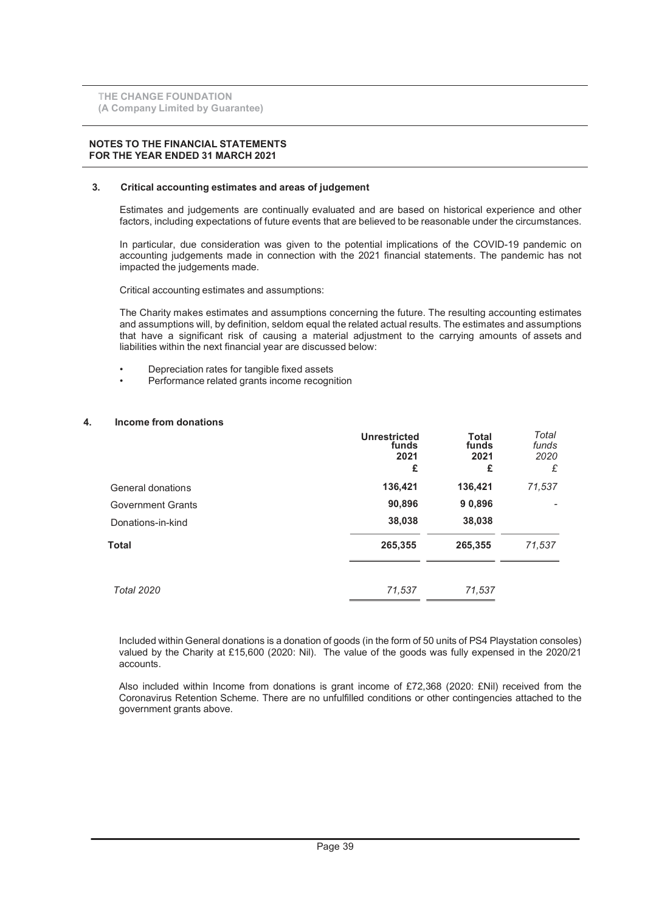THE CHANGE FOUNDATION
(A Company Limited by Guarantee)

**NOTES TO THE FINANCIAL STATEMENTS**
**FOR THE YEAR ENDED 31 MARCH 2021**

## 3. Critical accounting estimates and areas of judgement

Estimates and judgements are continually evaluated and are based on historical experience and other factors, including expectations of future events that are believed to be reasonable under the circumstances.

In particular, due consideration was given to the potential implications of the COVID-19 pandemic on accounting judgements made in connection with the 2021 financial statements. The pandemic has not impacted the judgements made.

Critical accounting estimates and assumptions:

The Charity makes estimates and assumptions concerning the future. The resulting accounting estimates and assumptions will, by definition, seldom equal the related actual results. The estimates and assumptions that have a significant risk of causing a material adjustment to the carrying amounts of assets and liabilities within the next financial year are discussed below:

- Depreciation rates for tangible fixed assets
- Performance related grants income recognition

## 4. Income from donations

| | Unrestricted funds 2021 £ | Total funds 2021 £ | *Total funds 2020 £* |
|---|---|---|---|
| General donations | 136,421 | 136,421 | *71,537* |
| Government Grants | 90,896 | 9 0,896 | - |
| Donations-in-kind | 38,038 | 38,038 | |
| **Total** | **265,355** | **265,355** | *71,537* |
| *Total 2020* | *71,537* | *71,537* | |

Included within General donations is a donation of goods (in the form of 50 units of PS4 Playstation consoles) valued by the Charity at £15,600 (2020: Nil). The value of the goods was fully expensed in the 2020/21 accounts.

Also included within Income from donations is grant income of £72,368 (2020: £Nil) received from the Coronavirus Retention Scheme. There are no unfulfilled conditions or other contingencies attached to the government grants above.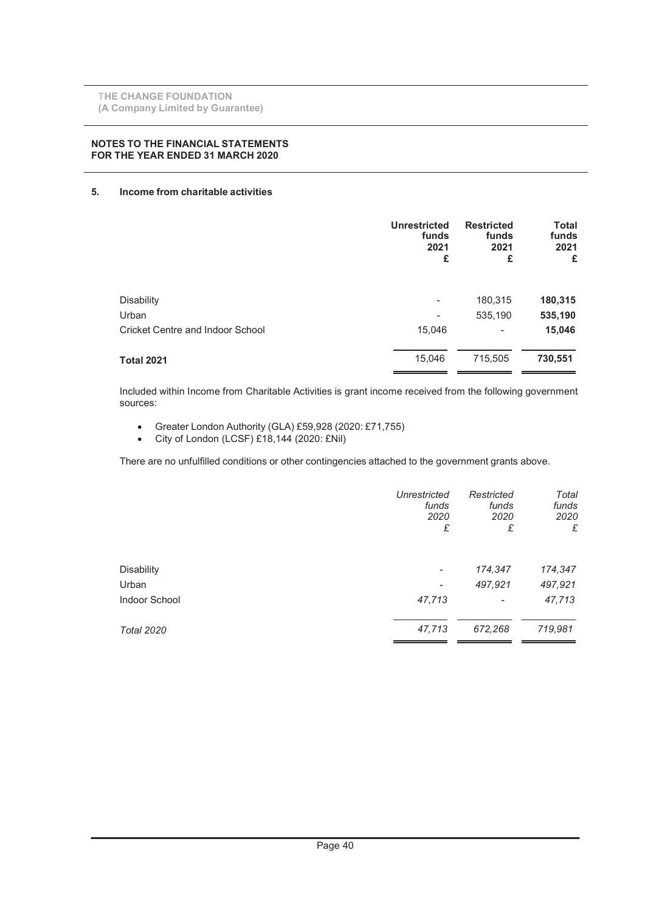THE CHANGE FOUNDATION
(A Company Limited by Guarantee)

**NOTES TO THE FINANCIAL STATEMENTS FOR THE YEAR ENDED 31 MARCH 2020**

## 5. Income from charitable activities

| | Unrestricted funds 2021 £ | Restricted funds 2021 £ | Total funds 2021 £ |
|---|---|---|---|
| Disability | - | 180,315 | **180,315** |
| Urban | - | 535,190 | **535,190** |
| Cricket Centre and Indoor School | 15,046 | - | **15,046** |
| **Total 2021** | 15,046 | 715,505 | **730,551** |

Included within Income from Charitable Activities is grant income received from the following government sources:

- Greater London Authority (GLA) £59,928 (2020: £71,755)
- City of London (LCSF) £18,144 (2020: £Nil)

There are no unfulfilled conditions or other contingencies attached to the government grants above.

| | *Unrestricted funds 2020 £* | *Restricted funds 2020 £* | *Total funds 2020 £* |
|---|---|---|---|
| Disability | - | *174,347* | *174,347* |
| Urban | - | *497,921* | *497,921* |
| Indoor School | *47,713* | - | *47,713* |
| *Total 2020* | *47,713* | *672,268* | *719,981* |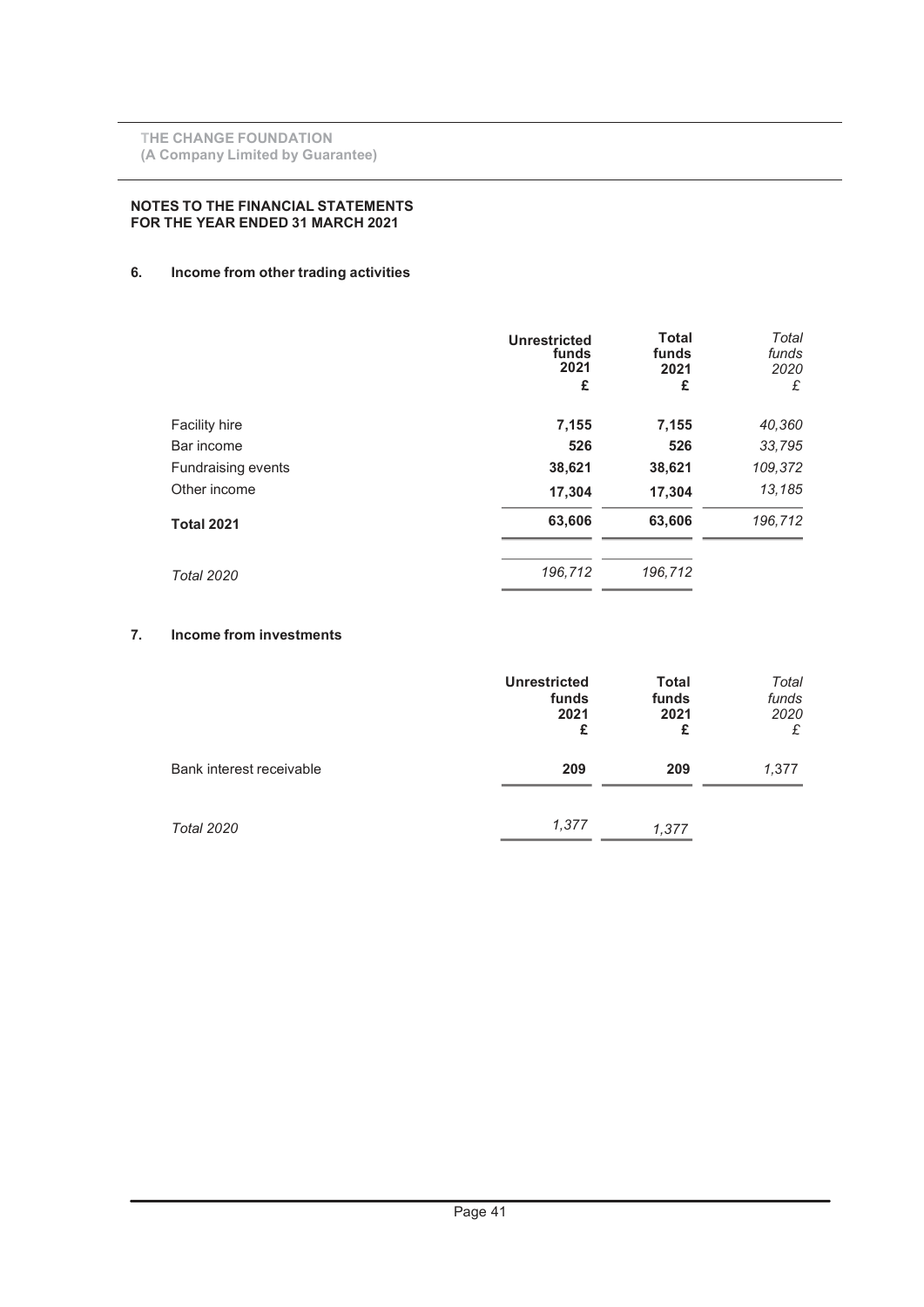THE CHANGE FOUNDATION
(A Company Limited by Guarantee)

**NOTES TO THE FINANCIAL STATEMENTS**
**FOR THE YEAR ENDED 31 MARCH 2021**

## 6. Income from other trading activities

| | Unrestricted funds 2021 £ | Total funds 2021 £ | *Total funds 2020 £* |
|---|---|---|---|
| Facility hire | **7,155** | **7,155** | *40,360* |
| Bar income | **526** | **526** | *33,795* |
| Fundraising events | **38,621** | **38,621** | *109,372* |
| Other income | **17,304** | **17,304** | *13,185* |
| **Total 2021** | **63,606** | **63,606** | *196,712* |
| *Total 2020* | *196,712* | *196,712* | |

## 7. Income from investments

| | Unrestricted funds 2021 £ | Total funds 2021 £ | *Total funds 2020 £* |
|---|---|---|---|
| Bank interest receivable | **209** | **209** | *1,377* |
| *Total 2020* | *1,377* | *1,377* | |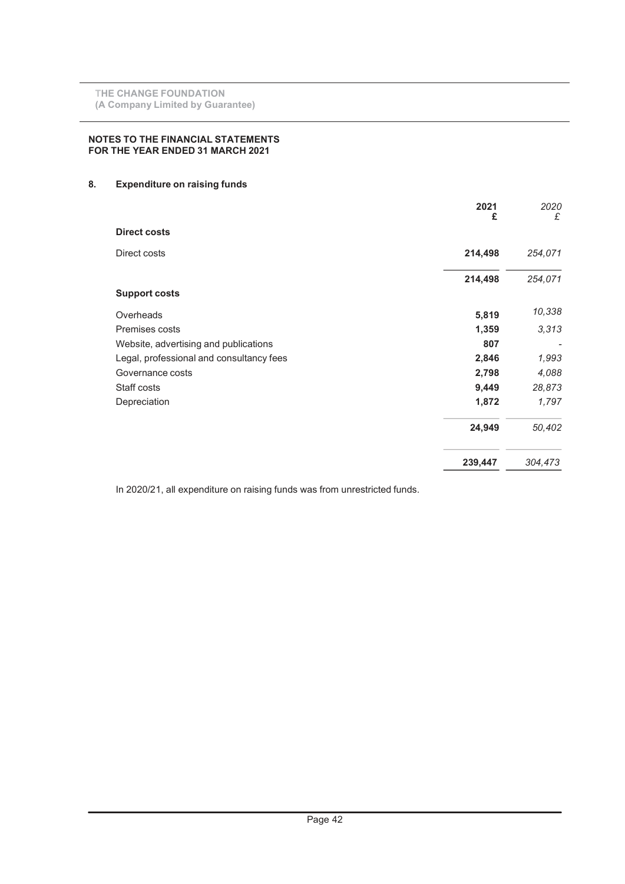## NOTES TO THE FINANCIAL STATEMENTS FOR THE YEAR ENDED 31 MARCH 2021

### 8. Expenditure on raising funds

| | 2021 £ | *2020 £* |
|---|---|---|
| **Direct costs** | | |
| Direct costs | **214,498** | *254,071* |
| | **214,498** | *254,071* |
| **Support costs** | | |
| Overheads | **5,819** | *10,338* |
| Premises costs | **1,359** | *3,313* |
| Website, advertising and publications | **807** | *-* |
| Legal, professional and consultancy fees | **2,846** | *1,993* |
| Governance costs | **2,798** | *4,088* |
| Staff costs | **9,449** | *28,873* |
| Depreciation | **1,872** | *1,797* |
| | **24,949** | *50,402* |
| | **239,447** | *304,473* |

In 2020/21, all expenditure on raising funds was from unrestricted funds.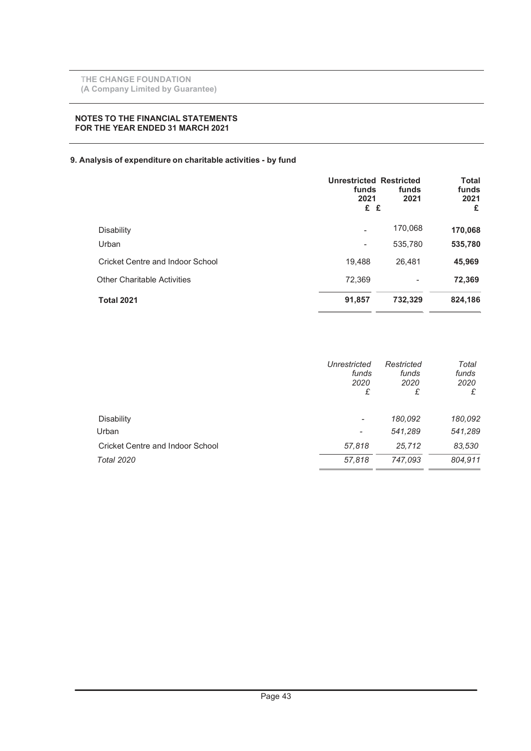THE CHANGE FOUNDATION
(A Company Limited by Guarantee)

**NOTES TO THE FINANCIAL STATEMENTS**
**FOR THE YEAR ENDED 31 MARCH 2021**

## 9. Analysis of expenditure on charitable activities - by fund

| | Unrestricted funds 2021 £ | Restricted funds 2021 £ | Total funds 2021 £ |
|---|---|---|---|
| Disability | - | 170,068 | **170,068** |
| Urban | - | 535,780 | **535,780** |
| Cricket Centre and Indoor School | 19,488 | 26,481 | **45,969** |
| Other Charitable Activities | 72,369 | - | **72,369** |
| **Total 2021** | **91,857** | **732,329** | **824,186** |

| | *Unrestricted funds 2020 £* | *Restricted funds 2020 £* | *Total funds 2020 £* |
|---|---|---|---|
| Disability | - | *180,092* | *180,092* |
| Urban | - | *541,289* | *541,289* |
| Cricket Centre and Indoor School | *57,818* | *25,712* | *83,530* |
| *Total 2020* | *57,818* | *747,093* | *804,911* |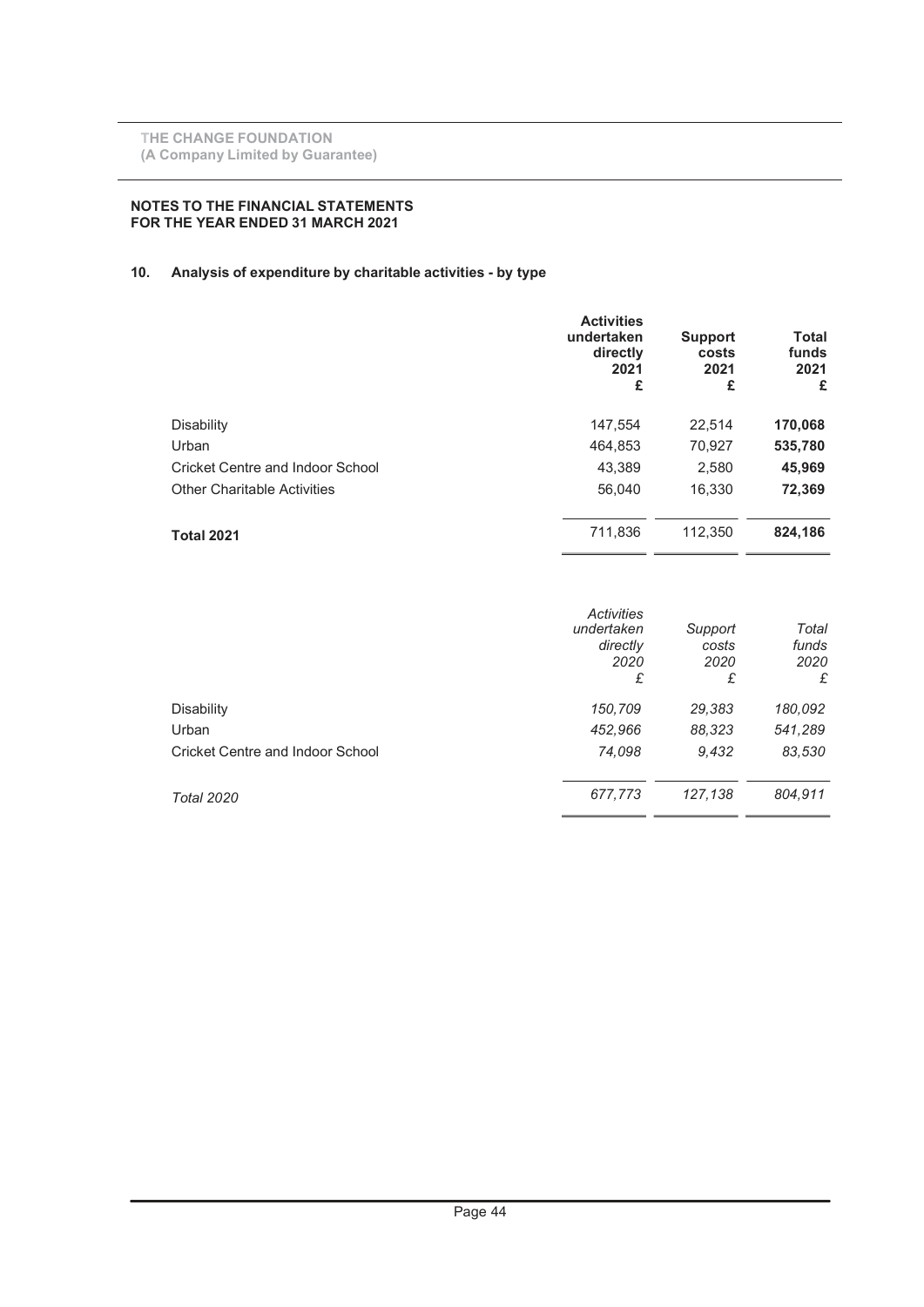**NOTES TO THE FINANCIAL STATEMENTS**
**FOR THE YEAR ENDED 31 MARCH 2021**

## 10. Analysis of expenditure by charitable activities - by type

| | **Activities undertaken directly 2021 £** | **Support costs 2021 £** | **Total funds 2021 £** |
|---|---|---|---|
| Disability | 147,554 | 22,514 | **170,068** |
| Urban | 464,853 | 70,927 | **535,780** |
| Cricket Centre and Indoor School | 43,389 | 2,580 | **45,969** |
| Other Charitable Activities | 56,040 | 16,330 | **72,369** |
| **Total 2021** | 711,836 | 112,350 | **824,186** |

| | *Activities undertaken directly 2020 £* | *Support costs 2020 £* | *Total funds 2020 £* |
|---|---|---|---|
| Disability | *150,709* | *29,383* | *180,092* |
| Urban | *452,966* | *88,323* | *541,289* |
| Cricket Centre and Indoor School | *74,098* | *9,432* | *83,530* |
| *Total 2020* | *677,773* | *127,138* | *804,911* |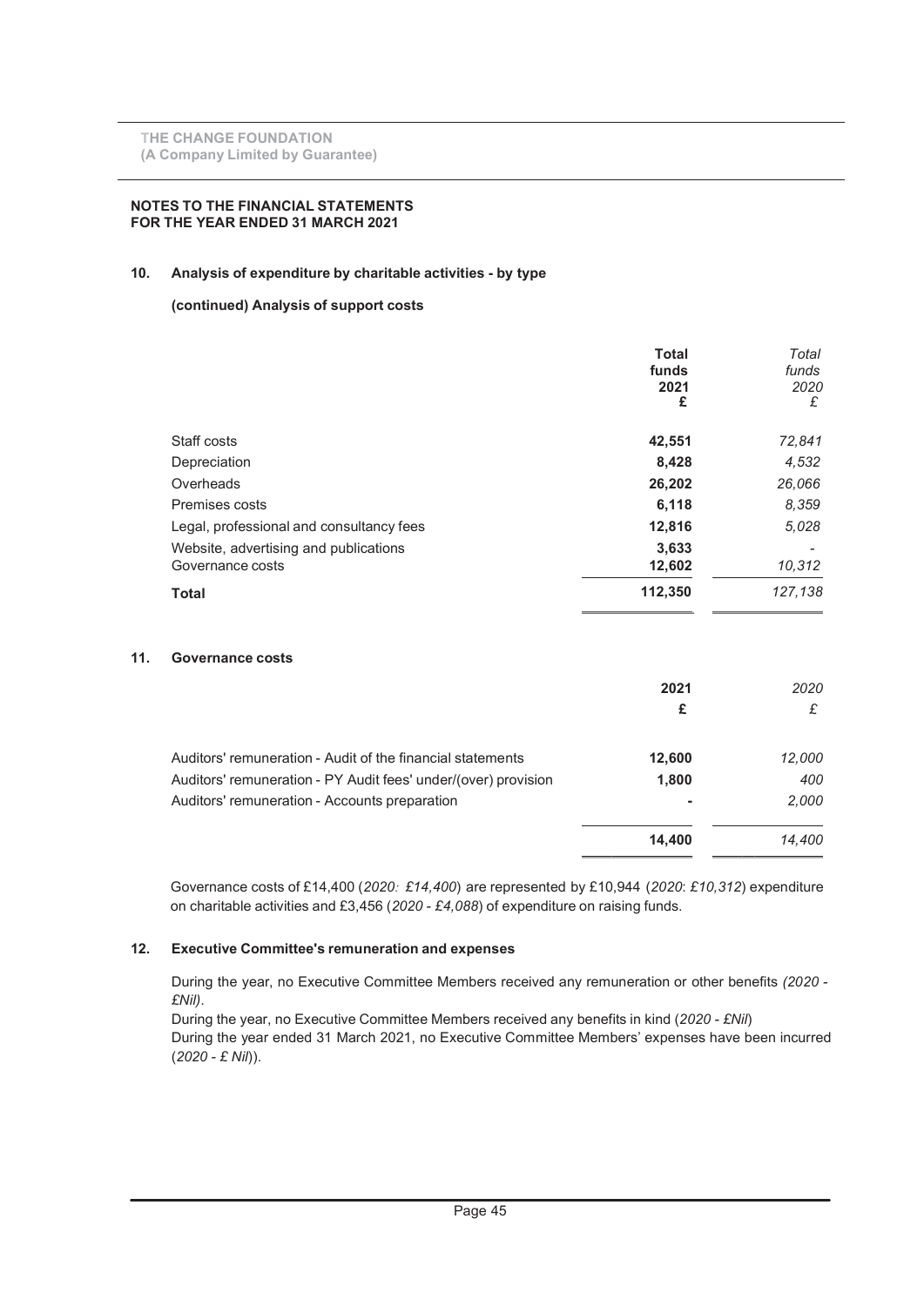**NOTES TO THE FINANCIAL STATEMENTS**
**FOR THE YEAR ENDED 31 MARCH 2021**

## 10. Analysis of expenditure by charitable activities - by type

### (continued) Analysis of support costs

| | Total funds 2021 £ | *Total funds 2020 £* |
|---|---|---|
| Staff costs | **42,551** | *72,841* |
| Depreciation | **8,428** | *4,532* |
| Overheads | **26,202** | *26,066* |
| Premises costs | **6,118** | *8,359* |
| Legal, professional and consultancy fees | **12,816** | *5,028* |
| Website, advertising and publications | **3,633** | *-* |
| Governance costs | **12,602** | *10,312* |
| **Total** | **112,350** | *127,138* |

## 11. Governance costs

| | 2021 £ | *2020 £* |
|---|---|---|
| Auditors' remuneration - Audit of the financial statements | **12,600** | *12,000* |
| Auditors' remuneration - PY Audit fees' under/(over) provision | **1,800** | *400* |
| Auditors' remuneration - Accounts preparation | **-** | *2,000* |
| | **14,400** | *14,400* |

Governance costs of £14,400 (*2020: £14,400*) are represented by £10,944 (*2020*: *£10,312*) expenditure on charitable activities and £3,456 (*2020 - £4,088*) of expenditure on raising funds.

## 12. Executive Committee's remuneration and expenses

During the year, no Executive Committee Members received any remuneration or other benefits *(2020 - £Nil)*.

During the year, no Executive Committee Members received any benefits in kind (*2020 - £Nil*)

During the year ended 31 March 2021, no Executive Committee Members' expenses have been incurred (*2020 - £ Nil*)).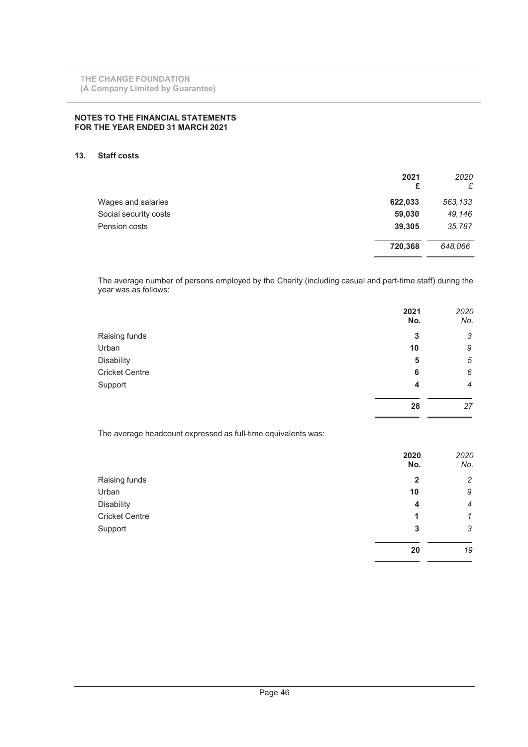# NOTES TO THE FINANCIAL STATEMENTS FOR THE YEAR ENDED 31 MARCH 2021

## 13. Staff costs

| | 2021 £ | *2020 £* |
|---|---|---|
| Wages and salaries | **622,033** | *563,133* |
| Social security costs | **59,030** | *49,146* |
| Pension costs | **39,305** | *35,787* |
| | **720,368** | *648,066* |

The average number of persons employed by the Charity (including casual and part-time staff) during the year was as follows:

| | 2021 No. | *2020 No.* |
|---|---|---|
| Raising funds | **3** | *3* |
| Urban | **10** | *9* |
| Disability | **5** | *5* |
| Cricket Centre | **6** | *6* |
| Support | **4** | *4* |
| | **28** | *27* |

The average headcount expressed as full-time equivalents was:

| | 2020 No. | *2020 No.* |
|---|---|---|
| Raising funds | **2** | *2* |
| Urban | **10** | *9* |
| Disability | **4** | *4* |
| Cricket Centre | **1** | *1* |
| Support | **3** | *3* |
| | **20** | *19* |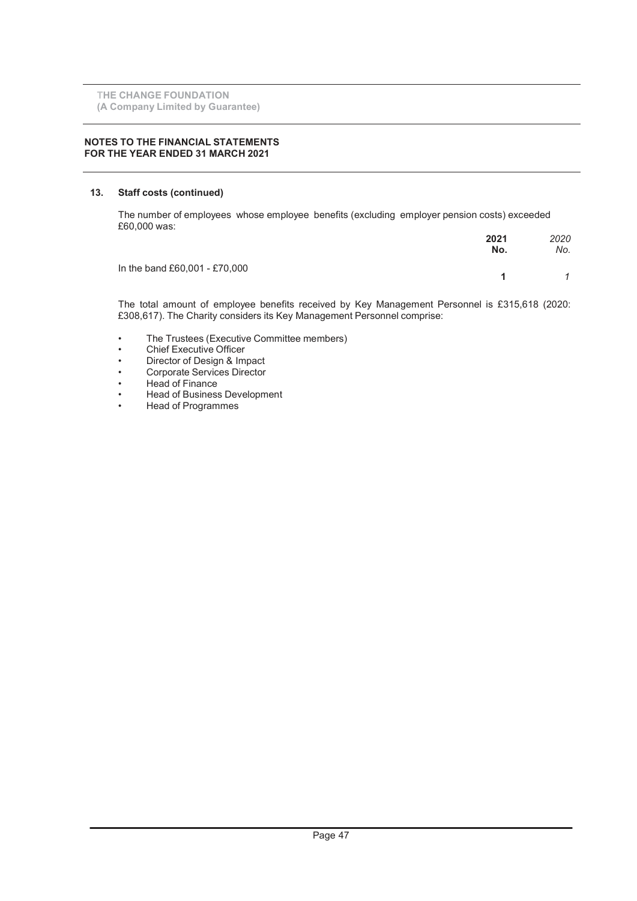THE CHANGE FOUNDATION
(A Company Limited by Guarantee)

**NOTES TO THE FINANCIAL STATEMENTS**
**FOR THE YEAR ENDED 31 MARCH 2021**

## 13. Staff costs (continued)

The number of employees whose employee benefits (excluding employer pension costs) exceeded £60,000 was:

| | 2021 No. | *2020 No.* |
|---|---|---|
| In the band £60,001 - £70,000 | **1** | *1* |

The total amount of employee benefits received by Key Management Personnel is £315,618 (2020: £308,617). The Charity considers its Key Management Personnel comprise:

- The Trustees (Executive Committee members)
- Chief Executive Officer
- Director of Design & Impact
- Corporate Services Director
- Head of Finance
- Head of Business Development
- Head of Programmes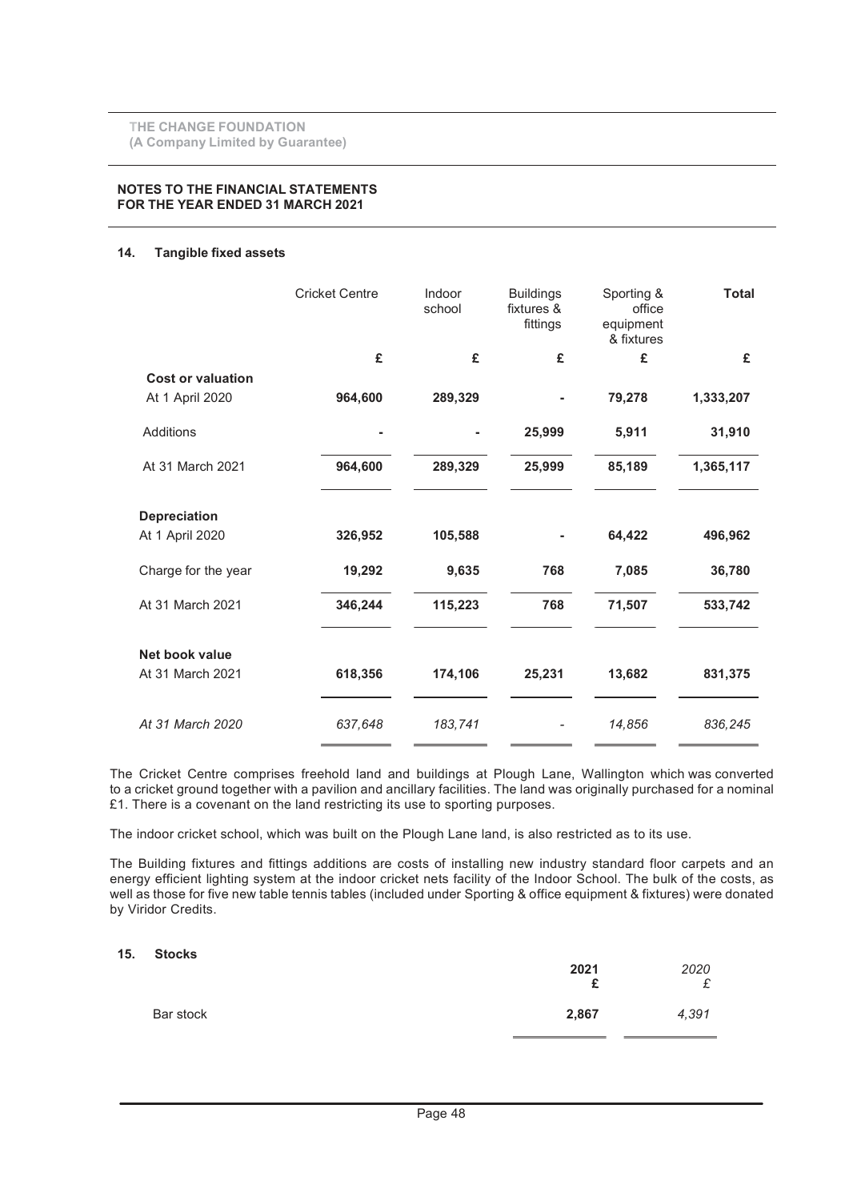THE CHANGE FOUNDATION
(A Company Limited by Guarantee)

**NOTES TO THE FINANCIAL STATEMENTS**
**FOR THE YEAR ENDED 31 MARCH 2021**

## 14. Tangible fixed assets

| | Cricket Centre | Indoor school | Buildings fixtures & fittings | Sporting & office equipment & fixtures | **Total** |
|---|---|---|---|---|---|
| | **£** | **£** | **£** | **£** | **£** |
| **Cost or valuation** | | | | | |
| At 1 April 2020 | **964,600** | **289,329** | **-** | **79,278** | **1,333,207** |
| Additions | **-** | **-** | **25,999** | **5,911** | **31,910** |
| At 31 March 2021 | **964,600** | **289,329** | **25,999** | **85,189** | **1,365,117** |
| **Depreciation** | | | | | |
| At 1 April 2020 | **326,952** | **105,588** | **-** | **64,422** | **496,962** |
| Charge for the year | **19,292** | **9,635** | **768** | **7,085** | **36,780** |
| At 31 March 2021 | **346,244** | **115,223** | **768** | **71,507** | **533,742** |
| **Net book value** | | | | | |
| At 31 March 2021 | **618,356** | **174,106** | **25,231** | **13,682** | **831,375** |
| *At 31 March 2020* | *637,648* | *183,741* | *-* | *14,856* | *836,245* |

The Cricket Centre comprises freehold land and buildings at Plough Lane, Wallington which was converted to a cricket ground together with a pavilion and ancillary facilities. The land was originally purchased for a nominal £1. There is a covenant on the land restricting its use to sporting purposes.

The indoor cricket school, which was built on the Plough Lane land, is also restricted as to its use.

The Building fixtures and fittings additions are costs of installing new industry standard floor carpets and an energy efficient lighting system at the indoor cricket nets facility of the Indoor School. The bulk of the costs, as well as those for five new table tennis tables (included under Sporting & office equipment & fixtures) were donated by Viridor Credits.

## 15. Stocks

| | **2021** | *2020* |
|---|---|---|
| | **£** | *£* |
| Bar stock | **2,867** | *4,391* |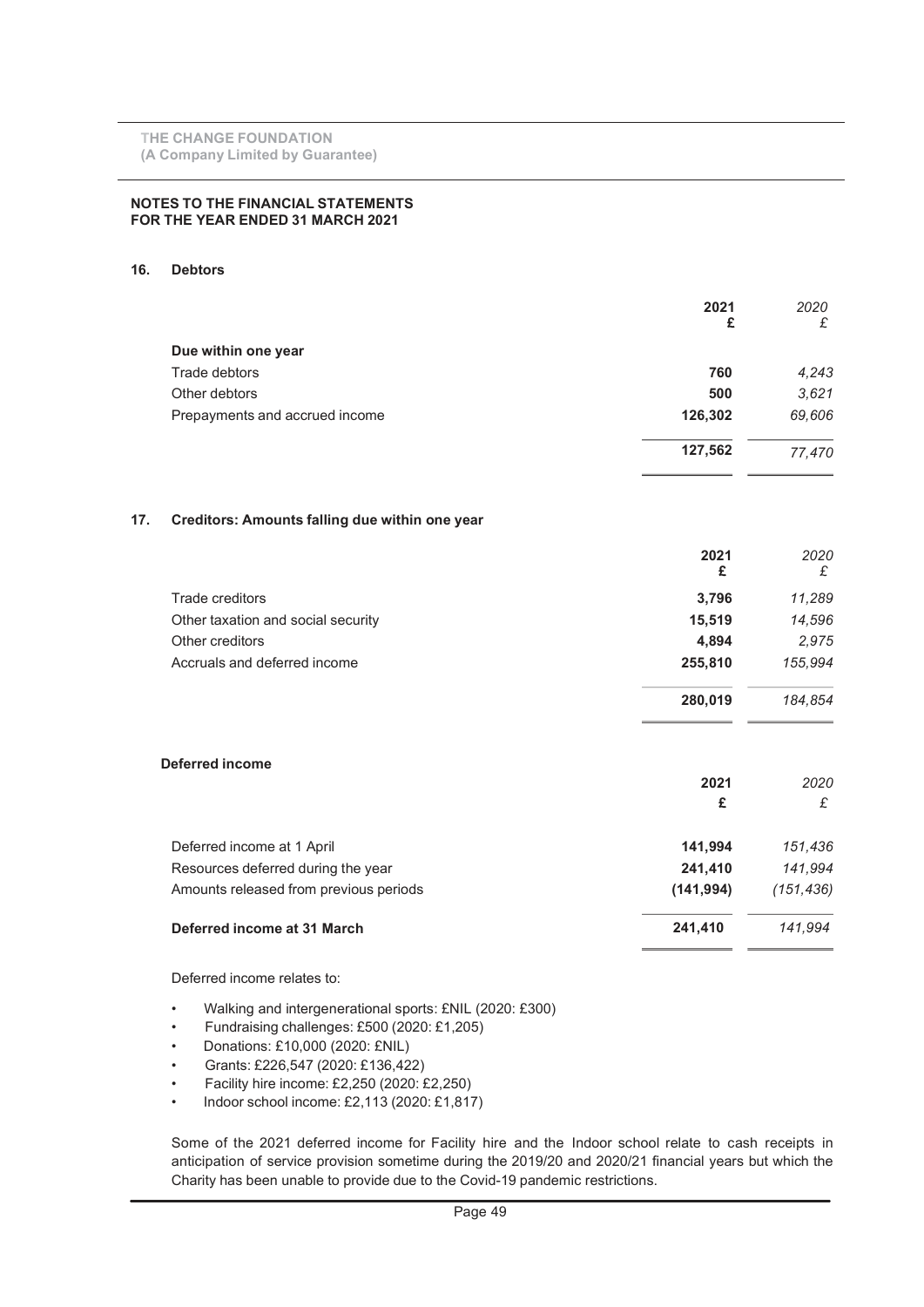**THE CHANGE FOUNDATION**
**(A Company Limited by Guarantee)**

**NOTES TO THE FINANCIAL STATEMENTS FOR THE YEAR ENDED 31 MARCH 2021**

## 16. Debtors

| | 2021 £ | 2020 £ |
|---|---|---|
| **Due within one year** | | |
| Trade debtors | **760** | *4,243* |
| Other debtors | **500** | *3,621* |
| Prepayments and accrued income | **126,302** | *69,606* |
| | **127,562** | *77,470* |

## 17. Creditors: Amounts falling due within one year

| | 2021 £ | 2020 £ |
|---|---|---|
| Trade creditors | **3,796** | *11,289* |
| Other taxation and social security | **15,519** | *14,596* |
| Other creditors | **4,894** | *2,975* |
| Accruals and deferred income | **255,810** | *155,994* |
| | **280,019** | *184,854* |

**Deferred income**

| | 2021 £ | 2020 £ |
|---|---|---|
| Deferred income at 1 April | **141,994** | *151,436* |
| Resources deferred during the year | **241,410** | *141,994* |
| Amounts released from previous periods | **(141,994)** | *(151,436)* |
| **Deferred income at 31 March** | **241,410** | *141,994* |

Deferred income relates to:

- Walking and intergenerational sports: £NIL (2020: £300)
- Fundraising challenges: £500 (2020: £1,205)
- Donations: £10,000 (2020: £NIL)
- Grants: £226,547 (2020: £136,422)
- Facility hire income: £2,250 (2020: £2,250)
- Indoor school income: £2,113 (2020: £1,817)

Some of the 2021 deferred income for Facility hire and the Indoor school relate to cash receipts in anticipation of service provision sometime during the 2019/20 and 2020/21 financial years but which the Charity has been unable to provide due to the Covid-19 pandemic restrictions.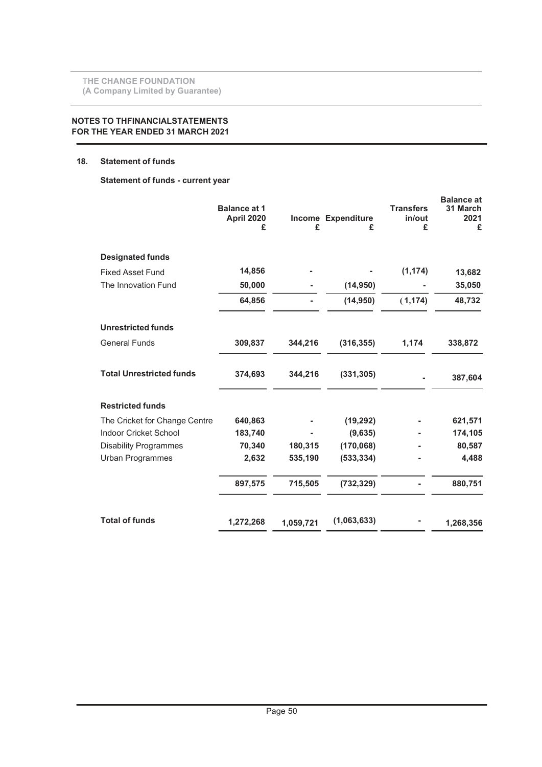THE CHANGE FOUNDATION
(A Company Limited by Guarantee)

**NOTES TO THFINANCIALSTATEMENTS**
**FOR THE YEAR ENDED 31 MARCH 2021**

## 18. Statement of funds

### Statement of funds - current year

| | Balance at 1 April 2020 £ | Income £ | Expenditure £ | Transfers in/out £ | Balance at 31 March 2021 £ |
|---|---|---|---|---|---|
| **Designated funds** | | | | | |
| Fixed Asset Fund | 14,856 | - | - | (1,174) | 13,682 |
| The Innovation Fund | 50,000 | - | (14,950) | - | 35,050 |
| | 64,856 | - | (14,950) | (1,174) | 48,732 |
| **Unrestricted funds** | | | | | |
| General Funds | 309,837 | 344,216 | (316,355) | 1,174 | 338,872 |
| **Total Unrestricted funds** | 374,693 | 344,216 | (331,305) | - | 387,604 |
| **Restricted funds** | | | | | |
| The Cricket for Change Centre | 640,863 | - | (19,292) | - | 621,571 |
| Indoor Cricket School | 183,740 | - | (9,635) | - | 174,105 |
| Disability Programmes | 70,340 | 180,315 | (170,068) | - | 80,587 |
| Urban Programmes | 2,632 | 535,190 | (533,334) | - | 4,488 |
| | 897,575 | 715,505 | (732,329) | - | 880,751 |
| **Total of funds** | 1,272,268 | 1,059,721 | (1,063,633) | - | 1,268,356 |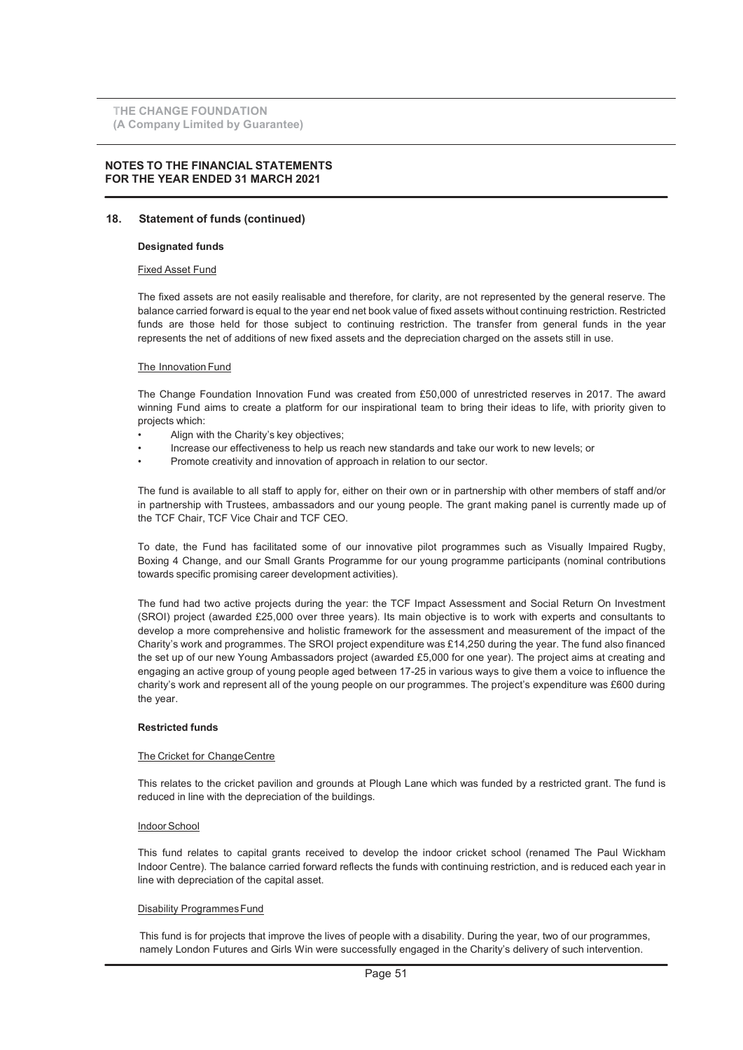## 18. Statement of funds (continued)

### Designated funds

Fixed Asset Fund

The fixed assets are not easily realisable and therefore, for clarity, are not represented by the general reserve. The balance carried forward is equal to the year end net book value of fixed assets without continuing restriction. Restricted funds are those held for those subject to continuing restriction. The transfer from general funds in the year represents the net of additions of new fixed assets and the depreciation charged on the assets still in use.

The Innovation Fund

The Change Foundation Innovation Fund was created from £50,000 of unrestricted reserves in 2017. The award winning Fund aims to create a platform for our inspirational team to bring their ideas to life, with priority given to projects which:

- Align with the Charity's key objectives;
- Increase our effectiveness to help us reach new standards and take our work to new levels; or
- Promote creativity and innovation of approach in relation to our sector.

The fund is available to all staff to apply for, either on their own or in partnership with other members of staff and/or in partnership with Trustees, ambassadors and our young people. The grant making panel is currently made up of the TCF Chair, TCF Vice Chair and TCF CEO.

To date, the Fund has facilitated some of our innovative pilot programmes such as Visually Impaired Rugby, Boxing 4 Change, and our Small Grants Programme for our young programme participants (nominal contributions towards specific promising career development activities).

The fund had two active projects during the year: the TCF Impact Assessment and Social Return On Investment (SROI) project (awarded £25,000 over three years). Its main objective is to work with experts and consultants to develop a more comprehensive and holistic framework for the assessment and measurement of the impact of the Charity's work and programmes. The SROI project expenditure was £14,250 during the year. The fund also financed the set up of our new Young Ambassadors project (awarded £5,000 for one year). The project aims at creating and engaging an active group of young people aged between 17-25 in various ways to give them a voice to influence the charity's work and represent all of the young people on our programmes. The project's expenditure was £600 during the year.

### Restricted funds

The Cricket for Change Centre

This relates to the cricket pavilion and grounds at Plough Lane which was funded by a restricted grant. The fund is reduced in line with the depreciation of the buildings.

Indoor School

This fund relates to capital grants received to develop the indoor cricket school (renamed The Paul Wickham Indoor Centre). The balance carried forward reflects the funds with continuing restriction, and is reduced each year in line with depreciation of the capital asset.

Disability Programmes Fund

This fund is for projects that improve the lives of people with a disability. During the year, two of our programmes, namely London Futures and Girls Win were successfully engaged in the Charity's delivery of such intervention.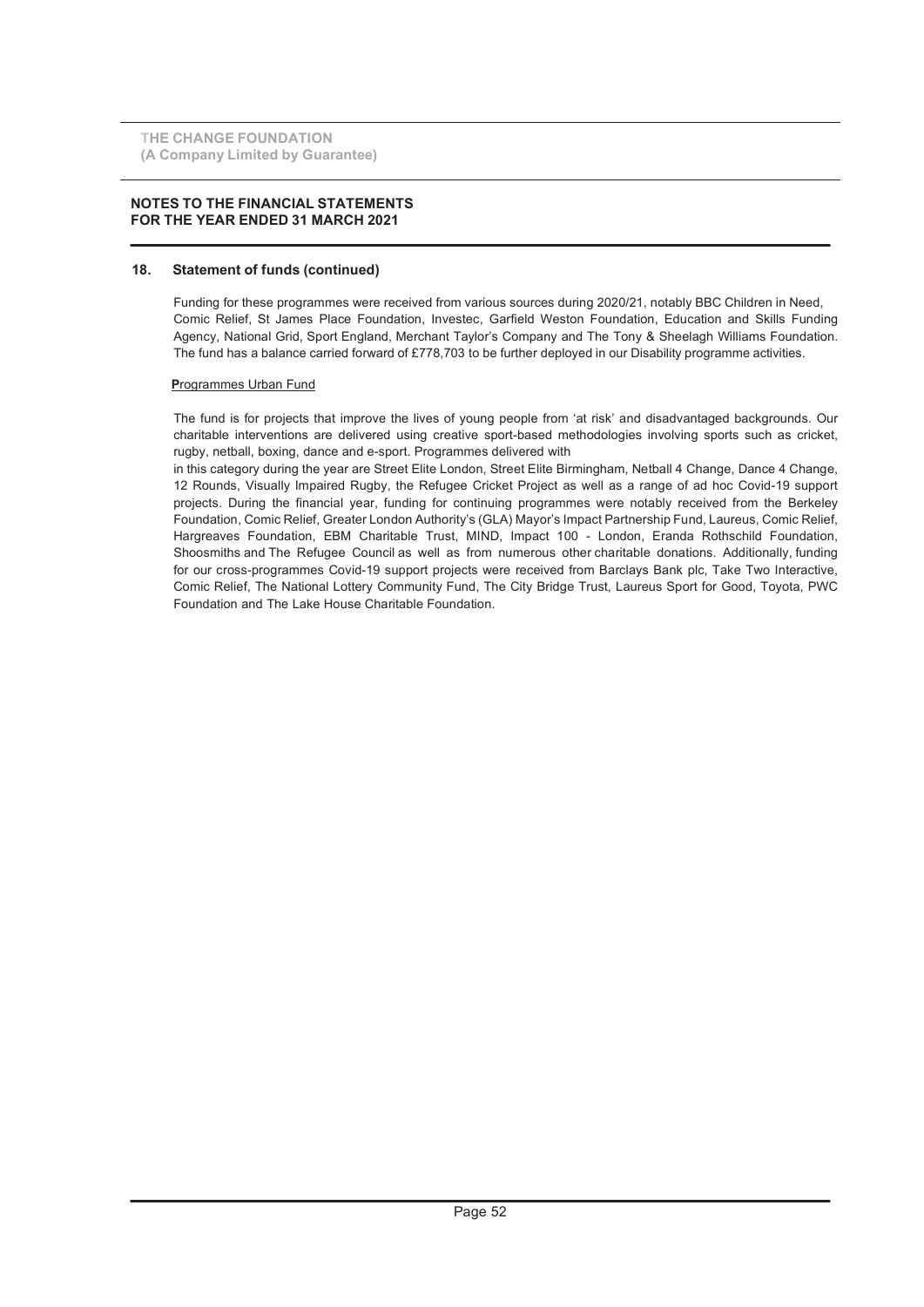## 18. Statement of funds (continued)

Funding for these programmes were received from various sources during 2020/21, notably BBC Children in Need, Comic Relief, St James Place Foundation, Investec, Garfield Weston Foundation, Education and Skills Funding Agency, National Grid, Sport England, Merchant Taylor's Company and The Tony & Sheelagh Williams Foundation. The fund has a balance carried forward of £778,703 to be further deployed in our Disability programme activities.

Programmes Urban Fund

The fund is for projects that improve the lives of young people from 'at risk' and disadvantaged backgrounds. Our charitable interventions are delivered using creative sport-based methodologies involving sports such as cricket, rugby, netball, boxing, dance and e-sport. Programmes delivered with

in this category during the year are Street Elite London, Street Elite Birmingham, Netball 4 Change, Dance 4 Change, 12 Rounds, Visually Impaired Rugby, the Refugee Cricket Project as well as a range of ad hoc Covid-19 support projects. During the financial year, funding for continuing programmes were notably received from the Berkeley Foundation, Comic Relief, Greater London Authority's (GLA) Mayor's Impact Partnership Fund, Laureus, Comic Relief, Hargreaves Foundation, EBM Charitable Trust, MIND, Impact 100 - London, Eranda Rothschild Foundation, Shoosmiths and The Refugee Council as well as from numerous other charitable donations. Additionally, funding for our cross-programmes Covid-19 support projects were received from Barclays Bank plc, Take Two Interactive, Comic Relief, The National Lottery Community Fund, The City Bridge Trust, Laureus Sport for Good, Toyota, PWC Foundation and The Lake House Charitable Foundation.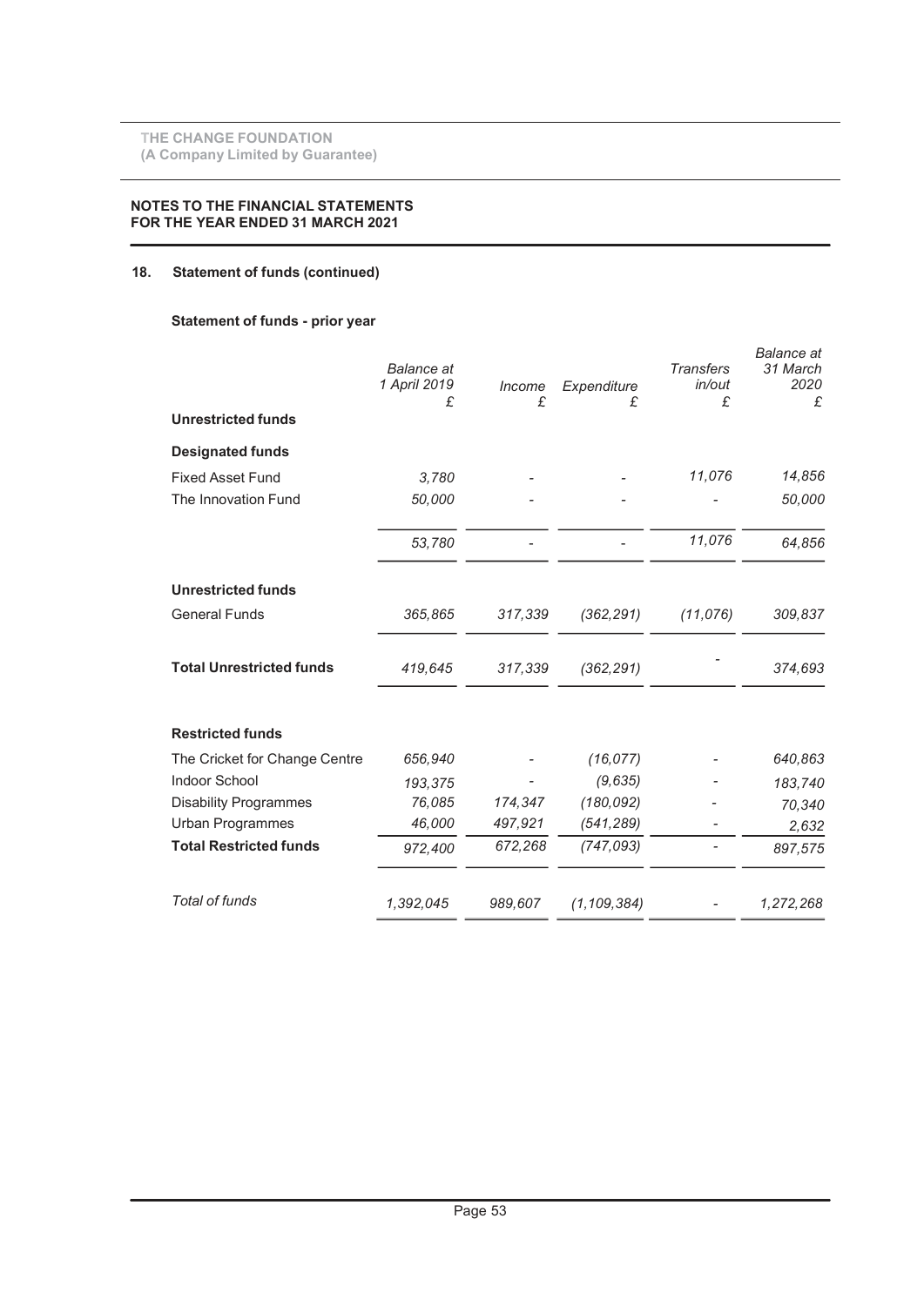THE CHANGE FOUNDATION
(A Company Limited by Guarantee)

**NOTES TO THE FINANCIAL STATEMENTS**
**FOR THE YEAR ENDED 31 MARCH 2021**

## 18. Statement of funds (continued)

### Statement of funds - prior year

| | Balance at 1 April 2019 £ | Income £ | Expenditure £ | Transfers in/out £ | Balance at 31 March 2020 £ |
|---|---|---|---|---|---|
| **Unrestricted funds** | | | | | |
| **Designated funds** | | | | | |
| Fixed Asset Fund | 3,780 | - | - | 11,076 | 14,856 |
| The Innovation Fund | 50,000 | - | - | - | 50,000 |
| | 53,780 | - | - | 11,076 | 64,856 |
| **Unrestricted funds** | | | | | |
| General Funds | 365,865 | 317,339 | (362,291) | (11,076) | 309,837 |
| **Total Unrestricted funds** | 419,645 | 317,339 | (362,291) | - | 374,693 |
| **Restricted funds** | | | | | |
| The Cricket for Change Centre | 656,940 | - | (16,077) | - | 640,863 |
| Indoor School | 193,375 | - | (9,635) | - | 183,740 |
| Disability Programmes | 76,085 | 174,347 | (180,092) | - | 70,340 |
| Urban Programmes | 46,000 | 497,921 | (541,289) | - | 2,632 |
| **Total Restricted funds** | 972,400 | 672,268 | (747,093) | - | 897,575 |
| *Total of funds* | 1,392,045 | 989,607 | (1,109,384) | - | 1,272,268 |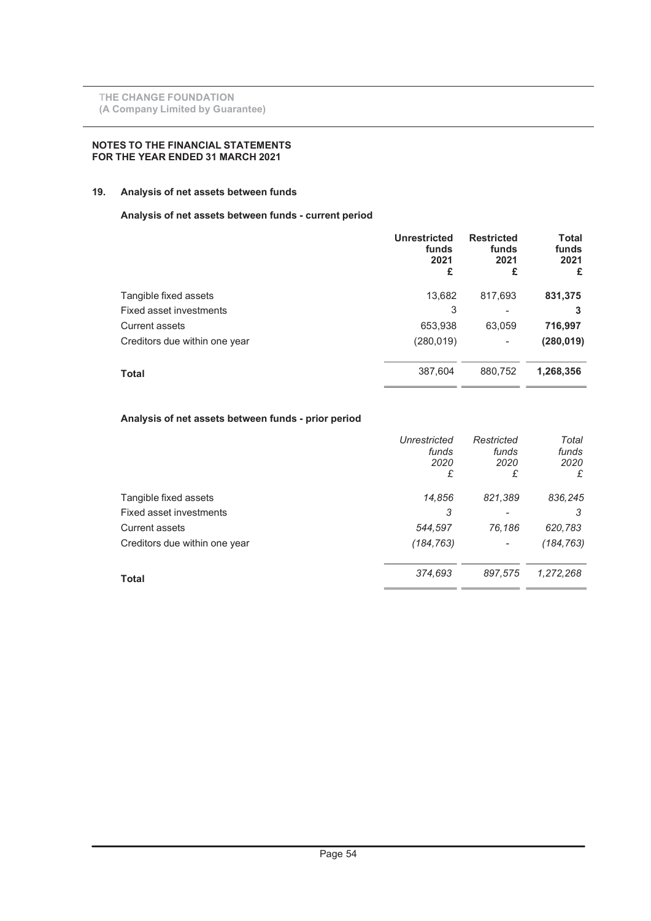**NOTES TO THE FINANCIAL STATEMENTS**
**FOR THE YEAR ENDED 31 MARCH 2021**

## 19. Analysis of net assets between funds

### Analysis of net assets between funds - current period

| | **Unrestricted funds 2021 £** | **Restricted funds 2021 £** | **Total funds 2021 £** |
|---|---|---|---|
| Tangible fixed assets | 13,682 | 817,693 | **831,375** |
| Fixed asset investments | 3 | - | **3** |
| Current assets | 653,938 | 63,059 | **716,997** |
| Creditors due within one year | (280,019) | - | **(280,019)** |
| **Total** | 387,604 | 880,752 | **1,268,356** |

### Analysis of net assets between funds - prior period

| | *Unrestricted funds 2020 £* | *Restricted funds 2020 £* | *Total funds 2020 £* |
|---|---|---|---|
| Tangible fixed assets | *14,856* | *821,389* | *836,245* |
| Fixed asset investments | *3* | - | *3* |
| Current assets | *544,597* | *76,186* | *620,783* |
| Creditors due within one year | *(184,763)* | - | *(184,763)* |
| **Total** | *374,693* | *897,575* | *1,272,268* |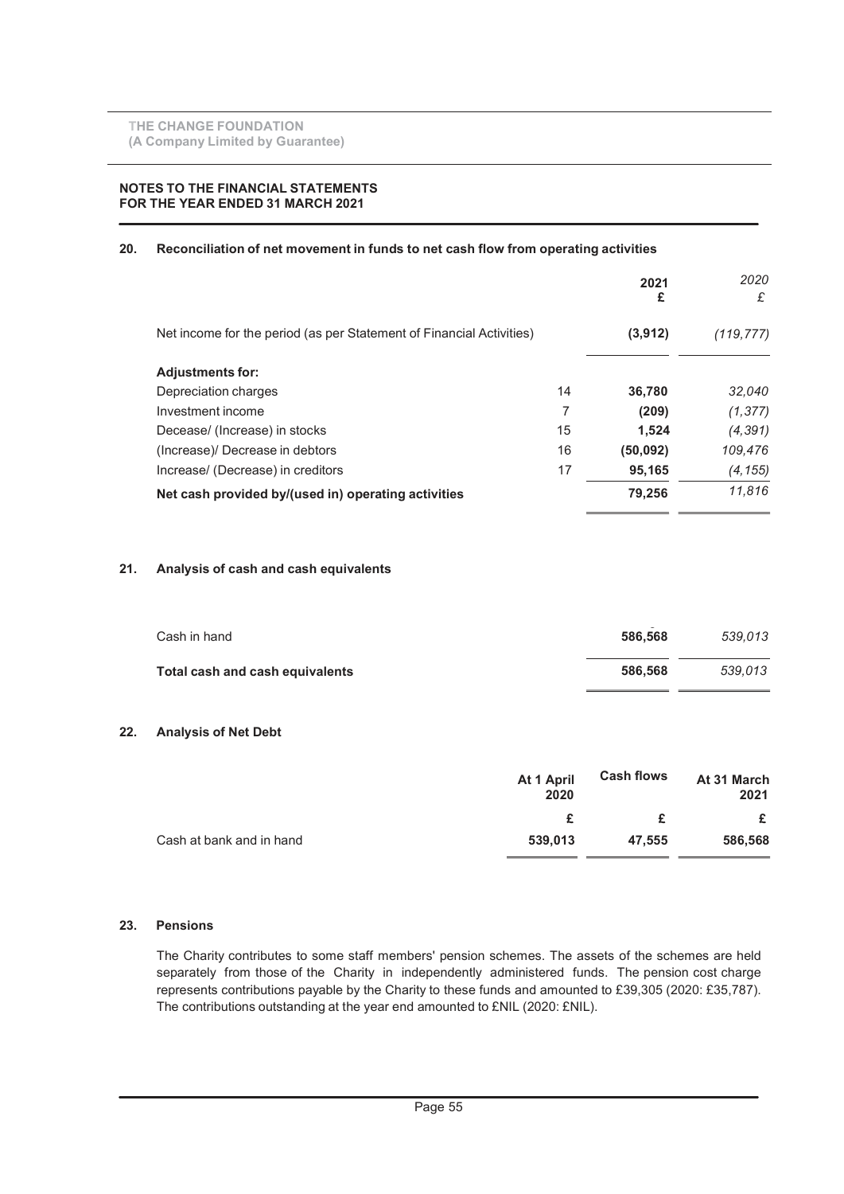**THE CHANGE FOUNDATION**
**(A Company Limited by Guarantee)**

**NOTES TO THE FINANCIAL STATEMENTS**
**FOR THE YEAR ENDED 31 MARCH 2021**

## 20. Reconciliation of net movement in funds to net cash flow from operating activities

| | | 2021 £ | *2020 £* |
|---|---|---|---|
| Net income for the period (as per Statement of Financial Activities) | | **(3,912)** | *(119,777)* |
| **Adjustments for:** | | | |
| Depreciation charges | 14 | **36,780** | *32,040* |
| Investment income | 7 | **(209)** | *(1,377)* |
| Decease/ (Increase) in stocks | 15 | **1,524** | *(4,391)* |
| (Increase)/ Decrease in debtors | 16 | **(50,092)** | *109,476* |
| Increase/ (Decrease) in creditors | 17 | **95,165** | *(4,155)* |
| **Net cash provided by/(used in) operating activities** | | **79,256** | *11,816* |

## 21. Analysis of cash and cash equivalents

| | 2021 | 2020 |
|---|---|---|
| Cash in hand | **586,568** | *539,013* |
| **Total cash and cash equivalents** | **586,568** | *539,013* |

## 22. Analysis of Net Debt

| | At 1 April 2020 | Cash flows | At 31 March 2021 |
|---|---|---|---|
| | £ | £ | £ |
| Cash at bank and in hand | **539,013** | **47,555** | **586,568** |

## 23. Pensions

The Charity contributes to some staff members' pension schemes. The assets of the schemes are held separately from those of the Charity in independently administered funds. The pension cost charge represents contributions payable by the Charity to these funds and amounted to £39,305 (2020: £35,787). The contributions outstanding at the year end amounted to £NIL (2020: £NIL).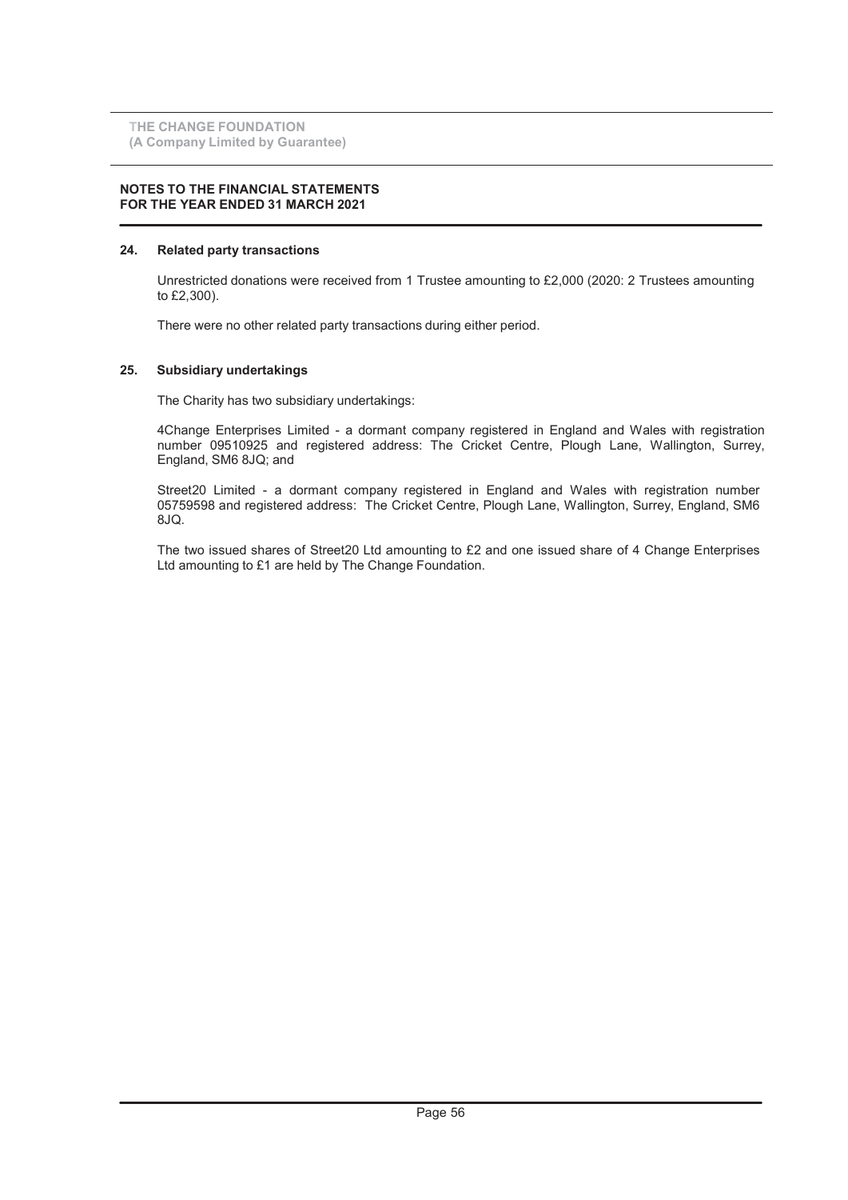**NOTES TO THE FINANCIAL STATEMENTS**
**FOR THE YEAR ENDED 31 MARCH 2021**

## 24. Related party transactions

Unrestricted donations were received from 1 Trustee amounting to £2,000 (2020: 2 Trustees amounting to £2,300).

There were no other related party transactions during either period.

## 25. Subsidiary undertakings

The Charity has two subsidiary undertakings:

4Change Enterprises Limited - a dormant company registered in England and Wales with registration number 09510925 and registered address: The Cricket Centre, Plough Lane, Wallington, Surrey, England, SM6 8JQ; and

Street20 Limited - a dormant company registered in England and Wales with registration number 05759598 and registered address: The Cricket Centre, Plough Lane, Wallington, Surrey, England, SM6 8JQ.

The two issued shares of Street20 Ltd amounting to £2 and one issued share of 4 Change Enterprises Ltd amounting to £1 are held by The Change Foundation.